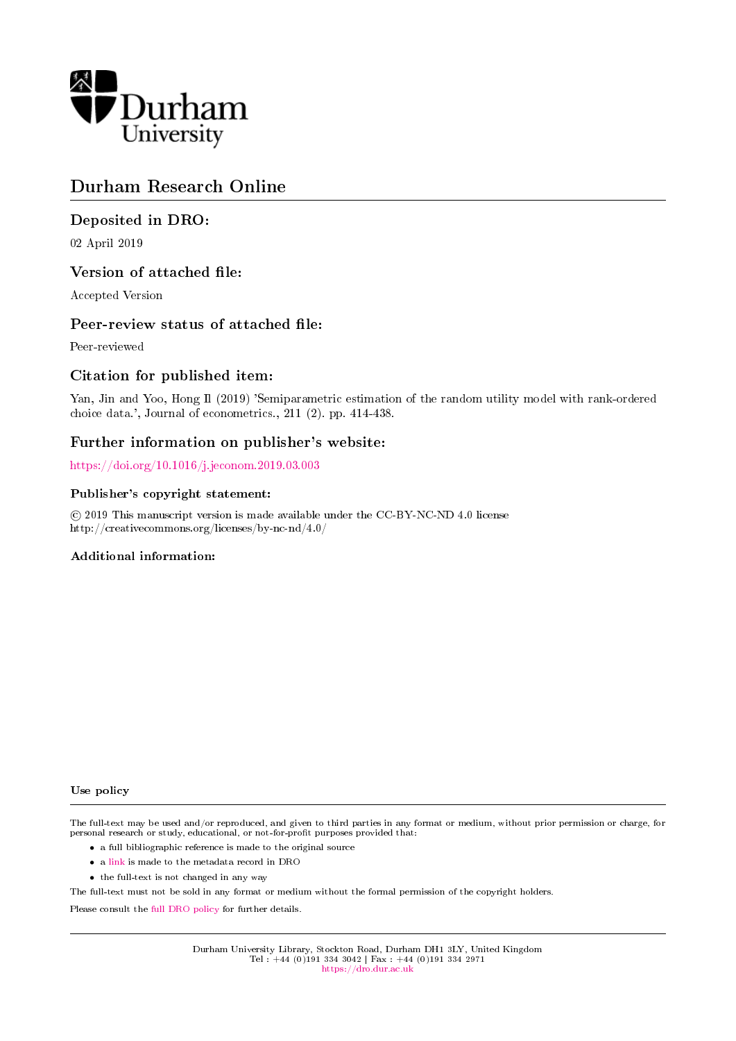Durham University

# Durham Research Online

## Deposited in DRO:

02 April 2019

## Version of attached file:

Accepted Version

## Peer-review status of attached file:

Peer-reviewed

## Citation for published item:

Yan, Jin and Yoo, Hong Il (2019) 'Semiparametric estimation of the random utility model with rank-ordered choice data.', Journal of econometrics., 211 (2). pp. 414-438.

## Further information on publisher's website:

https://doi.org/10.1016/j.jeconom.2019.03.003

### Publisher's copyright statement:

© 2019 This manuscript version is made available under the CC-BY-NC-ND 4.0 license
http://creativecommons.org/licenses/by-nc-nd/4.0/

### Additional information:

#### Use policy

The full-text may be used and/or reproduced, and given to third parties in any format or medium, without prior permission or charge, for personal research or study, educational, or not-for-profit purposes provided that:

- a full bibliographic reference is made to the original source
- a link is made to the metadata record in DRO
- the full-text is not changed in any way

The full-text must not be sold in any format or medium without the formal permission of the copyright holders.

Please consult the full DRO policy for further details.

Durham University Library, Stockton Road, Durham DH1 3LY, United Kingdom
Tel : +44 (0)191 334 3042 | Fax : +44 (0)191 334 2971
https://dro.dur.ac.uk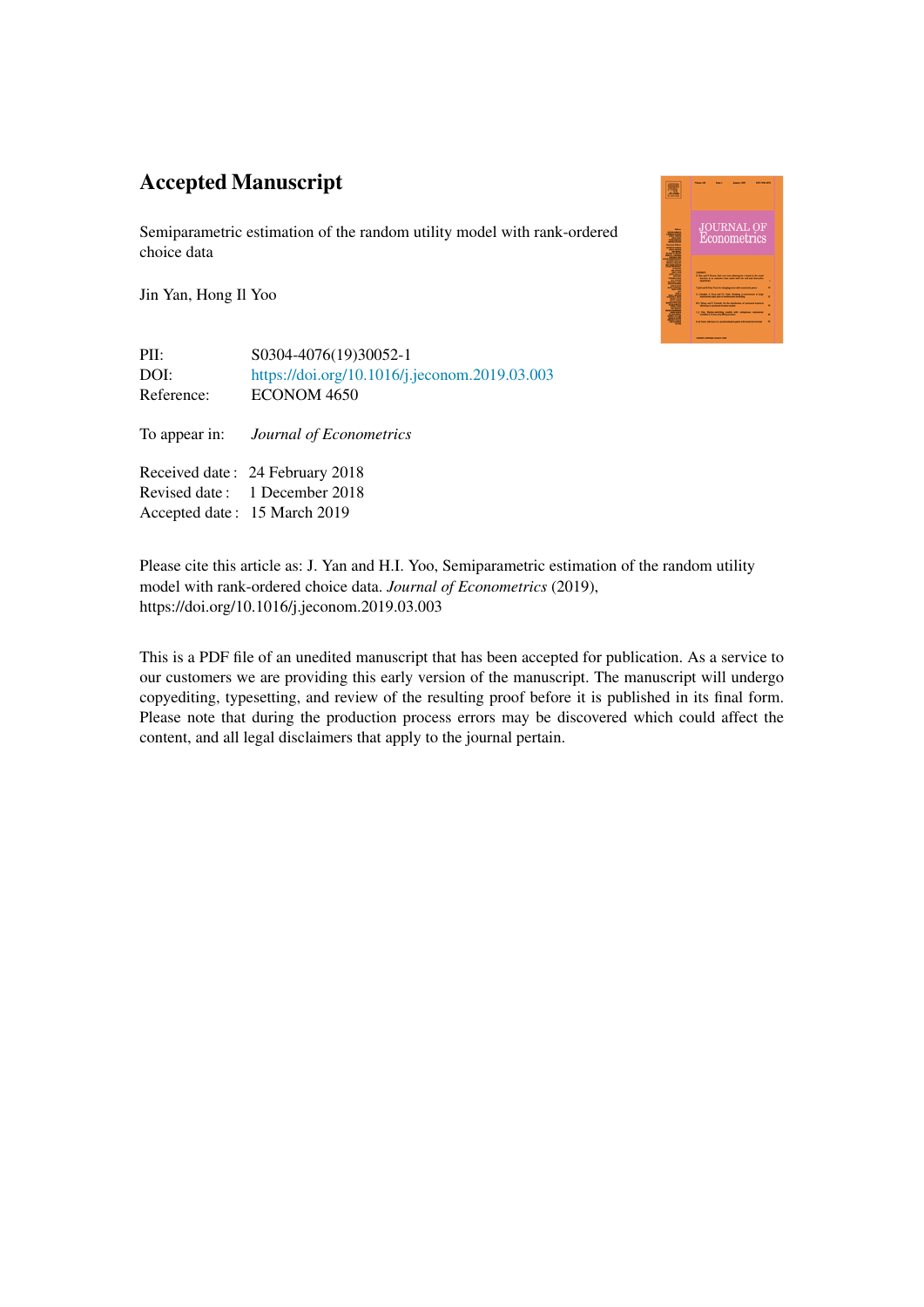# Accepted Manuscript

Semiparametric estimation of the random utility model with rank-ordered choice data

Jin Yan, Hong Il Yoo

PII: S0304-4076(19)30052-1

DOI: https://doi.org/10.1016/j.jeconom.2019.03.003

Reference: ECONOM 4650

To appear in: *Journal of Econometrics*

Received date : 24 February 2018

Revised date : 1 December 2018

Accepted date : 15 March 2019

Please cite this article as: J. Yan and H.I. Yoo, Semiparametric estimation of the random utility model with rank-ordered choice data. *Journal of Econometrics* (2019), https://doi.org/10.1016/j.jeconom.2019.03.003

This is a PDF file of an unedited manuscript that has been accepted for publication. As a service to our customers we are providing this early version of the manuscript. The manuscript will undergo copyediting, typesetting, and review of the resulting proof before it is published in its final form. Please note that during the production process errors may be discovered which could affect the content, and all legal disclaimers that apply to the journal pertain.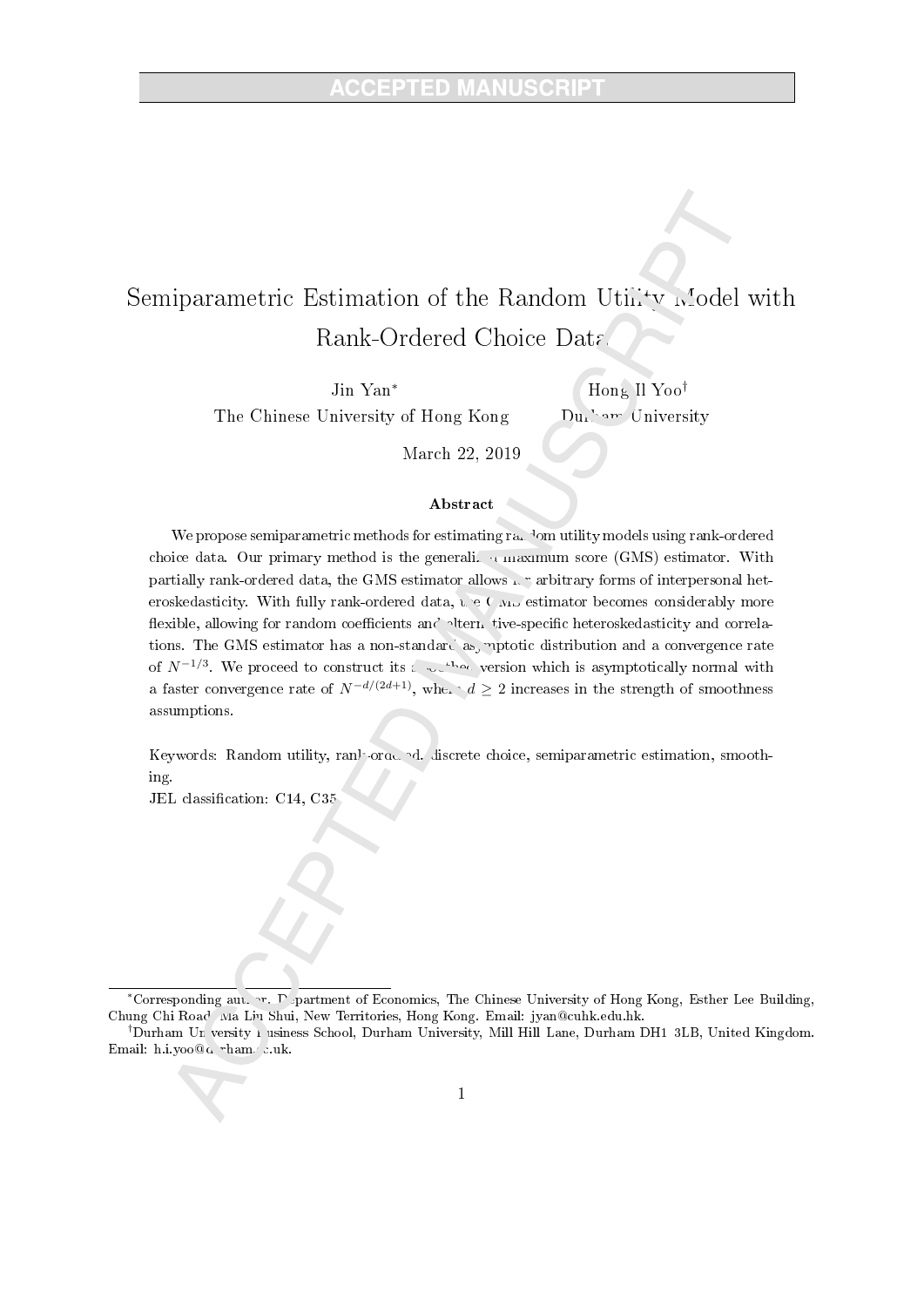# Semiparametric Estimation of the Random Utility Model with Rank-Ordered Choice Data

Jin Yan[*] — The Chinese University of Hong Kong

Hong Il Yoo[†] — Durham University

March 22, 2019

## Abstract

We propose semiparametric methods for estimating random utility models using rank-ordered choice data. Our primary method is the generalized maximum score (GMS) estimator. With partially rank-ordered data, the GMS estimator allows for arbitrary forms of interpersonal heteroskedasticity. With fully rank-ordered data, the GMS estimator becomes considerably more flexible, allowing for random coefficients and alternative-specific heteroskedasticity and correlations. The GMS estimator has a non-standard asymptotic distribution and a convergence rate of $N^{-1/3}$. We proceed to construct its smoothed version which is asymptotically normal with a faster convergence rate of $N^{-d/(2d+1)}$, where $d \geq 2$ increases in the strength of smoothness assumptions.

Keywords: Random utility, rank-ordered, discrete choice, semiparametric estimation, smoothing.

JEL classification: C14, C35

---

[*] Corresponding author. Department of Economics, The Chinese University of Hong Kong, Esther Lee Building, Chung Chi Road, Ma Liu Shui, New Territories, Hong Kong. Email: jyan@cuhk.edu.hk.

[†] Durham University Business School, Durham University, Mill Hill Lane, Durham DH1 3LB, United Kingdom. Email: h.i.yoo@durham.ac.uk.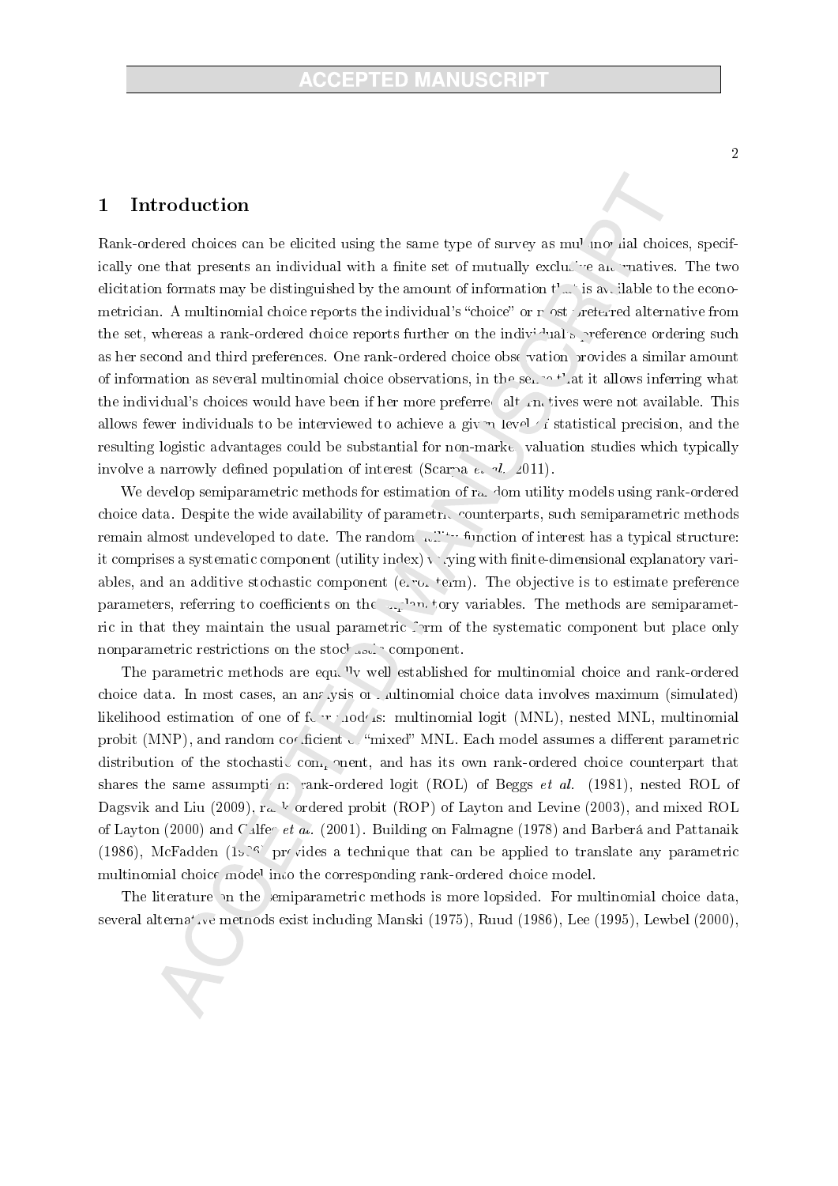## 1 Introduction

Rank-ordered choices can be elicited using the same type of survey as multinomial choices, specifically one that presents an individual with a finite set of mutually exclusive alternatives. The two elicitation formats may be distinguished by the amount of information that is available to the econometrician. A multinomial choice reports the individual's "choice" or most preferred alternative from the set, whereas a rank-ordered choice reports further on the individual's preference ordering such as her second and third preferences. One rank-ordered choice observation provides a similar amount of information as several multinomial choice observations, in the sense that it allows inferring what the individual's choices would have been if her more preferred alternatives were not available. This allows fewer individuals to be interviewed to achieve a given level of statistical precision, and the resulting logistic advantages could be substantial for non-market valuation studies which typically involve a narrowly defined population of interest (Scarpa *et al.* 2011).

We develop semiparametric methods for estimation of random utility models using rank-ordered choice data. Despite the wide availability of parametric counterparts, such semiparametric methods remain almost undeveloped to date. The random utility function of interest has a typical structure: it comprises a systematic component (utility index) varying with finite-dimensional explanatory variables, and an additive stochastic component (error term). The objective is to estimate preference parameters, referring to coefficients on the explanatory variables. The methods are semiparametric in that they maintain the usual parametric form of the systematic component but place only nonparametric restrictions on the stochastic component.

The parametric methods are equally well established for multinomial choice and rank-ordered choice data. In most cases, an analysis of multinomial choice data involves maximum (simulated) likelihood estimation of one of four models: multinomial logit (MNL), nested MNL, multinomial probit (MNP), and random coefficient or "mixed" MNL. Each model assumes a different parametric distribution of the stochastic component, and has its own rank-ordered choice counterpart that shares the same assumption: rank-ordered logit (ROL) of Beggs *et al.* (1981), nested ROL of Dagsvik and Liu (2009), rank ordered probit (ROP) of Layton and Levine (2003), and mixed ROL of Layton (2000) and Calfee *et al.* (2001). Building on Falmagne (1978) and Barberá and Pattanaik (1986), McFadden (1986) provides a technique that can be applied to translate any parametric multinomial choice model into the corresponding rank-ordered choice model.

The literature on the semiparametric methods is more lopsided. For multinomial choice data, several alternative methods exist including Manski (1975), Ruud (1986), Lee (1995), Lewbel (2000),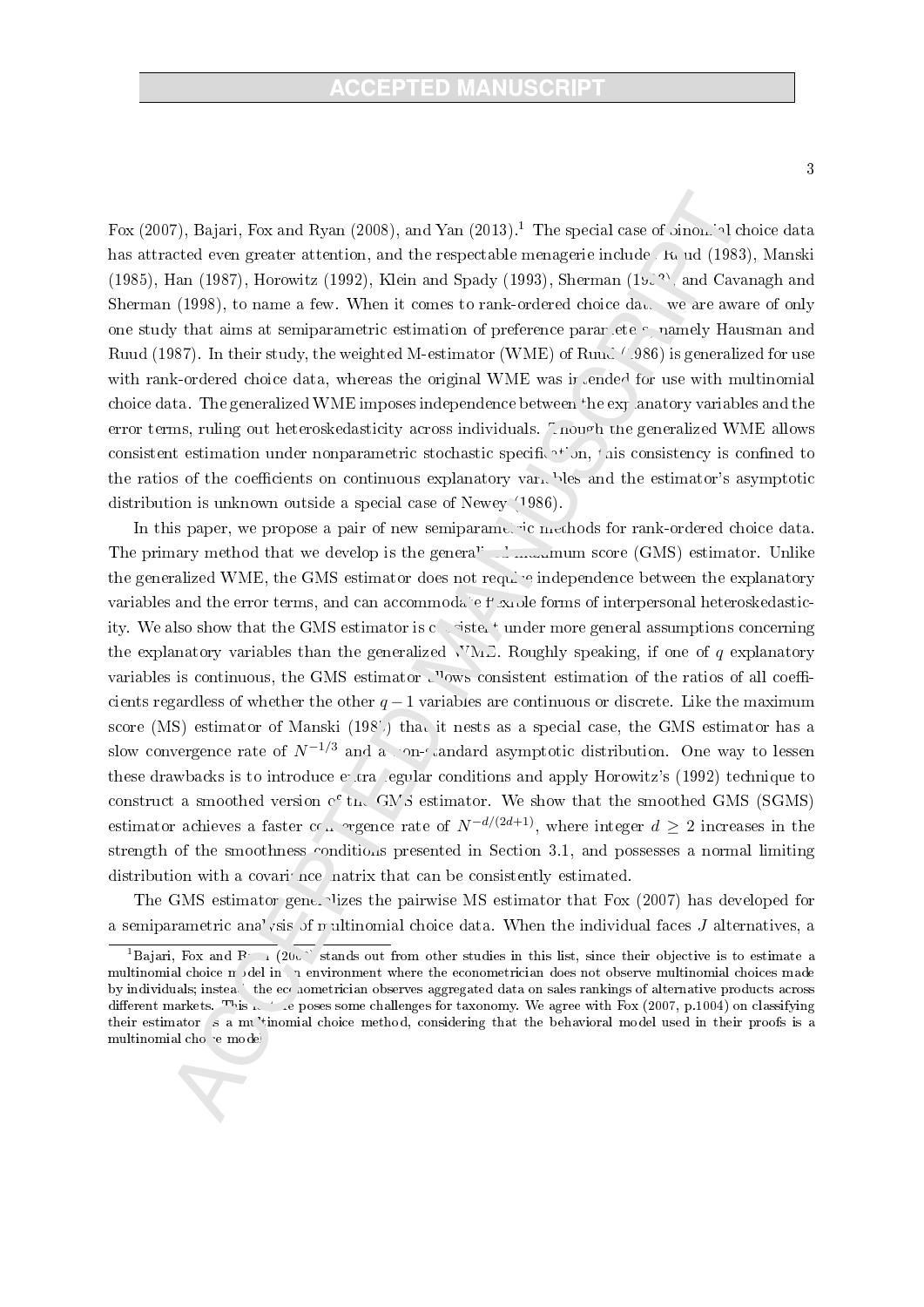Fox (2007), Bajari, Fox and Ryan (2008), and Yan (2013).[1] The special case of binomial choice data has attracted even greater attention, and the respectable menagerie includes Ruud (1983), Manski (1985), Han (1987), Horowitz (1992), Klein and Spady (1993), Sherman (1993), and Cavanagh and Sherman (1998), to name a few. When it comes to rank-ordered choice data, we are aware of only one study that aims at semiparametric estimation of preference parameters, namely Hausman and Ruud (1987). In their study, the weighted M-estimator (WME) of Ruud (1986) is generalized for use with rank-ordered choice data, whereas the original WME was intended for use with multinomial choice data. The generalized WME imposes independence between the explanatory variables and the error terms, ruling out heteroskedasticity across individuals. Though the generalized WME allows consistent estimation under nonparametric stochastic specification, this consistency is confined to the ratios of the coefficients on continuous explanatory variables and the estimator's asymptotic distribution is unknown outside a special case of Newey (1986).

In this paper, we propose a pair of new semiparametric methods for rank-ordered choice data. The primary method that we develop is the generalized maximum score (GMS) estimator. Unlike the generalized WME, the GMS estimator does not require independence between the explanatory variables and the error terms, and can accommodate flexible forms of interpersonal heteroskedasticity. We also show that the GMS estimator is consistent under more general assumptions concerning the explanatory variables than the generalized WME. Roughly speaking, if one of $q$ explanatory variables is continuous, the GMS estimator allows consistent estimation of the ratios of all coefficients regardless of whether the other $q-1$ variables are continuous or discrete. Like the maximum score (MS) estimator of Manski (1985) that it nests as a special case, the GMS estimator has a slow convergence rate of $N^{-1/3}$ and a non-standard asymptotic distribution. One way to lessen these drawbacks is to introduce extra regular conditions and apply Horowitz's (1992) technique to construct a smoothed version of the GMS estimator. We show that the smoothed GMS (SGMS) estimator achieves a faster convergence rate of $N^{-d/(2d+1)}$, where integer $d \geq 2$ increases in the strength of the smoothness conditions presented in Section 3.1, and possesses a normal limiting distribution with a covariance matrix that can be consistently estimated.

The GMS estimator generalizes the pairwise MS estimator that Fox (2007) has developed for a semiparametric analysis of multinomial choice data. When the individual faces $J$ alternatives, a

[1] Bajari, Fox and Ryan (2008) stands out from other studies in this list, since their objective is to estimate a multinomial choice model in an environment where the econometrician does not observe multinomial choices made by individuals; instead, the econometrician observes aggregated data on sales rankings of alternative products across different markets. This feature poses some challenges for taxonomy. We agree with Fox (2007, p.1004) on classifying their estimator as a multinomial choice method, considering that the behavioral model used in their proofs is a multinomial choice model.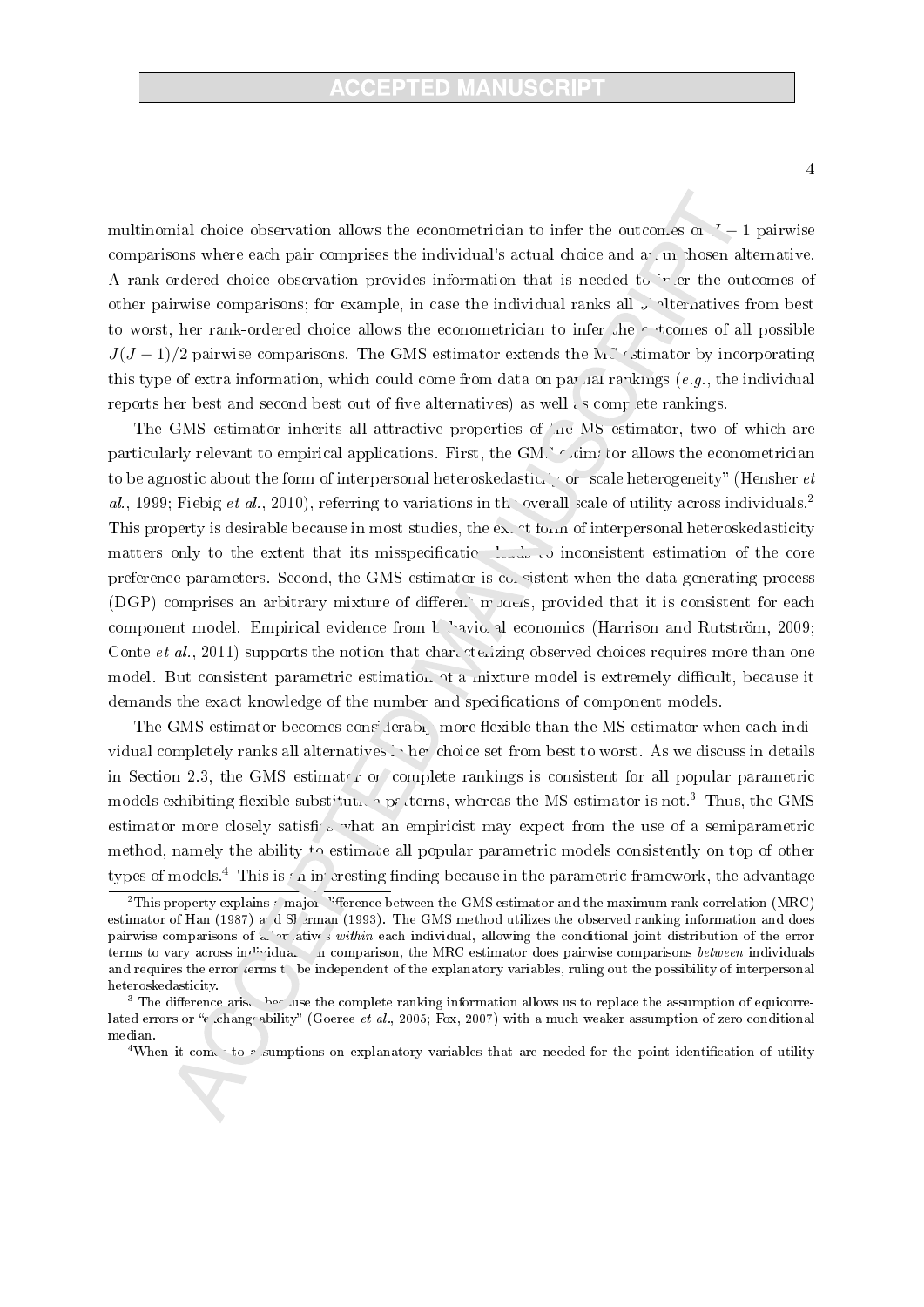multinomial choice observation allows the econometrician to infer the outcomes of $J-1$ pairwise comparisons where each pair comprises the individual's actual choice and an unchosen alternative. A rank-ordered choice observation provides information that is needed to infer the outcomes of other pairwise comparisons; for example, in case the individual ranks all $J$ alternatives from best to worst, her rank-ordered choice allows the econometrician to infer the outcomes of all possible $J(J-1)/2$ pairwise comparisons. The GMS estimator extends the MS estimator by incorporating this type of extra information, which could come from data on partial rankings (*e.g.*, the individual reports her best and second best out of five alternatives) as well as complete rankings.

The GMS estimator inherits all attractive properties of the MS estimator, two of which are particularly relevant to empirical applications. First, the GMS estimator allows the econometrician to be agnostic about the form of interpersonal heteroskedasticity or "scale heterogeneity" (Hensher *et al.*, 1999; Fiebig *et al.*, 2010), referring to variations in the overall scale of utility across individuals.[2] This property is desirable because in most studies, the exact form of interpersonal heteroskedasticity matters only to the extent that its misspecification leads to inconsistent estimation of the core preference parameters. Second, the GMS estimator is consistent when the data generating process (DGP) comprises an arbitrary mixture of different models, provided that it is consistent for each component model. Empirical evidence from behavioral economics (Harrison and Rutström, 2009; Conte *et al.*, 2011) supports the notion that characterizing observed choices requires more than one model. But consistent parametric estimation of a mixture model is extremely difficult, because it demands the exact knowledge of the number and specifications of component models.

The GMS estimator becomes considerably more flexible than the MS estimator when each individual completely ranks all alternatives in her choice set from best to worst. As we discuss in details in Section 2.3, the GMS estimator on complete rankings is consistent for all popular parametric models exhibiting flexible substitution patterns, whereas the MS estimator is not.[3] Thus, the GMS estimator more closely satisfies what an empiricist may expect from the use of a semiparametric method, namely the ability to estimate all popular parametric models consistently on top of other types of models.[4] This is an interesting finding because in the parametric framework, the advantage

---

[2] This property explains a major difference between the GMS estimator and the maximum rank correlation (MRC) estimator of Han (1987) and Sherman (1993). The GMS method utilizes the observed ranking information and does pairwise comparisons of alternatives *within* each individual, allowing the conditional joint distribution of the error terms to vary across individuals. In comparison, the MRC estimator does pairwise comparisons *between* individuals and requires the error terms to be independent of the explanatory variables, ruling out the possibility of interpersonal heteroskedasticity.

[3] The difference arises because the complete ranking information allows us to replace the assumption of equicorrelated errors or "exchangeability" (Goeree *et al.*, 2005; Fox, 2007) with a much weaker assumption of zero conditional median.

[4] When it comes to assumptions on explanatory variables that are needed for the point identification of utility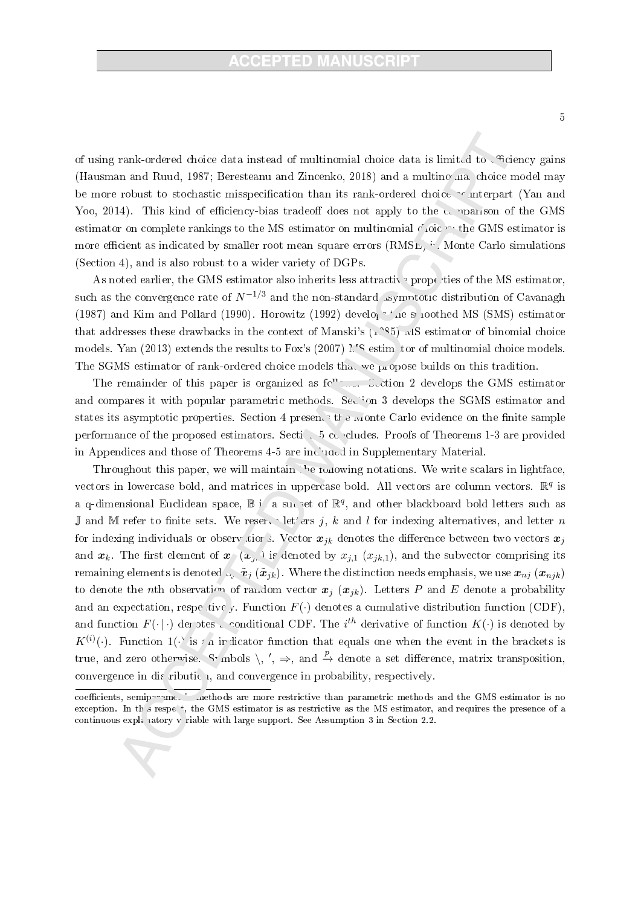of using rank-ordered choice data instead of multinomial choice data is limited to efficiency gains (Hausman and Ruud, 1987; Beresteanu and Zincenko, 2018) and a multinomial choice model may be more robust to stochastic misspecification than its rank-ordered choice counterpart (Yan and Yoo, 2014). This kind of efficiency-bias tradeoff does not apply to the comparison of the GMS estimator on complete rankings to the MS estimator on multinomial choices: the GMS estimator is more efficient as indicated by smaller root mean square errors (RMSE) in Monte Carlo simulations (Section 4), and is also robust to a wider variety of DGPs.

As noted earlier, the GMS estimator also inherits less attractive properties of the MS estimator, such as the convergence rate of $N^{-1/3}$ and the non-standard asymptotic distribution of Cavanagh (1987) and Kim and Pollard (1990). Horowitz (1992) develops the smoothed MS (SMS) estimator that addresses these drawbacks in the context of Manski's (1985) MS estimator of binomial choice models. Yan (2013) extends the results to Fox's (2007) MS estimator of multinomial choice models. The SGMS estimator of rank-ordered choice models that we propose builds on this tradition.

The remainder of this paper is organized as follows. Section 2 develops the GMS estimator and compares it with popular parametric methods. Section 3 develops the SGMS estimator and states its asymptotic properties. Section 4 presents the Monte Carlo evidence on the finite sample performance of the proposed estimators. Section 5 concludes. Proofs of Theorems 1-3 are provided in Appendices and those of Theorems 4-5 are included in Supplementary Material.

Throughout this paper, we will maintain the following notations. We write scalars in lightface, vectors in lowercase bold, and matrices in uppercase bold. All vectors are column vectors. $\mathbb{R}^q$ is a q-dimensional Euclidean space, $\mathbb{B}$ is a subset of $\mathbb{R}^q$, and other blackboard bold letters such as $\mathbb{J}$ and $\mathbb{M}$ refer to finite sets. We reserve letters $j$, $k$ and $l$ for indexing alternatives, and letter $n$ for indexing individuals or observations. Vector $\boldsymbol{x}_{jk}$ denotes the difference between two vectors $\boldsymbol{x}_j$ and $\boldsymbol{x}_k$. The first element of $\boldsymbol{x}_j$ ($\boldsymbol{x}_{jk}$) is denoted by $x_{j,1}$ ($x_{jk,1}$), and the subvector comprising its remaining elements is denoted by $\tilde{\boldsymbol{x}}_j$ ($\tilde{\boldsymbol{x}}_{jk}$). Where the distinction needs emphasis, we use $\boldsymbol{x}_{nj}$ ($\boldsymbol{x}_{njk}$) to denote the $n$th observation of random vector $\boldsymbol{x}_j$ ($\boldsymbol{x}_{jk}$). Letters $P$ and $E$ denote a probability and an expectation, respectively. Function $F(\cdot)$ denotes a cumulative distribution function (CDF), and function $F(\cdot|\cdot)$ denotes a conditional CDF. The $i^{th}$ derivative of function $K(\cdot)$ is denoted by $K^{(i)}(\cdot)$. Function $1(\cdot)$ is an indicator function that equals one when the event in the brackets is true, and zero otherwise. Symbols $\backslash$, $'$, $\Rightarrow$, and $\xrightarrow{p}$ denote a set difference, matrix transposition, convergence in distribution, and convergence in probability, respectively.

coefficients, semiparametric methods are more restrictive than parametric methods and the GMS estimator is no exception. In this respect, the GMS estimator is as restrictive as the MS estimator, and requires the presence of a continuous explanatory variable with large support. See Assumption 3 in Section 2.2.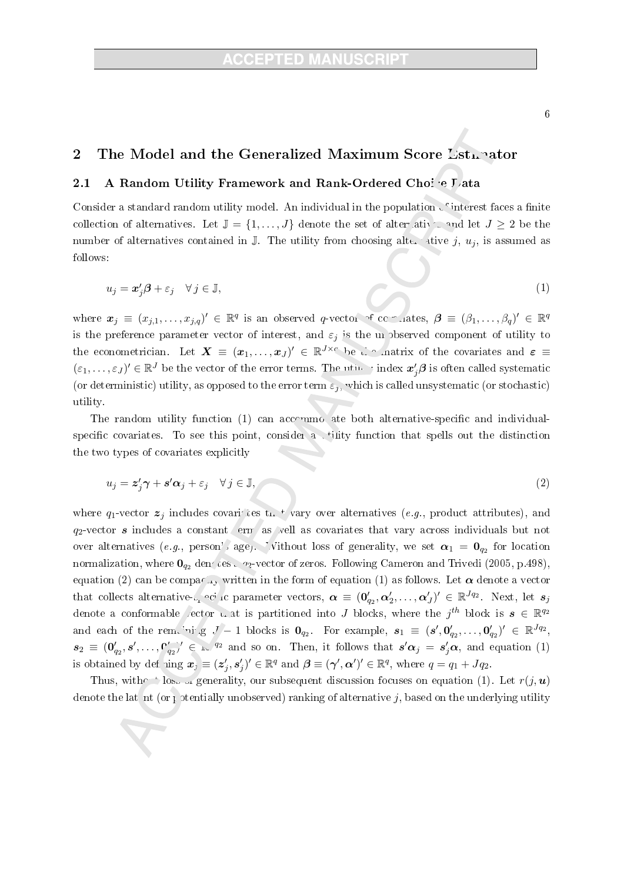## 2 The Model and the Generalized Maximum Score Estimator

### 2.1 A Random Utility Framework and Rank-Ordered Choice Data

Consider a standard random utility model. An individual in the population of interest faces a finite collection of alternatives. Let $\mathbb{J} = \{1, \ldots, J\}$ denote the set of alternatives and let $J \geq 2$ be the number of alternatives contained in $\mathbb{J}$. The utility from choosing alternative $j$, $u_j$, is assumed as follows:

$$u_j = \boldsymbol{x}_j'\boldsymbol{\beta} + \varepsilon_j \quad \forall\, j \in \mathbb{J}, \tag{1}$$

where $\boldsymbol{x}_j \equiv (x_{j,1}, \ldots, x_{j,q})' \in \mathbb{R}^q$ is an observed $q$-vector of covariates, $\boldsymbol{\beta} \equiv (\beta_1, \ldots, \beta_q)' \in \mathbb{R}^q$ is the preference parameter vector of interest, and $\varepsilon_j$ is the unobserved component of utility to the econometrician. Let $\boldsymbol{X} \equiv (\boldsymbol{x}_1, \ldots, \boldsymbol{x}_J)' \in \mathbb{R}^{J \times q}$ be the matrix of the covariates and $\boldsymbol{\varepsilon} \equiv (\varepsilon_1, \ldots, \varepsilon_J)' \in \mathbb{R}^J$ be the vector of the error terms. The utility index $\boldsymbol{x}_j'\boldsymbol{\beta}$ is often called systematic (or deterministic) utility, as opposed to the error term $\varepsilon_j$, which is called unsystematic (or stochastic) utility.

The random utility function (1) can accommodate both alternative-specific and individual-specific covariates. To see this point, consider a utility function that spells out the distinction the two types of covariates explicitly

$$u_j = \boldsymbol{z}_j'\boldsymbol{\gamma} + \boldsymbol{s}'\boldsymbol{\alpha}_j + \varepsilon_j \quad \forall\, j \in \mathbb{J}, \tag{2}$$

where $q_1$-vector $\boldsymbol{z}_j$ includes covariates that vary over alternatives (*e.g.*, product attributes), and $q_2$-vector $\boldsymbol{s}$ includes a constant term as well as covariates that vary across individuals but not over alternatives (*e.g.*, person's age). Without loss of generality, we set $\boldsymbol{\alpha}_1 = \boldsymbol{0}_{q_2}$ for location normalization, where $\boldsymbol{0}_{q_2}$ denotes a $q_2$-vector of zeros. Following Cameron and Trivedi (2005, p.498), equation (2) can be compactly written in the form of equation (1) as follows. Let $\boldsymbol{\alpha}$ denote a vector that collects alternative-specific parameter vectors, $\boldsymbol{\alpha} \equiv (\boldsymbol{0}_{q_2}', \boldsymbol{\alpha}_2', \ldots, \boldsymbol{\alpha}_J')' \in \mathbb{R}^{Jq_2}$. Next, let $\boldsymbol{s}_j$ denote a conformable vector that is partitioned into $J$ blocks, where the $j^{th}$ block is $\boldsymbol{s} \in \mathbb{R}^{q_2}$ and each of the remaining $J-1$ blocks is $\boldsymbol{0}_{q_2}$. For example, $\boldsymbol{s}_1 \equiv (\boldsymbol{s}', \boldsymbol{0}_{q_2}', \ldots, \boldsymbol{0}_{q_2}')' \in \mathbb{R}^{Jq_2}$, $\boldsymbol{s}_2 \equiv (\boldsymbol{0}_{q_2}', \boldsymbol{s}', \ldots, \boldsymbol{0}_{q_2}')' \in \mathbb{R}^{Jq_2}$ and so on. Then, it follows that $\boldsymbol{s}'\boldsymbol{\alpha}_j = \boldsymbol{s}_j'\boldsymbol{\alpha}$, and equation (1) is obtained by defining $\boldsymbol{x}_j \equiv (\boldsymbol{z}_j', \boldsymbol{s}_j')' \in \mathbb{R}^q$ and $\boldsymbol{\beta} \equiv (\boldsymbol{\gamma}', \boldsymbol{\alpha}')' \in \mathbb{R}^q$, where $q = q_1 + Jq_2$.

Thus, without loss of generality, our subsequent discussion focuses on equation (1). Let $r(j, \boldsymbol{u})$ denote the latent (or potentially unobserved) ranking of alternative $j$, based on the underlying utility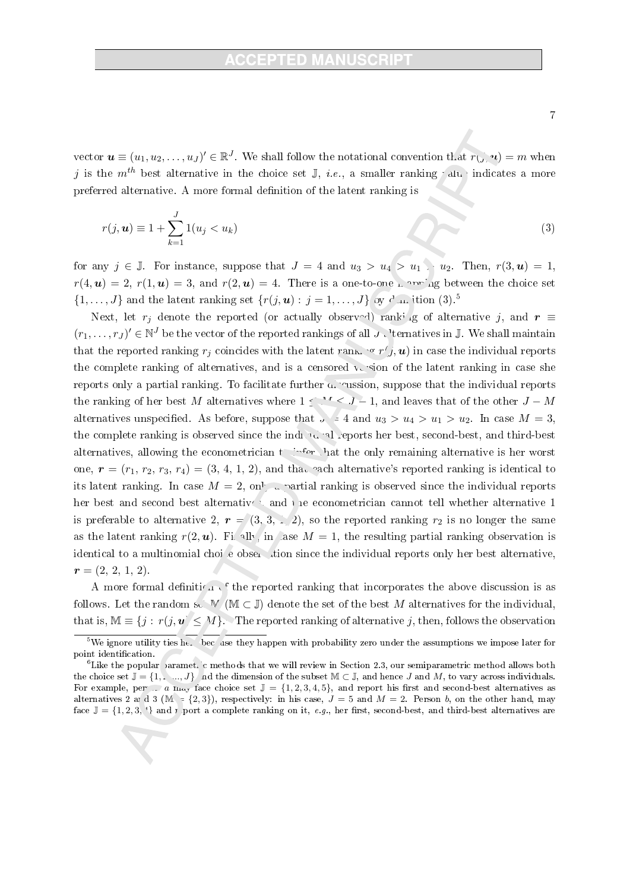vector $\boldsymbol{u} \equiv (u_1, u_2, \ldots, u_J)' \in \mathbb{R}^J$. We shall follow the notational convention that $r(j, \boldsymbol{u}) = m$ when $j$ is the $m^{th}$ best alternative in the choice set $\mathbb{J}$, *i.e.*, a smaller ranking value indicates a more preferred alternative. A more formal definition of the latent ranking is

$$r(j, \boldsymbol{u}) \equiv 1 + \sum_{k=1}^{J} 1(u_j < u_k) \tag{3}$$

for any $j \in \mathbb{J}$. For instance, suppose that $J = 4$ and $u_3 > u_4 > u_1 > u_2$. Then, $r(3, \boldsymbol{u}) = 1$, $r(4, \boldsymbol{u}) = 2$, $r(1, \boldsymbol{u}) = 3$, and $r(2, \boldsymbol{u}) = 4$. There is a one-to-one mapping between the choice set $\{1, \ldots, J\}$ and the latent ranking set $\{r(j, \boldsymbol{u}) : j = 1, \ldots, J\}$ by definition (3).[5]

Next, let $r_j$ denote the reported (or actually observed) ranking of alternative $j$, and $\boldsymbol{r} \equiv (r_1, \ldots, r_J)' \in \mathbb{N}^J$ be the vector of the reported rankings of all $J$ alternatives in $\mathbb{J}$. We shall maintain that the reported ranking $r_j$ coincides with the latent ranking $r(j, \boldsymbol{u})$ in case the individual reports the complete ranking of alternatives, and is a censored version of the latent ranking in case she reports only a partial ranking. To facilitate further discussion, suppose that the individual reports the ranking of her best $M$ alternatives where $1 \leq M \leq J - 1$, and leaves that of the other $J - M$ alternatives unspecified. As before, suppose that $J = 4$ and $u_3 > u_4 > u_1 > u_2$. In case $M = 3$, the complete ranking is observed since the individual reports her best, second-best, and third-best alternatives, allowing the econometrician to infer that the only remaining alternative is her worst one, $\boldsymbol{r} = (r_1, r_2, r_3, r_4) = (3, 4, 1, 2)$, and that each alternative's reported ranking is identical to its latent ranking. In case $M = 2$, only a partial ranking is observed since the individual reports her best and second best alternatives and the econometrician cannot tell whether alternative 1 is preferable to alternative 2, $\boldsymbol{r} = (3, 3, 1, 2)$, so the reported ranking $r_2$ is no longer the same as the latent ranking $r(2, \boldsymbol{u})$. Finally, in case $M = 1$, the resulting partial ranking observation is identical to a multinomial choice observation since the individual reports only her best alternative, $\boldsymbol{r} = (2, 2, 1, 2)$.

A more formal definition of the reported ranking that incorporates the above discussion is as follows. Let the random set $\mathbb{M}$ ($\mathbb{M} \subset \mathbb{J}$) denote the set of the best $M$ alternatives for the individual, that is, $\mathbb{M} \equiv \{j : r(j, \boldsymbol{u}) \leq M\}$.[6] The reported ranking of alternative $j$, then, follows the observation

[5] We ignore utility ties here because they happen with probability zero under the assumptions we impose later for point identification.

[6] Like the popular parametric methods that we will review in Section 2.3, our semiparametric method allows both the choice set $\mathbb{J} = \{1, \ldots, J\}$ and the dimension of the subset $\mathbb{M} \subset \mathbb{J}$, and hence $J$ and $M$, to vary across individuals. For example, person $a$ may face choice set $\mathbb{J} = \{1, 2, 3, 4, 5\}$, and report his first and second-best alternatives as alternatives 2 and 3 ($\mathbb{M} = \{2, 3\}$), respectively: in his case, $J = 5$ and $M = 2$. Person $b$, on the other hand, may face $\mathbb{J} = \{1, 2, 3, 4\}$ and report a complete ranking on it, *e.g.*, her first, second-best, and third-best alternatives are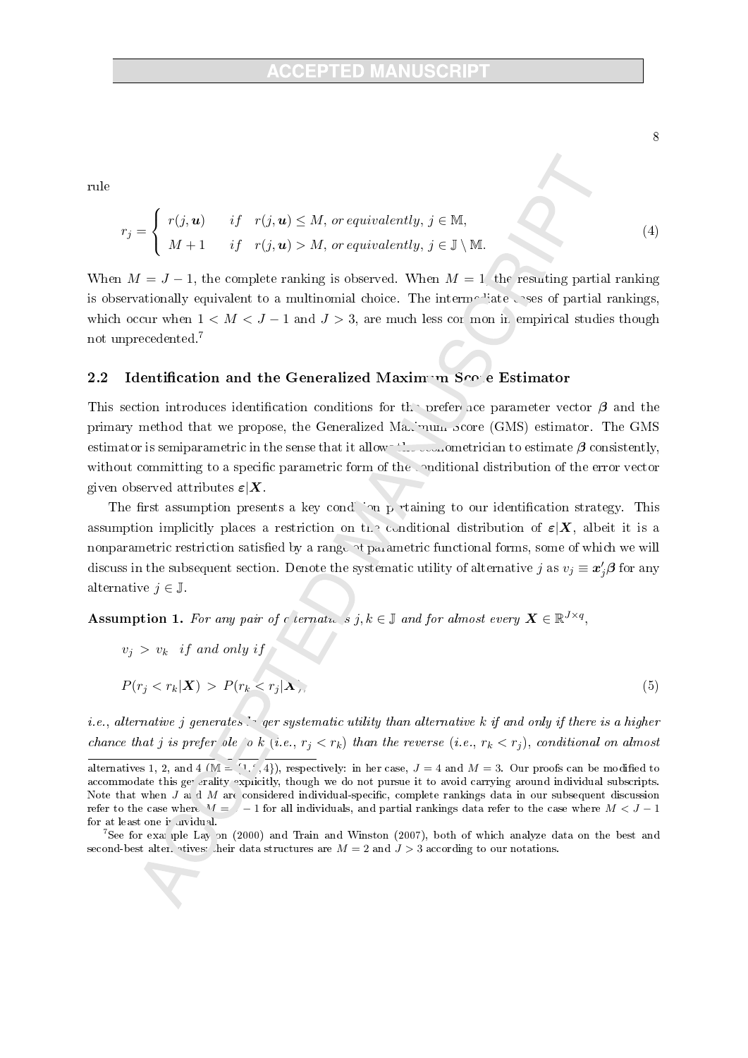rule

$$
r_j = \begin{cases} r(j, \boldsymbol{u}) & if \quad r(j, \boldsymbol{u}) \leq M, \text{ or equivalently, } j \in \mathbb{M}, \\ M+1 & if \quad r(j, \boldsymbol{u}) > M, \text{ or equivalently, } j \in \mathbb{J} \setminus \mathbb{M}. \end{cases} \tag{4}
$$

When $M = J - 1$, the complete ranking is observed. When $M = 1$, the resulting partial ranking is observationally equivalent to a multinomial choice. The intermediate cases of partial rankings, which occur when $1 < M < J - 1$ and $J > 3$, are much less common in empirical studies though not unprecedented.[7]

## 2.2 Identification and the Generalized Maximum Score Estimator

This section introduces identification conditions for the preference parameter vector $\boldsymbol{\beta}$ and the primary method that we propose, the Generalized Maximum Score (GMS) estimator. The GMS estimator is semiparametric in the sense that it allows the econometrician to estimate $\boldsymbol{\beta}$ consistently, without committing to a specific parametric form of the conditional distribution of the error vector given observed attributes $\boldsymbol{\varepsilon}|\boldsymbol{X}$.

The first assumption presents a key condition pertaining to our identification strategy. This assumption implicitly places a restriction on the conditional distribution of $\boldsymbol{\varepsilon}|\boldsymbol{X}$, albeit it is a nonparametric restriction satisfied by a range of parametric functional forms, some of which we will discuss in the subsequent section. Denote the systematic utility of alternative $j$ as $v_j \equiv \boldsymbol{x}_j'\boldsymbol{\beta}$ for any alternative $j \in \mathbb{J}$.

**Assumption 1.** *For any pair of alternatives $j, k \in \mathbb{J}$ and for almost every $\boldsymbol{X} \in \mathbb{R}^{J \times q}$,*

$$
v_j > v_k \quad \text{if and only if}
$$

$$
P(r_j < r_k|\boldsymbol{X}) > P(r_k < r_j|\boldsymbol{X}), \tag{5}
$$

*i.e., alternative $j$ generates larger systematic utility than alternative $k$ if and only if there is a higher chance that $j$ is preferable to $k$ (i.e., $r_j < r_k$) than the reverse (i.e., $r_k < r_j$), conditional on almost*

---

alternatives 1, 2, and 4 ($\mathbb{M} = \{1, 2, 4\}$), respectively: in her case, $J = 4$ and $M = 3$. Our proofs can be modified to accommodate this generality explicitly, though we do not pursue it to avoid carrying around individual subscripts. Note that when $J$ and $M$ are considered individual-specific, complete rankings data in our subsequent discussion refer to the case where $M = J - 1$ for all individuals, and partial rankings data refer to the case where $M < J - 1$ for at least one individual.

[7] See for example Layton (2000) and Train and Winston (2007), both of which analyze data on the best and second-best alternatives: their data structures are $M = 2$ and $J > 3$ according to our notations.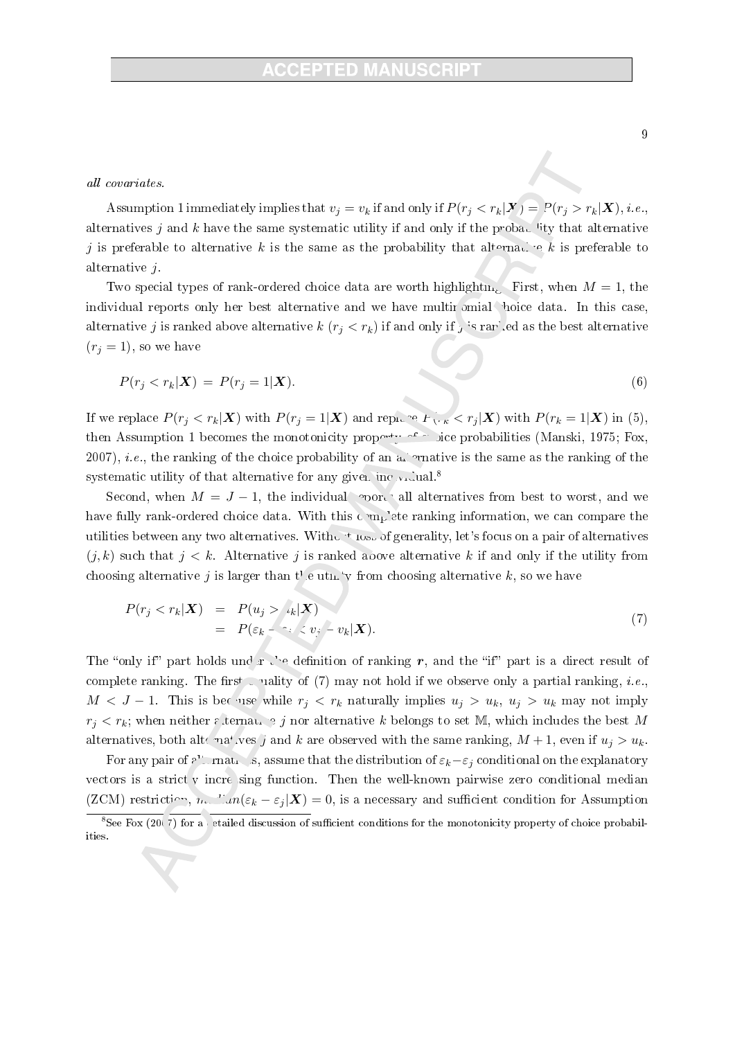*all covariates.*

Assumption 1 immediately implies that $v_j = v_k$ if and only if $P(r_j < r_k|\boldsymbol{X}) = P(r_j > r_k|\boldsymbol{X})$, *i.e.*, alternatives $j$ and $k$ have the same systematic utility if and only if the probability that alternative $j$ is preferable to alternative $k$ is the same as the probability that alternative $k$ is preferable to alternative $j$.

Two special types of rank-ordered choice data are worth highlighting. First, when $M = 1$, the individual reports only her best alternative and we have multinomial choice data. In this case, alternative $j$ is ranked above alternative $k$ ($r_j < r_k$) if and only if $j$ is ranked as the best alternative ($r_j = 1$), so we have

$$P(r_j < r_k|\boldsymbol{X}) \;=\; P(r_j = 1|\boldsymbol{X}). \tag{6}$$

If we replace $P(r_j < r_k|\boldsymbol{X})$ with $P(r_j = 1|\boldsymbol{X})$ and replace $P(r_k < r_j|\boldsymbol{X})$ with $P(r_k = 1|\boldsymbol{X})$ in (5), then Assumption 1 becomes the monotonicity property of choice probabilities (Manski, 1975; Fox, 2007), *i.e.*, the ranking of the choice probability of an alternative is the same as the ranking of the systematic utility of that alternative for any given individual.[8]

Second, when $M = J - 1$, the individual reports all alternatives from best to worst, and we have fully rank-ordered choice data. With this complete ranking information, we can compare the utilities between any two alternatives. Without loss of generality, let's focus on a pair of alternatives $(j, k)$ such that $j < k$. Alternative $j$ is ranked above alternative $k$ if and only if the utility from choosing alternative $j$ is larger than the utility from choosing alternative $k$, so we have

$$\begin{aligned} P(r_j < r_k|\boldsymbol{X}) &= P(u_j > u_k|\boldsymbol{X}) \\ &= P(\varepsilon_k - \varepsilon_j < v_j - v_k|\boldsymbol{X}). \end{aligned} \tag{7}$$

The "only if" part holds under the definition of ranking $\boldsymbol{r}$, and the "if" part is a direct result of complete ranking. The first equality of (7) may not hold if we observe only a partial ranking, *i.e.*, $M < J - 1$. This is because while $r_j < r_k$ naturally implies $u_j > u_k$, $u_j > u_k$ may not imply $r_j < r_k$; when neither alternative $j$ nor alternative $k$ belongs to set $\mathbb{M}$, which includes the best $M$ alternatives, both alternatives $j$ and $k$ are observed with the same ranking, $M + 1$, even if $u_j > u_k$.

For any pair of alternatives, assume that the distribution of $\varepsilon_k - \varepsilon_j$ conditional on the explanatory vectors is a strictly increasing function. Then the well-known pairwise zero conditional median (ZCM) restriction, $median(\varepsilon_k - \varepsilon_j|\boldsymbol{X}) = 0$, is a necessary and sufficient condition for Assumption

[8] See Fox (2007) for a detailed discussion of sufficient conditions for the monotonicity property of choice probabilities.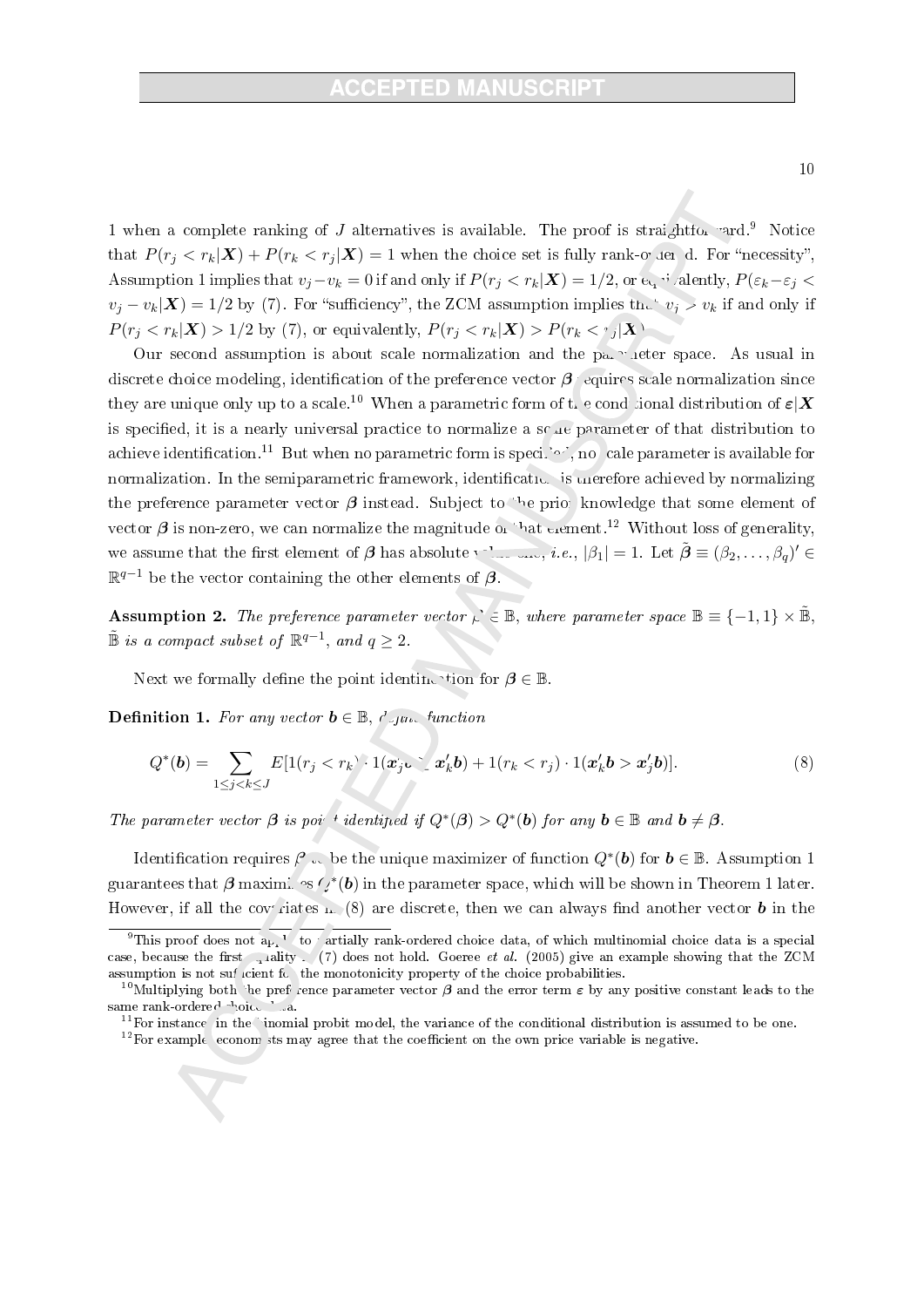1 when a complete ranking of $J$ alternatives is available. The proof is straightforward.[9] Notice that $P(r_j < r_k|\boldsymbol{X}) + P(r_k < r_j|\boldsymbol{X}) = 1$ when the choice set is fully rank-ordered. For "necessity", Assumption 1 implies that $v_j - v_k = 0$ if and only if $P(r_j < r_k|\boldsymbol{X}) = 1/2$, or equivalently, $P(\varepsilon_k - \varepsilon_j < v_j - v_k|\boldsymbol{X}) = 1/2$ by (7). For "sufficiency", the ZCM assumption implies that $v_j > v_k$ if and only if $P(r_j < r_k|\boldsymbol{X}) > 1/2$ by (7), or equivalently, $P(r_j < r_k|\boldsymbol{X}) > P(r_k < r_j|\boldsymbol{X})$.

Our second assumption is about scale normalization and the parameter space. As usual in discrete choice modeling, identification of the preference vector $\boldsymbol{\beta}$ requires scale normalization since they are unique only up to a scale.[10] When a parametric form of the conditional distribution of $\boldsymbol{\varepsilon}|\boldsymbol{X}$ is specified, it is a nearly universal practice to normalize a scale parameter of that distribution to achieve identification.[11] But when no parametric form is specified, no scale parameter is available for normalization. In the semiparametric framework, identification is therefore achieved by normalizing the preference parameter vector $\boldsymbol{\beta}$ instead. Subject to the prior knowledge that some element of vector $\boldsymbol{\beta}$ is non-zero, we can normalize the magnitude of that element.[12] Without loss of generality, we assume that the first element of $\boldsymbol{\beta}$ has absolute value one, *i.e.*, $|\beta_1| = 1$. Let $\tilde{\boldsymbol{\beta}} \equiv (\beta_2, \ldots, \beta_q)' \in \mathbb{R}^{q-1}$ be the vector containing the other elements of $\boldsymbol{\beta}$.

**Assumption 2.** *The preference parameter vector $\boldsymbol{\beta} \in \mathbb{B}$, where parameter space $\mathbb{B} \equiv \{-1, 1\} \times \tilde{\mathbb{B}}$, $\tilde{\mathbb{B}}$ is a compact subset of $\mathbb{R}^{q-1}$, and $q \geq 2$.*

Next we formally define the point identification for $\boldsymbol{\beta} \in \mathbb{B}$.

**Definition 1.** *For any vector $\boldsymbol{b} \in \mathbb{B}$, define function*

$$Q^*(\boldsymbol{b}) = \sum_{1 \leq j < k \leq J} E[1(r_j < r_k) \cdot 1(\boldsymbol{x}_j'\boldsymbol{b} > \boldsymbol{x}_k'\boldsymbol{b}) + 1(r_k < r_j) \cdot 1(\boldsymbol{x}_k'\boldsymbol{b} > \boldsymbol{x}_j'\boldsymbol{b})]. \tag{8}$$

*The parameter vector $\boldsymbol{\beta}$ is point identified if $Q^*(\boldsymbol{\beta}) > Q^*(\boldsymbol{b})$ for any $\boldsymbol{b} \in \mathbb{B}$ and $\boldsymbol{b} \neq \boldsymbol{\beta}$.*

Identification requires $\boldsymbol{\beta}$ to be the unique maximizer of function $Q^*(\boldsymbol{b})$ for $\boldsymbol{b} \in \mathbb{B}$. Assumption 1 guarantees that $\boldsymbol{\beta}$ maximizes $Q^*(\boldsymbol{b})$ in the parameter space, which will be shown in Theorem 1 later. However, if all the covariates in (8) are discrete, then we can always find another vector $\boldsymbol{b}$ in the

[9] This proof does not apply to partially rank-ordered choice data, of which multinomial choice data is a special case, because the first equality in (7) does not hold. Goeree *et al.* (2005) give an example showing that the ZCM assumption is not sufficient for the monotonicity property of the choice probabilities.

[10] Multiplying both the preference parameter vector $\boldsymbol{\beta}$ and the error term $\boldsymbol{\varepsilon}$ by any positive constant leads to the same rank-ordered choice data.

[11] For instance, in the binomial probit model, the variance of the conditional distribution is assumed to be one.

[12] For example, economists may agree that the coefficient on the own price variable is negative.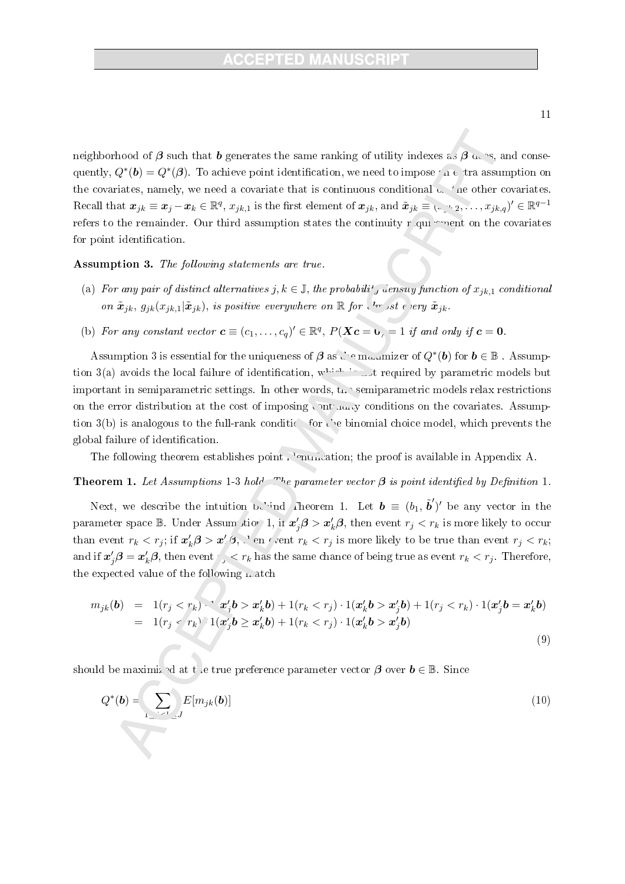neighborhood of $\boldsymbol{\beta}$ such that $\boldsymbol{b}$ generates the same ranking of utility indexes as $\boldsymbol{\beta}$ does, and consequently, $Q^*(\boldsymbol{b}) = Q^*(\boldsymbol{\beta})$. To achieve point identification, we need to impose an extra assumption on the covariates, namely, we need a covariate that is continuous conditional on the other covariates. Recall that $\boldsymbol{x}_{jk} \equiv \boldsymbol{x}_j - \boldsymbol{x}_k \in \mathbb{R}^q$, $x_{jk,1}$ is the first element of $\boldsymbol{x}_{jk}$, and $\tilde{\boldsymbol{x}}_{jk} \equiv (x_{jk,2}, \ldots, x_{jk,q})' \in \mathbb{R}^{q-1}$ refers to the remainder. Our third assumption states the continuity requirement on the covariates for point identification.

**Assumption 3.** *The following statements are true.*

(a) *For any pair of distinct alternatives $j, k \in \mathbb{J}$, the probability density function of $x_{jk,1}$ conditional on $\tilde{\boldsymbol{x}}_{jk}$, $g_{jk}(x_{jk,1}|\tilde{\boldsymbol{x}}_{jk})$, is positive everywhere on $\mathbb{R}$ for almost every $\tilde{\boldsymbol{x}}_{jk}$.*

(b) *For any constant vector $\boldsymbol{c} \equiv (c_1, \ldots, c_q)' \in \mathbb{R}^q$, $P(\boldsymbol{X}\boldsymbol{c} = \boldsymbol{0}) = 1$ if and only if $\boldsymbol{c} = \boldsymbol{0}$.*

Assumption 3 is essential for the uniqueness of $\boldsymbol{\beta}$ as the maximizer of $Q^*(\boldsymbol{b})$ for $\boldsymbol{b} \in \mathbb{B}$. Assumption 3(a) avoids the local failure of identification, which is not required by parametric models but important in semiparametric settings. In other words, the semiparametric models relax restrictions on the error distribution at the cost of imposing continuity conditions on the covariates. Assumption 3(b) is analogous to the full-rank condition for the binomial choice model, which prevents the global failure of identification.

The following theorem establishes point identification; the proof is available in Appendix A.

**Theorem 1.** *Let Assumptions 1-3 hold. The parameter vector $\boldsymbol{\beta}$ is point identified by Definition 1.*

Next, we describe the intuition behind Theorem 1. Let $\boldsymbol{b} \equiv (b_1, \tilde{\boldsymbol{b}}')'$ be any vector in the parameter space $\mathbb{B}$. Under Assumption 1, if $\boldsymbol{x}_j'\boldsymbol{\beta} > \boldsymbol{x}_k'\boldsymbol{\beta}$, then event $r_j < r_k$ is more likely to occur than event $r_k < r_j$; if $\boldsymbol{x}_k'\boldsymbol{\beta} > \boldsymbol{x}_j'\boldsymbol{\beta}$, then event $r_k < r_j$ is more likely to be true than event $r_j < r_k$; and if $\boldsymbol{x}_j'\boldsymbol{\beta} = \boldsymbol{x}_k'\boldsymbol{\beta}$, then event $r_j < r_k$ has the same chance of being true as event $r_k < r_j$. Therefore, the expected value of the following match

$$
\begin{aligned}
m_{jk}(\boldsymbol{b}) &= 1(r_j < r_k) \cdot 1(\boldsymbol{x}_j'\boldsymbol{b} > \boldsymbol{x}_k'\boldsymbol{b}) + 1(r_k < r_j) \cdot 1(\boldsymbol{x}_k'\boldsymbol{b} > \boldsymbol{x}_j'\boldsymbol{b}) + 1(r_j < r_k) \cdot 1(\boldsymbol{x}_j'\boldsymbol{b} = \boldsymbol{x}_k'\boldsymbol{b}) \\
&= 1(r_j < r_k) \cdot 1(\boldsymbol{x}_j'\boldsymbol{b} \geq \boldsymbol{x}_k'\boldsymbol{b}) + 1(r_k < r_j) \cdot 1(\boldsymbol{x}_k'\boldsymbol{b} > \boldsymbol{x}_j'\boldsymbol{b})
\end{aligned}
\tag{9}
$$

should be maximized at the true preference parameter vector $\boldsymbol{\beta}$ over $\boldsymbol{b} \in \mathbb{B}$. Since

$$
Q^*(\boldsymbol{b}) = \sum_{1 \leq j < k \leq J} E[m_{jk}(\boldsymbol{b})] \tag{10}
$$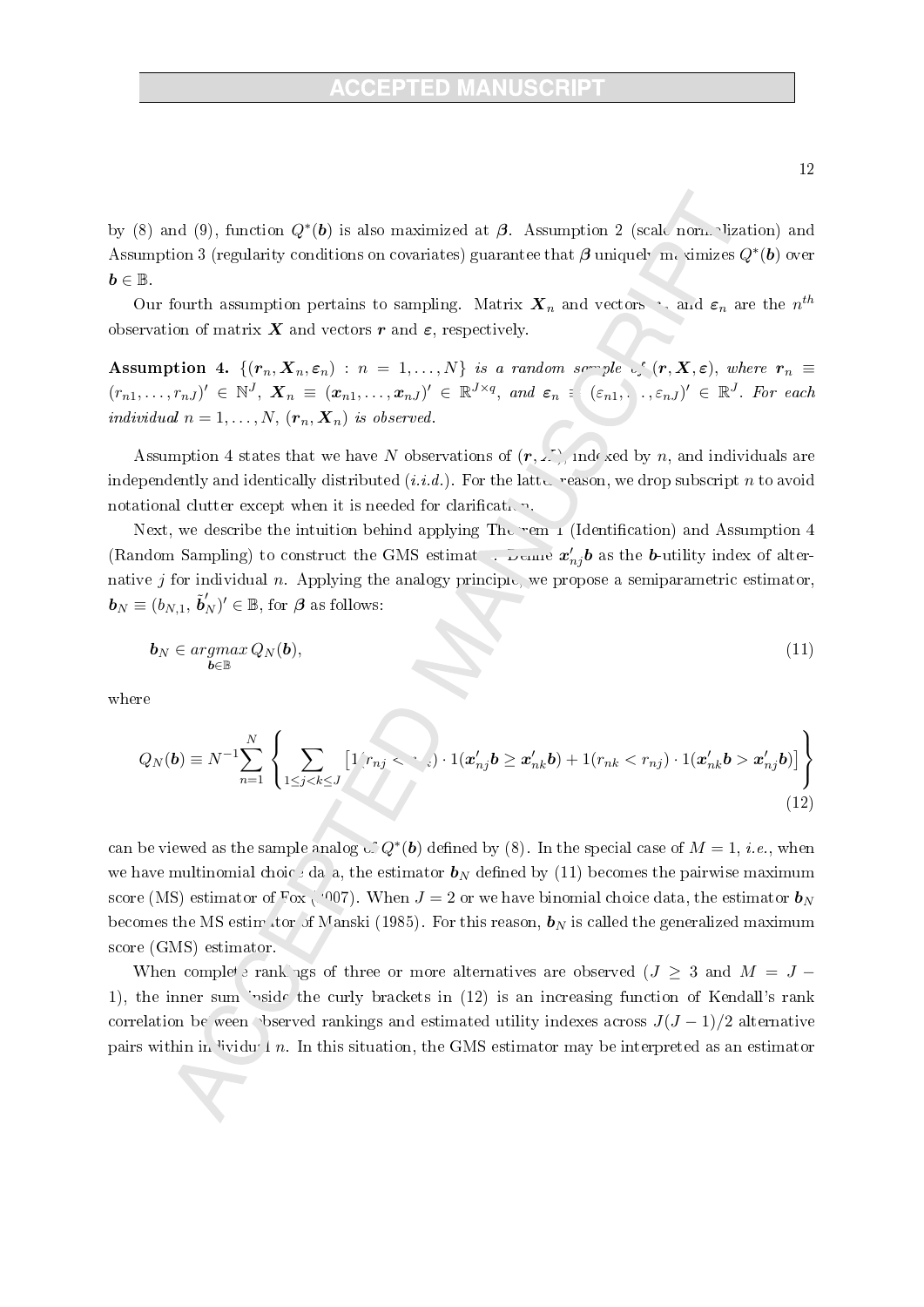by (8) and (9), function $Q^*(\boldsymbol{b})$ is also maximized at $\boldsymbol{\beta}$. Assumption 2 (scale normalization) and Assumption 3 (regularity conditions on covariates) guarantee that $\boldsymbol{\beta}$ uniquely maximizes $Q^*(\boldsymbol{b})$ over $\boldsymbol{b} \in \mathbb{B}$.

Our fourth assumption pertains to sampling. Matrix $\boldsymbol{X}_n$ and vectors $\boldsymbol{r}_n$ and $\boldsymbol{\varepsilon}_n$ are the $n^{th}$ observation of matrix $\boldsymbol{X}$ and vectors $\boldsymbol{r}$ and $\boldsymbol{\varepsilon}$, respectively.

**Assumption 4.** *$\{(\boldsymbol{r}_n, \boldsymbol{X}_n, \boldsymbol{\varepsilon}_n) : n = 1, \ldots, N\}$ is a random sample of $(\boldsymbol{r}, \boldsymbol{X}, \boldsymbol{\varepsilon})$, where $\boldsymbol{r}_n \equiv (r_{n1}, \ldots, r_{nJ})' \in \mathbb{N}^J$, $\boldsymbol{X}_n \equiv (\boldsymbol{x}_{n1}, \ldots, \boldsymbol{x}_{nJ})' \in \mathbb{R}^{J \times q}$, and $\boldsymbol{\varepsilon}_n \equiv (\varepsilon_{n1}, \ldots, \varepsilon_{nJ})' \in \mathbb{R}^J$. For each individual $n = 1, \ldots, N$, $(\boldsymbol{r}_n, \boldsymbol{X}_n)$ is observed.*

Assumption 4 states that we have $N$ observations of $(\boldsymbol{r}, \boldsymbol{X})$, indexed by $n$, and individuals are independently and identically distributed (*i.i.d.*). For the latter reason, we drop subscript $n$ to avoid notational clutter except when it is needed for clarification.

Next, we describe the intuition behind applying Theorem 1 (Identification) and Assumption 4 (Random Sampling) to construct the GMS estimator. Define $\boldsymbol{x}_{nj}'\boldsymbol{b}$ as the $\boldsymbol{b}$-utility index of alternative $j$ for individual $n$. Applying the analogy principle, we propose a semiparametric estimator, $\boldsymbol{b}_N \equiv (b_{N,1}, \tilde{\boldsymbol{b}}_N')' \in \mathbb{B}$, for $\boldsymbol{\beta}$ as follows:

$$\boldsymbol{b}_N \in \underset{\boldsymbol{b} \in \mathbb{B}}{argmax}\, Q_N(\boldsymbol{b}), \tag{11}$$

where

$$Q_N(\boldsymbol{b}) \equiv N^{-1} \sum_{n=1}^{N} \left\{ \sum_{1 \le j < k \le J} \left[ 1(r_{nj} < r_{nk}) \cdot 1(\boldsymbol{x}_{nj}'\boldsymbol{b} \ge \boldsymbol{x}_{nk}'\boldsymbol{b}) + 1(r_{nk} < r_{nj}) \cdot 1(\boldsymbol{x}_{nk}'\boldsymbol{b} > \boldsymbol{x}_{nj}'\boldsymbol{b}) \right] \right\} \tag{12}$$

can be viewed as the sample analog of $Q^*(\boldsymbol{b})$ defined by (8). In the special case of $M = 1$, *i.e.*, when we have multinomial choice data, the estimator $\boldsymbol{b}_N$ defined by (11) becomes the pairwise maximum score (MS) estimator of Fox (2007). When $J = 2$ or we have binomial choice data, the estimator $\boldsymbol{b}_N$ becomes the MS estimator of Manski (1985). For this reason, $\boldsymbol{b}_N$ is called the generalized maximum score (GMS) estimator.

When complete rankings of three or more alternatives are observed ($J \ge 3$ and $M = J - 1$), the inner sum inside the curly brackets in (12) is an increasing function of Kendall's rank correlation between observed rankings and estimated utility indexes across $J(J-1)/2$ alternative pairs within individual $n$. In this situation, the GMS estimator may be interpreted as an estimator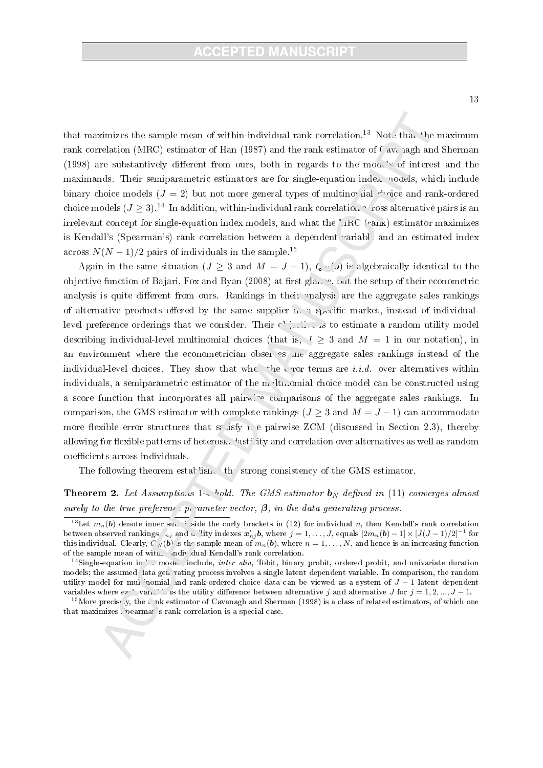that maximizes the sample mean of within-individual rank correlation.[13] Note that the maximum rank correlation (MRC) estimator of Han (1987) and the rank estimator of Cavanagh and Sherman (1998) are substantively different from ours, both in regards to the models of interest and the maximands. Their semiparametric estimators are for single-equation index models, which include binary choice models ($J = 2$) but not more general types of multinomial choice and rank-ordered choice models ($J \geq 3$).[14] In addition, within-individual rank correlation across alternative pairs is an irrelevant concept for single-equation index models, and what the MRC (rank) estimator maximizes is Kendall's (Spearman's) rank correlation between a dependent variable and an estimated index across $N(N-1)/2$ pairs of individuals in the sample.[15]

Again in the same situation ($J \geq 3$ and $M = J - 1$), $Q_N(\boldsymbol{b})$ is algebraically identical to the objective function of Bajari, Fox and Ryan (2008) at first glance, but the setup of their econometric analysis is quite different from ours. Rankings in their analysis are the aggregate sales rankings of alternative products offered by the same supplier in a specific market, instead of individual-level preference orderings that we consider. Their objective is to estimate a random utility model describing individual-level multinomial choices (that is, $J \geq 3$ and $M = 1$ in our notation), in an environment where the econometrician observes the aggregate sales rankings instead of the individual-level choices. They show that when the error terms are *i.i.d.* over alternatives within individuals, a semiparametric estimator of the multinomial choice model can be constructed using a score function that incorporates all pairwise comparisons of the aggregate sales rankings. In comparison, the GMS estimator with complete rankings ($J \geq 3$ and $M = J - 1$) can accommodate more flexible error structures that satisfy the pairwise ZCM (discussed in Section 2.3), thereby allowing for flexible patterns of heteroskedasticity and correlation over alternatives as well as random coefficients across individuals.

The following theorem establishes the strong consistency of the GMS estimator.

**Theorem 2.** *Let Assumptions 1-4 hold. The GMS estimator $\boldsymbol{b}_N$ defined in (11) converges almost surely to the true preference parameter vector, $\boldsymbol{\beta}$, in the data generating process.*

---

[13] Let $m_n(\boldsymbol{b})$ denote inner sum inside the curly brackets in (12) for individual $n$, then Kendall's rank correlation between observed rankings $r_{nj}$ and utility indexes $\boldsymbol{x}'_{nj}\boldsymbol{b}$, where $j = 1, \ldots, J$, equals $[2m_n(\boldsymbol{b}) - 1] \times [J(J-1)/2]^{-1}$ for this individual. Clearly, $Q_N(\boldsymbol{b})$ is the sample mean of $m_n(\boldsymbol{b})$, where $n = 1, \ldots, N$, and hence is an increasing function of the sample mean of within-individual Kendall's rank correlation.

[14] Single-equation index models include, *inter alia*, Tobit, binary probit, ordered probit, and univariate duration models; the assumed data generating process involves a single latent dependent variable. In comparison, the random utility model for multinomial and rank-ordered choice data can be viewed as a system of $J - 1$ latent dependent variables where each variable is the utility difference between alternative $j$ and alternative $J$ for $j = 1, 2, ..., J - 1$.

[15] More precisely, the rank estimator of Cavanagh and Sherman (1998) is a class of related estimators, of which one that maximizes Spearman's rank correlation is a special case.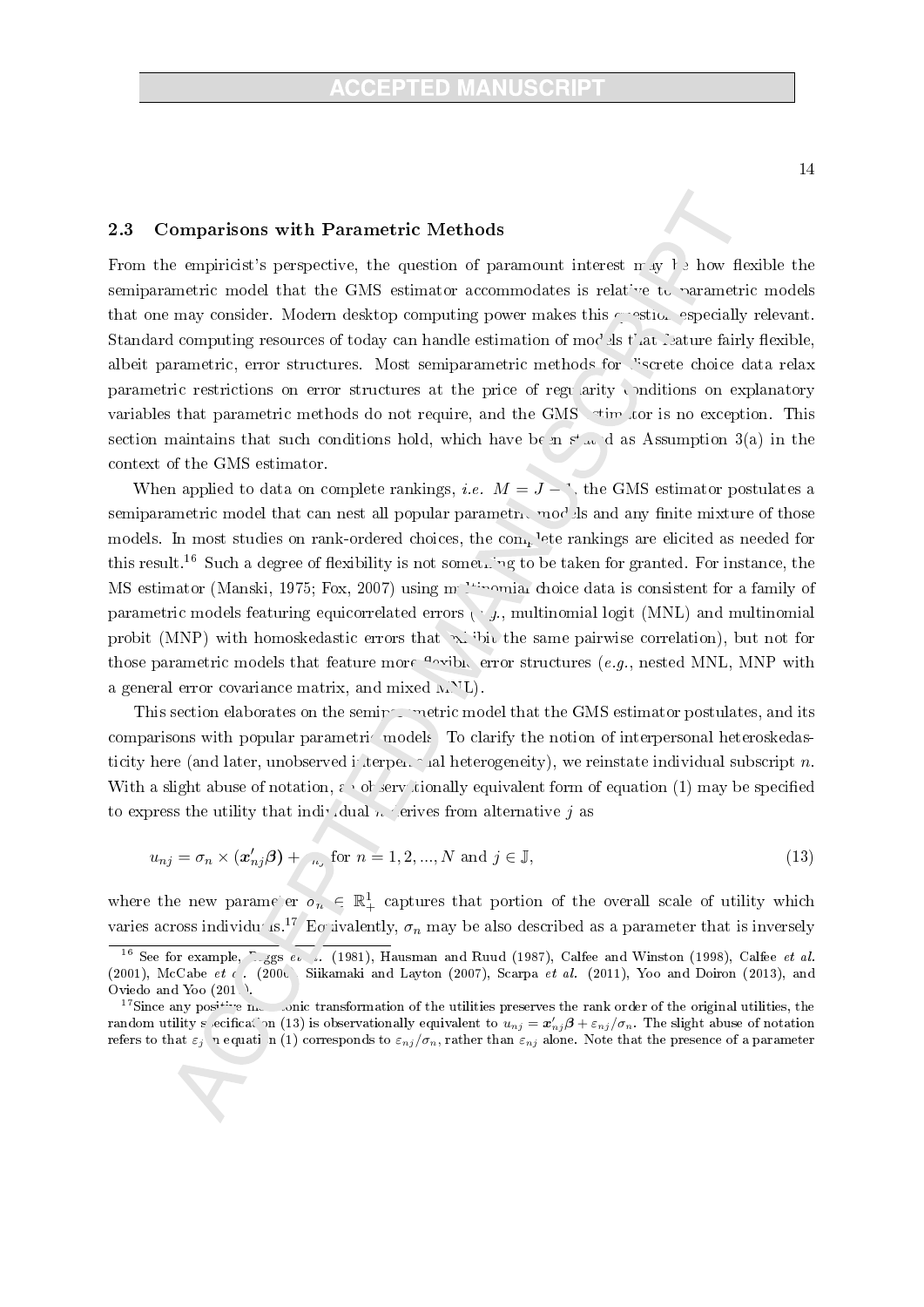## 2.3 Comparisons with Parametric Methods

From the empiricist's perspective, the question of paramount interest may be how flexible the semiparametric model that the GMS estimator accommodates is relative to parametric models that one may consider. Modern desktop computing power makes this question especially relevant. Standard computing resources of today can handle estimation of models that feature fairly flexible, albeit parametric, error structures. Most semiparametric methods for discrete choice data relax parametric restrictions on error structures at the price of regularity conditions on explanatory variables that parametric methods do not require, and the GMS estimator is no exception. This section maintains that such conditions hold, which have been stated as Assumption 3(a) in the context of the GMS estimator.

When applied to data on complete rankings, *i.e.* $M = J - 1$, the GMS estimator postulates a semiparametric model that can nest all popular parametric models and any finite mixture of those models. In most studies on rank-ordered choices, the complete rankings are elicited as needed for this result.[16] Such a degree of flexibility is not something to be taken for granted. For instance, the MS estimator (Manski, 1975; Fox, 2007) using multinomial choice data is consistent for a family of parametric models featuring equicorrelated errors (*e.g.*, multinomial logit (MNL) and multinomial probit (MNP) with homoskedastic errors that exhibit the same pairwise correlation), but not for those parametric models that feature more flexible error structures (*e.g.*, nested MNL, MNP with a general error covariance matrix, and mixed MNL).

This section elaborates on the semiparametric model that the GMS estimator postulates, and its comparisons with popular parametric models. To clarify the notion of interpersonal heteroskedasticity here (and later, unobserved interpersonal heterogeneity), we reinstate individual subscript $n$. With a slight abuse of notation, an observationally equivalent form of equation (1) may be specified to express the utility that individual $n$ derives from alternative $j$ as

$$u_{nj} = \sigma_n \times (\boldsymbol{x}'_{nj}\boldsymbol{\beta}) + \varepsilon_{nj} \text{ for } n = 1, 2, ..., N \text{ and } j \in \mathbb{J}, \tag{13}$$

where the new parameter $\sigma_n \in \mathbb{R}^1_+$ captures that portion of the overall scale of utility which varies across individuals.[17] Equivalently, $\sigma_n$ may be also described as a parameter that is inversely

---

[16] See for example, Beggs *et al.* (1981), Hausman and Ruud (1987), Calfee and Winston (1998), Calfee *et al.* (2001), McCabe *et al.* (2006), Siikamaki and Layton (2007), Scarpa *et al.* (2011), Yoo and Doiron (2013), and Oviedo and Yoo (2016).

[17] Since any positive monotonic transformation of the utilities preserves the rank order of the original utilities, the random utility specification (13) is observationally equivalent to $u_{nj} = \boldsymbol{x}'_{nj}\boldsymbol{\beta} + \varepsilon_{nj}/\sigma_n$. The slight abuse of notation refers to that $\varepsilon_j$ in equation (1) corresponds to $\varepsilon_{nj}/\sigma_n$, rather than $\varepsilon_{nj}$ alone. Note that the presence of a parameter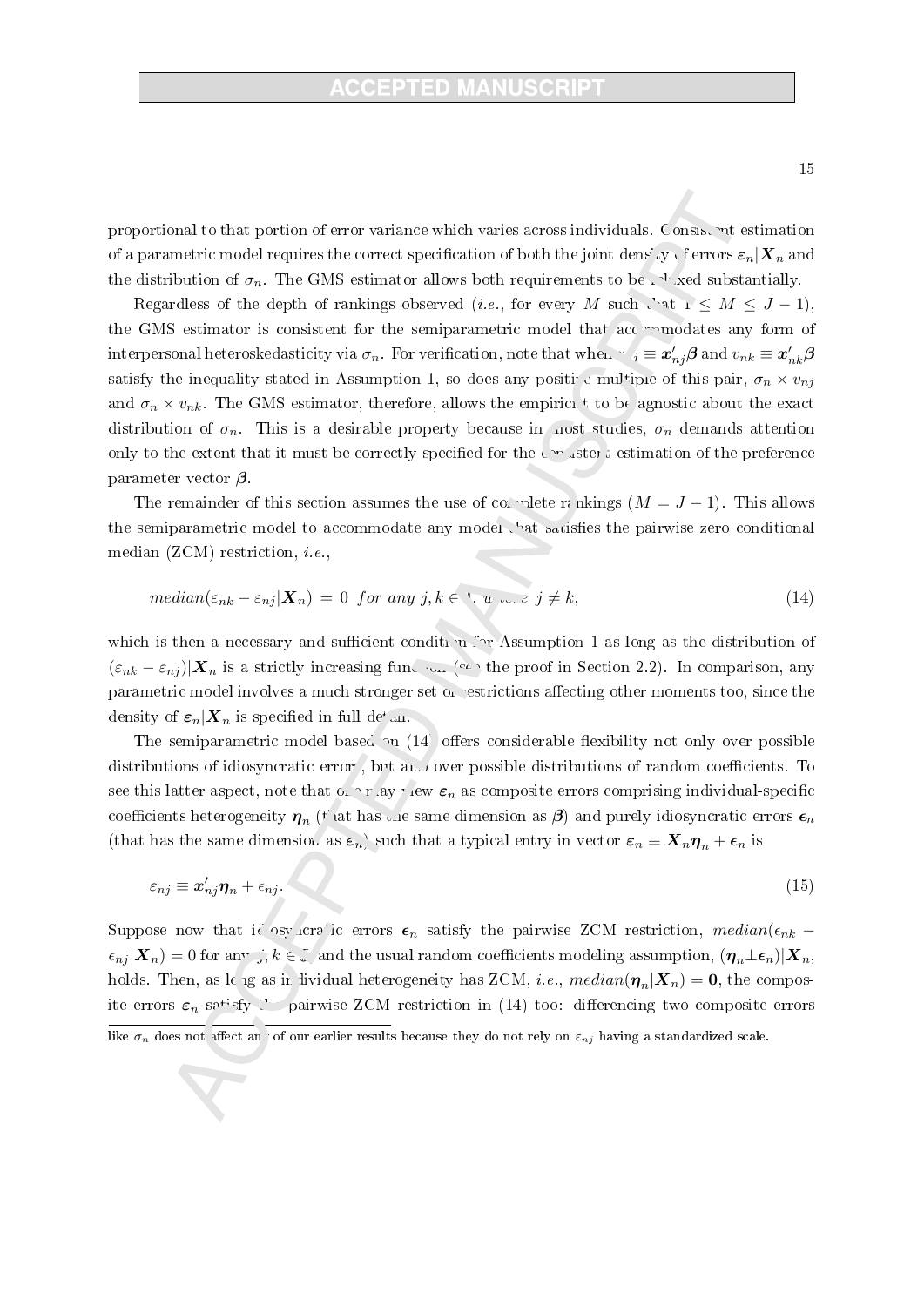proportional to that portion of error variance which varies across individuals. Consistent estimation of a parametric model requires the correct specification of both the joint density of errors $\boldsymbol{\varepsilon}_n|\boldsymbol{X}_n$ and the distribution of $\sigma_n$. The GMS estimator allows both requirements to be relaxed substantially.

Regardless of the depth of rankings observed (*i.e.*, for every $M$ such that $1 \leq M \leq J-1$), the GMS estimator is consistent for the semiparametric model that accommodates any form of interpersonal heteroskedasticity via $\sigma_n$. For verification, note that when $v_{nj} \equiv \boldsymbol{x}'_{nj}\boldsymbol{\beta}$ and $v_{nk} \equiv \boldsymbol{x}'_{nk}\boldsymbol{\beta}$ satisfy the inequality stated in Assumption 1, so does any positive multiple of this pair, $\sigma_n \times v_{nj}$ and $\sigma_n \times v_{nk}$. The GMS estimator, therefore, allows the empiricist to be agnostic about the exact distribution of $\sigma_n$. This is a desirable property because in most studies, $\sigma_n$ demands attention only to the extent that it must be correctly specified for the consistent estimation of the preference parameter vector $\boldsymbol{\beta}$.

The remainder of this section assumes the use of complete rankings ($M = J-1$). This allows the semiparametric model to accommodate any model that satisfies the pairwise zero conditional median (ZCM) restriction, *i.e.*,

$$median(\varepsilon_{nk} - \varepsilon_{nj}|\boldsymbol{X}_n) = 0 \;\; for\ any\ j,k \in \mathcal{J},\ where\ j \neq k, \tag{14}$$

which is then a necessary and sufficient condition for Assumption 1 as long as the distribution of $(\varepsilon_{nk} - \varepsilon_{nj})|\boldsymbol{X}_n$ is a strictly increasing function (see the proof in Section 2.2). In comparison, any parametric model involves a much stronger set of restrictions affecting other moments too, since the density of $\boldsymbol{\varepsilon}_n|\boldsymbol{X}_n$ is specified in full detail.

The semiparametric model based on (14) offers considerable flexibility not only over possible distributions of idiosyncratic errors, but also over possible distributions of random coefficients. To see this latter aspect, note that one may view $\boldsymbol{\varepsilon}_n$ as composite errors comprising individual-specific coefficients heterogeneity $\boldsymbol{\eta}_n$ (that has the same dimension as $\boldsymbol{\beta}$) and purely idiosyncratic errors $\boldsymbol{\epsilon}_n$ (that has the same dimension as $\boldsymbol{\varepsilon}_n$) such that a typical entry in vector $\boldsymbol{\varepsilon}_n \equiv \boldsymbol{X}_n\boldsymbol{\eta}_n + \boldsymbol{\epsilon}_n$ is

$$\varepsilon_{nj} \equiv \boldsymbol{x}'_{nj}\boldsymbol{\eta}_n + \epsilon_{nj}. \tag{15}$$

Suppose now that idiosyncratic errors $\boldsymbol{\epsilon}_n$ satisfy the pairwise ZCM restriction, $median(\epsilon_{nk} - \epsilon_{nj}|\boldsymbol{X}_n) = 0$ for any $j,k \in \mathcal{J}$ and the usual random coefficients modeling assumption, $(\boldsymbol{\eta}_n \perp \boldsymbol{\epsilon}_n)|\boldsymbol{X}_n$, holds. Then, as long as individual heterogeneity has ZCM, *i.e.*, $median(\boldsymbol{\eta}_n|\boldsymbol{X}_n) = \boldsymbol{0}$, the composite errors $\boldsymbol{\varepsilon}_n$ satisfy the pairwise ZCM restriction in (14) too: differencing two composite errors

like $\sigma_n$ does not affect any of our earlier results because they do not rely on $\varepsilon_{nj}$ having a standardized scale.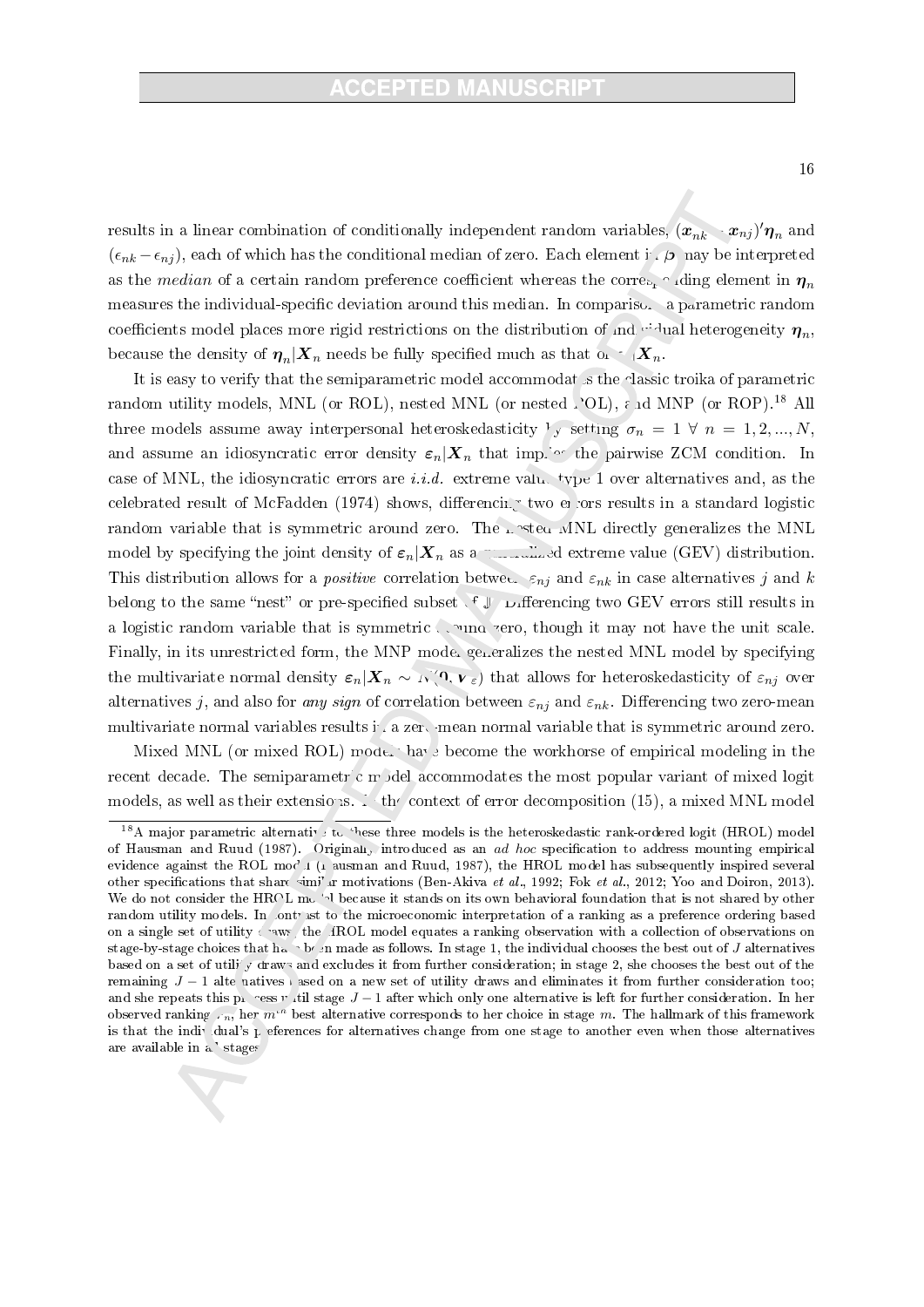results in a linear combination of conditionally independent random variables, $(\boldsymbol{x}_{nk} - \boldsymbol{x}_{nj})'\boldsymbol{\eta}_n$ and $(\epsilon_{nk} - \epsilon_{nj})$, each of which has the conditional median of zero. Each element in $\boldsymbol{\beta}$ may be interpreted as the *median* of a certain random preference coefficient whereas the corresponding element in $\boldsymbol{\eta}_n$ measures the individual-specific deviation around this median. In comparison, a parametric random coefficients model places more rigid restrictions on the distribution of individual heterogeneity $\boldsymbol{\eta}_n$, because the density of $\boldsymbol{\eta}_n|\boldsymbol{X}_n$ needs be fully specified much as that of $\boldsymbol{\varepsilon}_n|\boldsymbol{X}_n$.

It is easy to verify that the semiparametric model accommodates the classic troika of parametric random utility models, MNL (or ROL), nested MNL (or nested ROL), and MNP (or ROP).[18] All three models assume away interpersonal heteroskedasticity by setting $\sigma_n = 1 \ \forall \ n = 1, 2, ..., N$, and assume an idiosyncratic error density $\boldsymbol{\varepsilon}_n|\boldsymbol{X}_n$ that implies the pairwise ZCM condition. In case of MNL, the idiosyncratic errors are *i.i.d.* extreme value type 1 over alternatives and, as the celebrated result of McFadden (1974) shows, differencing two errors results in a standard logistic random variable that is symmetric around zero. The nested MNL directly generalizes the MNL model by specifying the joint density of $\boldsymbol{\varepsilon}_n|\boldsymbol{X}_n$ as a generalized extreme value (GEV) distribution. This distribution allows for a *positive* correlation between $\varepsilon_{nj}$ and $\varepsilon_{nk}$ in case alternatives $j$ and $k$ belong to the same "nest" or pre-specified subset of $\mathbb{J}$. Differencing two GEV errors still results in a logistic random variable that is symmetric around zero, though it may not have the unit scale. Finally, in its unrestricted form, the MNP model generalizes the nested MNL model by specifying the multivariate normal density $\boldsymbol{\varepsilon}_n|\boldsymbol{X}_n \sim N(\boldsymbol{0}, \boldsymbol{V}_\varepsilon)$ that allows for heteroskedasticity of $\varepsilon_{nj}$ over alternatives $j$, and also for *any sign* of correlation between $\varepsilon_{nj}$ and $\varepsilon_{nk}$. Differencing two zero-mean multivariate normal variables results in a zero-mean normal variable that is symmetric around zero.

Mixed MNL (or mixed ROL) models have become the workhorse of empirical modeling in the recent decade. The semiparametric model accommodates the most popular variant of mixed logit models, as well as their extensions. In the context of error decomposition (15), a mixed MNL model

[18] A major parametric alternative to these three models is the heteroskedastic rank-ordered logit (HROL) model of Hausman and Ruud (1987). Originally introduced as an *ad hoc* specification to address mounting empirical evidence against the ROL model (Hausman and Ruud, 1987), the HROL model has subsequently inspired several other specifications that share similar motivations (Ben-Akiva *et al.*, 1992; Fok *et al.*, 2012; Yoo and Doiron, 2013). We do not consider the HROL model because it stands on its own behavioral foundation that is not shared by other random utility models. In contrast to the microeconomic interpretation of a ranking as a preference ordering based on a single set of utility draws, the HROL model equates a ranking observation with a collection of observations on stage-by-stage choices that have been made as follows. In stage 1, the individual chooses the best out of $J$ alternatives based on a set of utility draws and excludes it from further consideration; in stage 2, she chooses the best out of the remaining $J-1$ alternatives based on a new set of utility draws and eliminates it from further consideration too; and she repeats this process until stage $J-1$ after which only one alternative is left for further consideration. In her observed ranking $r_n$, her $m^{th}$ best alternative corresponds to her choice in stage $m$. The hallmark of this framework is that the individual's preferences for alternatives change from one stage to another even when those alternatives are available in all stages.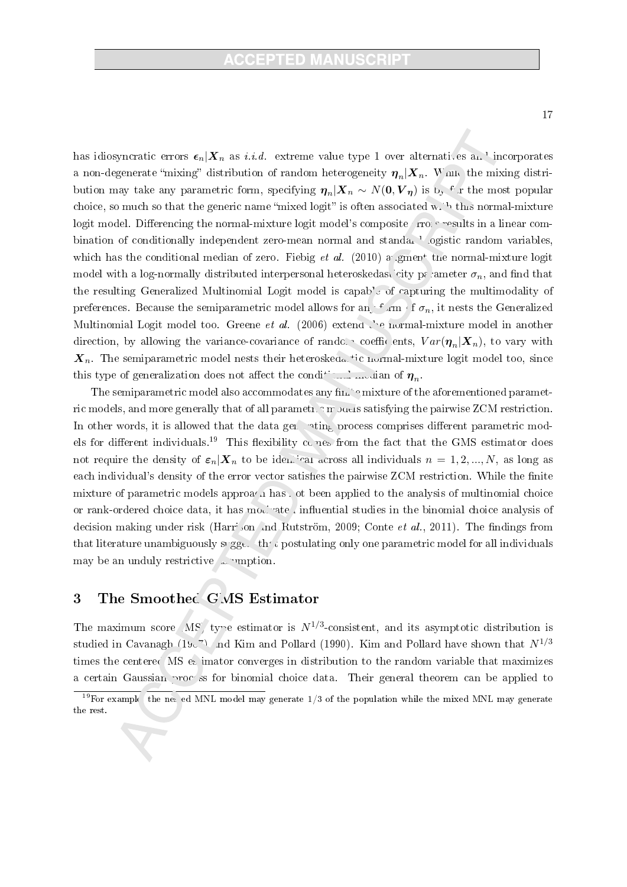has idiosyncratic errors $\boldsymbol{\epsilon}_n|\boldsymbol{X}_n$ as *i.i.d.* extreme value type 1 over alternatives and incorporates a non-degenerate "mixing" distribution of random heterogeneity $\boldsymbol{\eta}_n|\boldsymbol{X}_n$. While the mixing distribution may take any parametric form, specifying $\boldsymbol{\eta}_n|\boldsymbol{X}_n \sim N(\mathbf{0}, \boldsymbol{V}_{\boldsymbol{\eta}})$ is by far the most popular choice, so much so that the generic name "mixed logit" is often associated with this normal-mixture logit model. Differencing the normal-mixture logit model's composite errors results in a linear combination of conditionally independent zero-mean normal and standard logistic random variables, which has the conditional median of zero. Fiebig *et al.* (2010) augment the normal-mixture logit model with a log-normally distributed interpersonal heteroskedasticity parameter $\sigma_n$, and find that the resulting Generalized Multinomial Logit model is capable of capturing the multimodality of preferences. Because the semiparametric model allows for any form of $\sigma_n$, it nests the Generalized Multinomial Logit model too. Greene *et al.* (2006) extend the normal-mixture model in another direction, by allowing the variance-covariance of random coefficients, $Var(\boldsymbol{\eta}_n|\boldsymbol{X}_n)$, to vary with $\boldsymbol{X}_n$. The semiparametric model nests their heteroskedastic normal-mixture logit model too, since this type of generalization does not affect the conditional median of $\boldsymbol{\eta}_n$.

The semiparametric model also accommodates any finite mixture of the aforementioned parametric models, and more generally that of all parametric models satisfying the pairwise ZCM restriction. In other words, it is allowed that the data generating process comprises different parametric models for different individuals.[19] This flexibility comes from the fact that the GMS estimator does not require the density of $\boldsymbol{\varepsilon}_n|\boldsymbol{X}_n$ to be identical across all individuals $n = 1, 2, ..., N$, as long as each individual's density of the error vector satisfies the pairwise ZCM restriction. While the finite mixture of parametric models approach has not been applied to the analysis of multinomial choice or rank-ordered choice data, it has motivated influential studies in the binomial choice analysis of decision making under risk (Harrison and Rutström, 2009; Conte *et al.*, 2011). The findings from that literature unambiguously suggest that postulating only one parametric model for all individuals may be an unduly restrictive assumption.

## 3 The Smoothed GMS Estimator

The maximum score (MS) type estimator is $N^{1/3}$-consistent, and its asymptotic distribution is studied in Cavanagh (1987) and Kim and Pollard (1990). Kim and Pollard have shown that $N^{1/3}$ times the centered MS estimator converges in distribution to the random variable that maximizes a certain Gaussian process for binomial choice data. Their general theorem can be applied to

[19] For example, the nested MNL model may generate 1/3 of the population while the mixed MNL may generate the rest.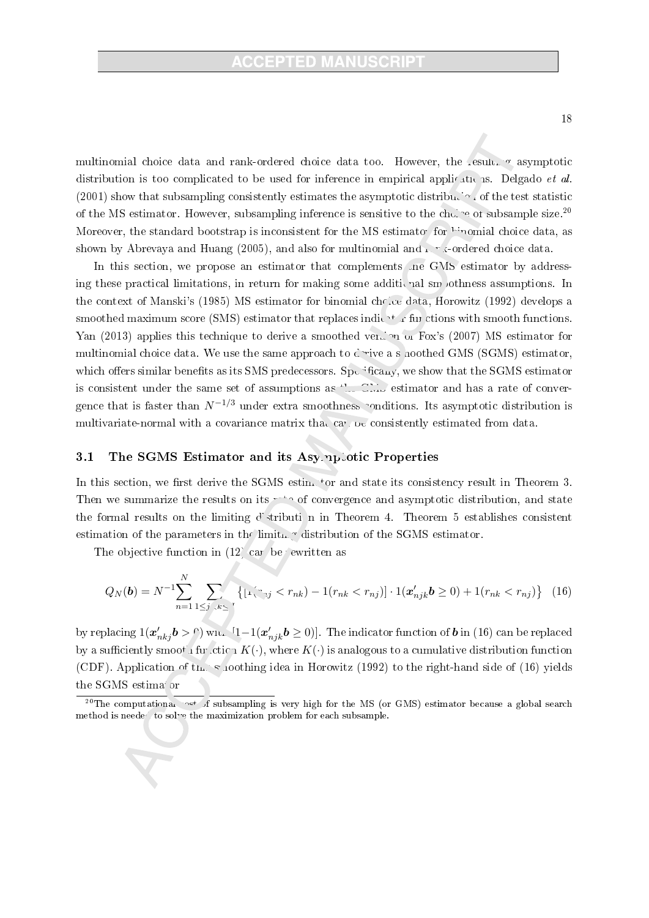multinomial choice data and rank-ordered choice data too. However, the resulting asymptotic distribution is too complicated to be used for inference in empirical applications. Delgado *et al.* (2001) show that subsampling consistently estimates the asymptotic distribution of the test statistic of the MS estimator. However, subsampling inference is sensitive to the choice of subsample size.[20] Moreover, the standard bootstrap is inconsistent for the MS estimator for binomial choice data, as shown by Abrevaya and Huang (2005), and also for multinomial and rank-ordered choice data.

In this section, we propose an estimator that complements the GMS estimator by addressing these practical limitations, in return for making some additional smoothness assumptions. In the context of Manski's (1985) MS estimator for binomial choice data, Horowitz (1992) develops a smoothed maximum score (SMS) estimator that replaces indicator functions with smooth functions. Yan (2013) applies this technique to derive a smoothed version of Fox's (2007) MS estimator for multinomial choice data. We use the same approach to derive a smoothed GMS (SGMS) estimator, which offers similar benefits as its SMS predecessors. Specifically, we show that the SGMS estimator is consistent under the same set of assumptions as the GMS estimator and has a rate of convergence that is faster than $N^{-1/3}$ under extra smoothness conditions. Its asymptotic distribution is multivariate-normal with a covariance matrix that can be consistently estimated from data.

### 3.1 The SGMS Estimator and its Asymptotic Properties

In this section, we first derive the SGMS estimator and state its consistency result in Theorem 3. Then we summarize the results on its rate of convergence and asymptotic distribution, and state the formal results on the limiting distribution in Theorem 4. Theorem 5 establishes consistent estimation of the parameters in the limiting distribution of the SGMS estimator.

The objective function in (12) can be rewritten as

$$Q_N(\boldsymbol{b}) = N^{-1}\sum_{n=1}^{N}\sum_{1\leq j<k\leq J}\left\{[1(r_{nj} < r_{nk}) - 1(r_{nk} < r_{nj})]\cdot 1(\boldsymbol{x}'_{njk}\boldsymbol{b} \geq 0) + 1(r_{nk} < r_{nj})\right\} \quad (16)$$

by replacing $1(\boldsymbol{x}'_{nkj}\boldsymbol{b} > 0)$ with $[1-1(\boldsymbol{x}'_{njk}\boldsymbol{b} \geq 0)]$. The indicator function of $\boldsymbol{b}$ in (16) can be replaced by a sufficiently smooth function $K(\cdot)$, where $K(\cdot)$ is analogous to a cumulative distribution function (CDF). Application of this smoothing idea in Horowitz (1992) to the right-hand side of (16) yields the SGMS estimator

[20] The computational cost of subsampling is very high for the MS (or GMS) estimator because a global search method is needed to solve the maximization problem for each subsample.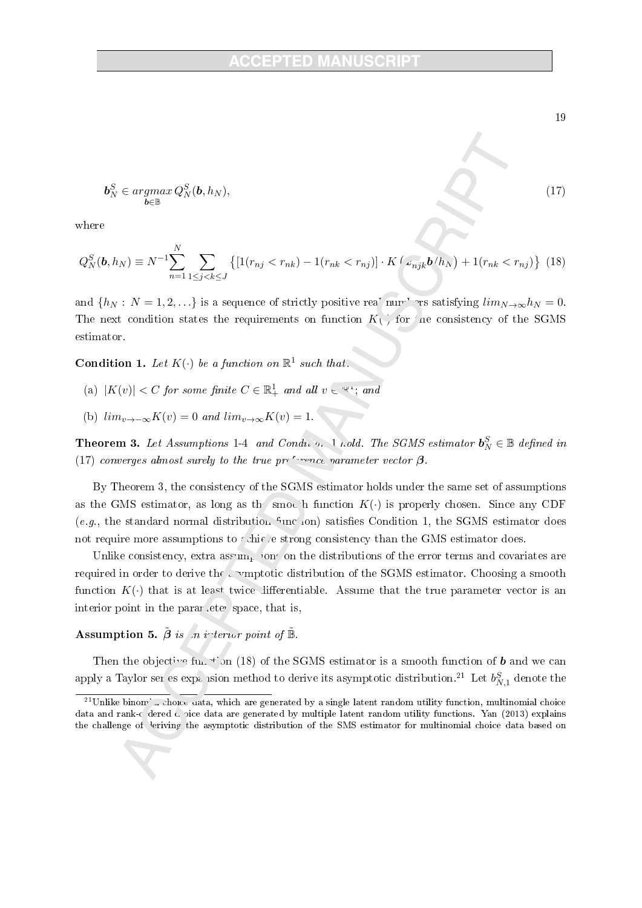$$\boldsymbol{b}_N^S \in \underset{\boldsymbol{b} \in \mathbb{B}}{argmax}\, Q_N^S(\boldsymbol{b}, h_N), \tag{17}$$

where

$$Q_N^S(\boldsymbol{b}, h_N) \equiv N^{-1} \sum_{n=1}^{N} \sum_{1 \leq j < k \leq J} \left\{ [1(r_{nj} < r_{nk}) - 1(r_{nk} < r_{nj})] \cdot K\left(\boldsymbol{x}_{njk} \boldsymbol{b} / h_N\right) + 1(r_{nk} < r_{nj}) \right\} \tag{18}$$

and $\{h_N : N = 1, 2, \ldots\}$ is a sequence of strictly positive real numbers satisfying $lim_{N \to \infty} h_N = 0$. The next condition states the requirements on function $K(\cdot)$ for the consistency of the SGMS estimator.

**Condition 1.** *Let $K(\cdot)$ be a function on $\mathbb{R}^1$ such that:*

(a) $|K(v)| < C$ *for some finite* $C \in \mathbb{R}_+^1$ *and all* $v \in \mathbb{R}^1$*; and*

(b) $lim_{v \to -\infty} K(v) = 0$ *and* $lim_{v \to \infty} K(v) = 1$.

**Theorem 3.** *Let Assumptions* 1-4 *and Condition* 1 *hold. The SGMS estimator* $\boldsymbol{b}_N^S \in \mathbb{B}$ *defined in* (17) *converges almost surely to the true preference parameter vector* $\boldsymbol{\beta}$.

By Theorem 3, the consistency of the SGMS estimator holds under the same set of assumptions as the GMS estimator, as long as the smooth function $K(\cdot)$ is properly chosen. Since any CDF (*e.g.*, the standard normal distribution function) satisfies Condition 1, the SGMS estimator does not require more assumptions to achieve strong consistency than the GMS estimator does.

Unlike consistency, extra assumptions on the distributions of the error terms and covariates are required in order to derive the asymptotic distribution of the SGMS estimator. Choosing a smooth function $K(\cdot)$ that is at least twice differentiable. Assume that the true parameter vector is an interior point in the parameter space, that is,

**Assumption 5.** $\tilde{\boldsymbol{\beta}}$ *is an interior point of* $\tilde{\mathbb{B}}$.

Then the objective function (18) of the SGMS estimator is a smooth function of $\boldsymbol{b}$ and we can apply a Taylor series expansion method to derive its asymptotic distribution.[21] Let $b_{N,1}^S$ denote the

[21] Unlike binomial choice data, which are generated by a single latent random utility function, multinomial choice data and rank-ordered choice data are generated by multiple latent random utility functions. Yan (2013) explains the challenge of deriving the asymptotic distribution of the SMS estimator for multinomial choice data based on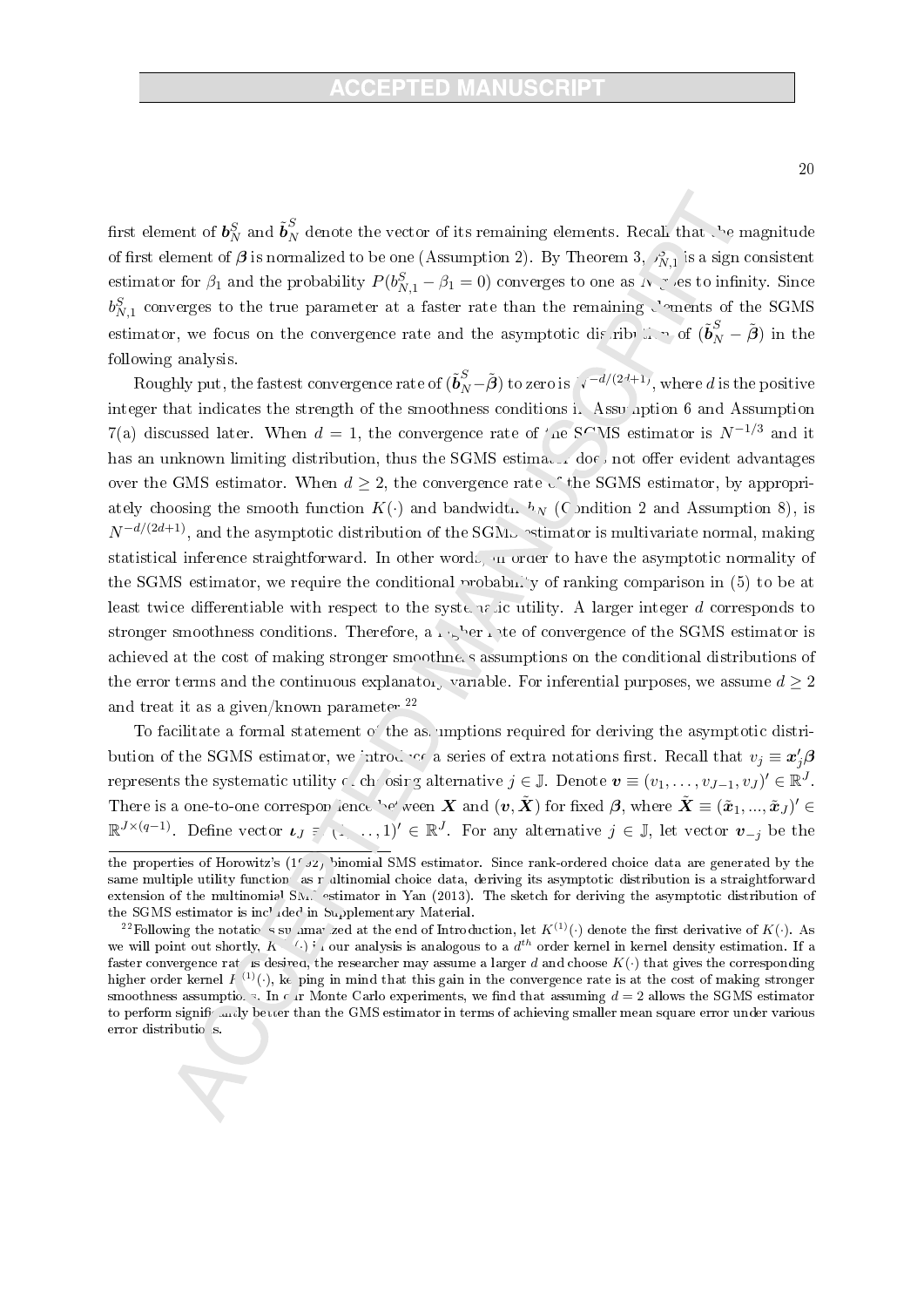first element of $\boldsymbol{b}_N^S$ and $\tilde{\boldsymbol{b}}_N^S$ denote the vector of its remaining elements. Recall that the magnitude of first element of $\boldsymbol{\beta}$ is normalized to be one (Assumption 2). By Theorem 3, $b_{N,1}^S$ is a sign consistent estimator for $\beta_1$ and the probability $P(b_{N,1}^S - \beta_1 = 0)$ converges to one as $N$ goes to infinity. Since $b_{N,1}^S$ converges to the true parameter at a faster rate than the remaining elements of the SGMS estimator, we focus on the convergence rate and the asymptotic distribution of $(\tilde{\boldsymbol{b}}_N^S - \tilde{\boldsymbol{\beta}})$ in the following analysis.

Roughly put, the fastest convergence rate of $(\tilde{\boldsymbol{b}}_N^S - \tilde{\boldsymbol{\beta}})$ to zero is $N^{-d/(2d+1)}$, where $d$ is the positive integer that indicates the strength of the smoothness conditions in Assumption 6 and Assumption 7(a) discussed later. When $d = 1$, the convergence rate of the SGMS estimator is $N^{-1/3}$ and it has an unknown limiting distribution, thus the SGMS estimator does not offer evident advantages over the GMS estimator. When $d \geq 2$, the convergence rate of the SGMS estimator, by appropriately choosing the smooth function $K(\cdot)$ and bandwidth $h_N$ (Condition 2 and Assumption 8), is $N^{-d/(2d+1)}$, and the asymptotic distribution of the SGMS estimator is multivariate normal, making statistical inference straightforward. In other words, in order to have the asymptotic normality of the SGMS estimator, we require the conditional probability of ranking comparison in (5) to be at least twice differentiable with respect to the systematic utility. A larger integer $d$ corresponds to stronger smoothness conditions. Therefore, a higher rate of convergence of the SGMS estimator is achieved at the cost of making stronger smoothness assumptions on the conditional distributions of the error terms and the continuous explanatory variable. For inferential purposes, we assume $d \geq 2$ and treat it as a given/known parameter.[22]

To facilitate a formal statement of the assumptions required for deriving the asymptotic distribution of the SGMS estimator, we introduce a series of extra notations first. Recall that $v_j \equiv \boldsymbol{x}_j'\boldsymbol{\beta}$ represents the systematic utility of choosing alternative $j \in \mathbb{J}$. Denote $\boldsymbol{v} \equiv (v_1, \ldots, v_{J-1}, v_J)' \in \mathbb{R}^J$. There is a one-to-one correspondence between $\boldsymbol{X}$ and $(\boldsymbol{v}, \tilde{\boldsymbol{X}})$ for fixed $\boldsymbol{\beta}$, where $\tilde{\boldsymbol{X}} \equiv (\tilde{\boldsymbol{x}}_1, ..., \tilde{\boldsymbol{x}}_J)' \in \mathbb{R}^{J \times (q-1)}$. Define vector $\boldsymbol{\iota}_J \equiv (1, \ldots, 1)' \in \mathbb{R}^J$. For any alternative $j \in \mathbb{J}$, let vector $\boldsymbol{v}_{-j}$ be the

---

the properties of Horowitz's (1992) binomial SMS estimator. Since rank-ordered choice data are generated by the same multiple utility functions as multinomial choice data, deriving its asymptotic distribution is a straightforward extension of the multinomial SMS estimator in Yan (2013). The sketch for deriving the asymptotic distribution of the SGMS estimator is included in Supplementary Material.

[22] Following the notations summarized at the end of Introduction, let $K^{(1)}(\cdot)$ denote the first derivative of $K(\cdot)$. As we will point out shortly, $K^{(1)}(\cdot)$ in our analysis is analogous to a $d^{th}$ order kernel in kernel density estimation. If a faster convergence rate is desired, the researcher may assume a larger $d$ and choose $K(\cdot)$ that gives the corresponding higher order kernel $K^{(1)}(\cdot)$, keeping in mind that this gain in the convergence rate is at the cost of making stronger smoothness assumptions. In our Monte Carlo experiments, we find that assuming $d = 2$ allows the SGMS estimator to perform significantly better than the GMS estimator in terms of achieving smaller mean square error under various error distributions.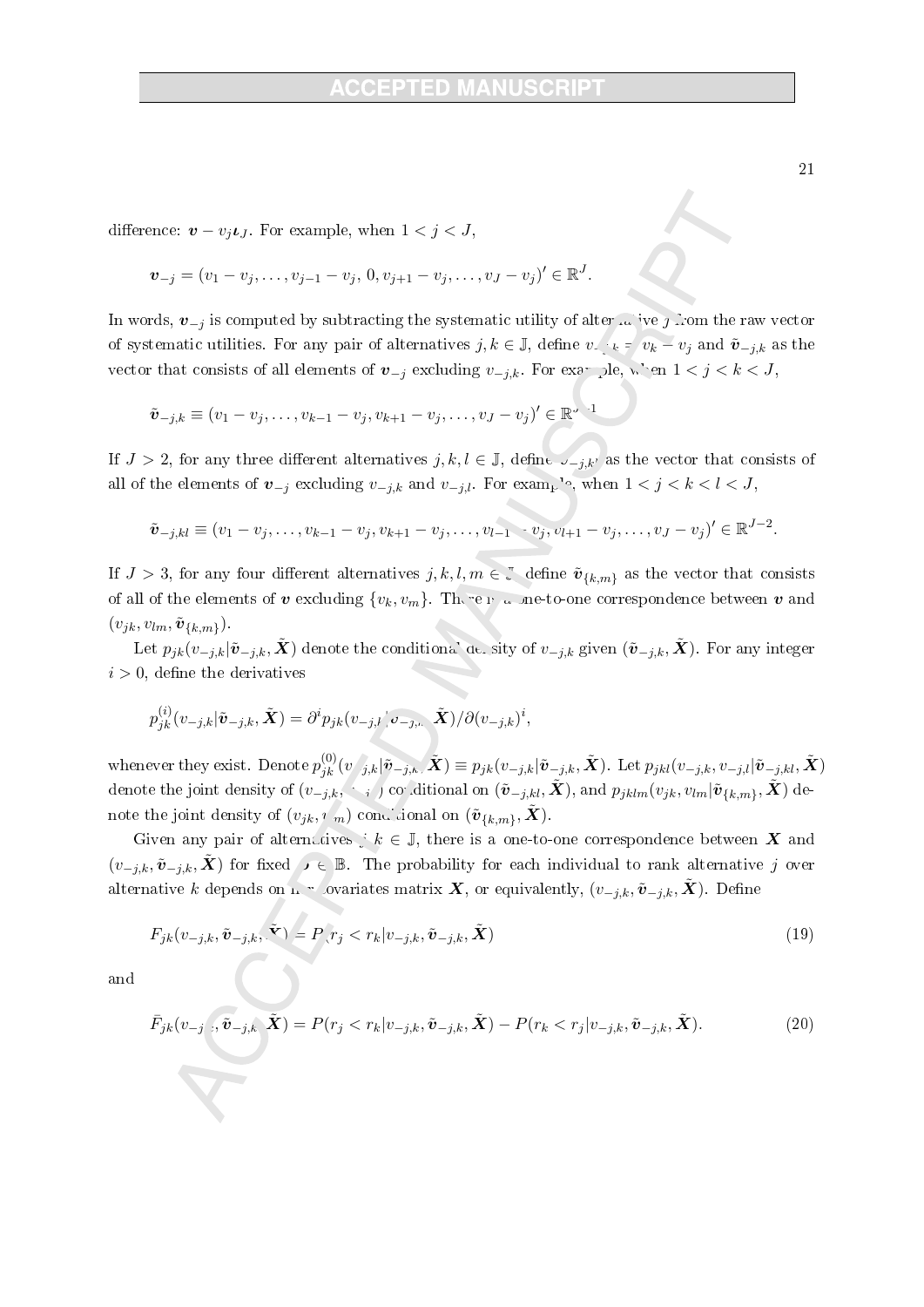difference: $\boldsymbol{v} - v_j \boldsymbol{\iota}_J$. For example, when $1 < j < J$,

$$\boldsymbol{v}_{-j} = (v_1 - v_j, \ldots, v_{j-1} - v_j, 0, v_{j+1} - v_j, \ldots, v_J - v_j)' \in \mathbb{R}^J.$$

In words, $\boldsymbol{v}_{-j}$ is computed by subtracting the systematic utility of alternative $j$ from the raw vector of systematic utilities. For any pair of alternatives $j, k \in \mathbb{J}$, define $v_{-j,k} = v_k - v_j$ and $\tilde{\boldsymbol{v}}_{-j,k}$ as the vector that consists of all elements of $\boldsymbol{v}_{-j}$ excluding $v_{-j,k}$. For example, when $1 < j < k < J$,

$$\tilde{\boldsymbol{v}}_{-j,k} \equiv (v_1 - v_j, \ldots, v_{k-1} - v_j, v_{k+1} - v_j, \ldots, v_J - v_j)' \in \mathbb{R}^{J-1}$$

If $J > 2$, for any three different alternatives $j, k, l \in \mathbb{J}$, define $\tilde{\boldsymbol{v}}_{-j,kl}$ as the vector that consists of all of the elements of $\boldsymbol{v}_{-j}$ excluding $v_{-j,k}$ and $v_{-j,l}$. For example, when $1 < j < k < l < J$,

$$\tilde{\boldsymbol{v}}_{-j,kl} \equiv (v_1 - v_j, \ldots, v_{k-1} - v_j, v_{k+1} - v_j, \ldots, v_{l-1} - v_j, v_{l+1} - v_j, \ldots, v_J - v_j)' \in \mathbb{R}^{J-2}.$$

If $J > 3$, for any four different alternatives $j, k, l, m \in \mathbb{J}$, define $\tilde{\boldsymbol{v}}_{\{k,m\}}$ as the vector that consists of all of the elements of $\boldsymbol{v}$ excluding $\{v_k, v_m\}$. There is a one-to-one correspondence between $\boldsymbol{v}$ and $(v_{jk}, v_{lm}, \tilde{\boldsymbol{v}}_{\{k,m\}})$.

Let $p_{jk}(v_{-j,k}|\tilde{\boldsymbol{v}}_{-j,k}, \tilde{\boldsymbol{X}})$ denote the conditional density of $v_{-j,k}$ given $(\tilde{\boldsymbol{v}}_{-j,k}, \tilde{\boldsymbol{X}})$. For any integer $i > 0$, define the derivatives

$$p_{jk}^{(i)}(v_{-j,k}|\tilde{\boldsymbol{v}}_{-j,k}, \tilde{\boldsymbol{X}}) = \partial^i p_{jk}(v_{-j,k}|\tilde{\boldsymbol{v}}_{-j,k}, \tilde{\boldsymbol{X}})/\partial(v_{-j,k})^i,$$

whenever they exist. Denote $p_{jk}^{(0)}(v_{-j,k}|\tilde{\boldsymbol{v}}_{-j,k}, \tilde{\boldsymbol{X}}) \equiv p_{jk}(v_{-j,k}|\tilde{\boldsymbol{v}}_{-j,k}, \tilde{\boldsymbol{X}})$. Let $p_{jkl}(v_{-j,k}, v_{-j,l}|\tilde{\boldsymbol{v}}_{-j,kl}, \tilde{\boldsymbol{X}})$ denote the joint density of $(v_{-j,k}, v_{-j,l})$ conditional on $(\tilde{\boldsymbol{v}}_{-j,kl}, \tilde{\boldsymbol{X}})$, and $p_{jklm}(v_{jk}, v_{lm}|\tilde{\boldsymbol{v}}_{\{k,m\}}, \tilde{\boldsymbol{X}})$ denote the joint density of $(v_{jk}, v_{lm})$ conditional on $(\tilde{\boldsymbol{v}}_{\{k,m\}}, \tilde{\boldsymbol{X}})$.

Given any pair of alternatives $j, k \in \mathbb{J}$, there is a one-to-one correspondence between $\boldsymbol{X}$ and $(v_{-j,k}, \tilde{\boldsymbol{v}}_{-j,k}, \tilde{\boldsymbol{X}})$ for fixed $\boldsymbol{b} \in \mathbb{B}$. The probability for each individual to rank alternative $j$ over alternative $k$ depends on the covariates matrix $\boldsymbol{X}$, or equivalently, $(v_{-j,k}, \tilde{\boldsymbol{v}}_{-j,k}, \tilde{\boldsymbol{X}})$. Define

$$F_{jk}(v_{-j,k}, \tilde{\boldsymbol{v}}_{-j,k}, \tilde{\boldsymbol{X}}) = P(r_j < r_k|v_{-j,k}, \tilde{\boldsymbol{v}}_{-j,k}, \tilde{\boldsymbol{X}}) \tag{19}$$

and

$$\bar{F}_{jk}(v_{-j,k}, \tilde{\boldsymbol{v}}_{-j,k}, \tilde{\boldsymbol{X}}) = P(r_j < r_k|v_{-j,k}, \tilde{\boldsymbol{v}}_{-j,k}, \tilde{\boldsymbol{X}}) - P(r_k < r_j|v_{-j,k}, \tilde{\boldsymbol{v}}_{-j,k}, \tilde{\boldsymbol{X}}). \tag{20}$$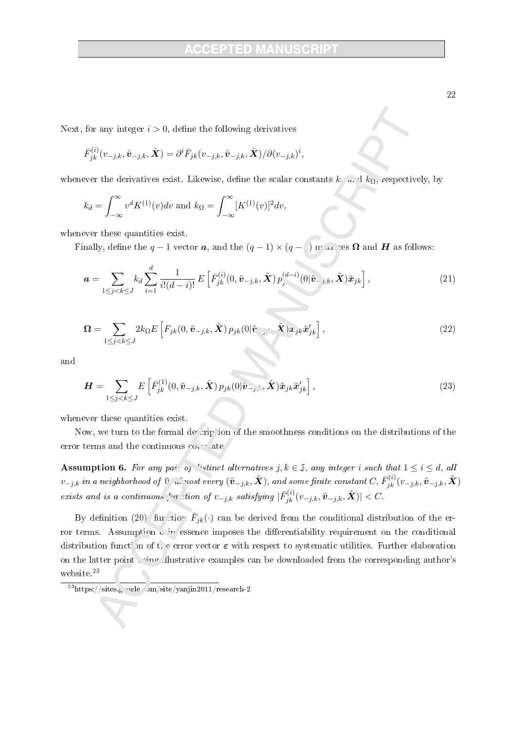Next, for any integer $i > 0$, define the following derivatives

$$\bar{F}_{jk}^{(i)}(v_{-j,k}, \tilde{\boldsymbol{v}}_{-j,k}, \tilde{\boldsymbol{X}}) = \partial^i \bar{F}_{jk}(v_{-j,k}, \tilde{\boldsymbol{v}}_{-j,k}, \tilde{\boldsymbol{X}})/\partial(v_{-j,k})^i,$$

whenever the derivatives exist. Likewise, define the scalar constants $k_d$ and $k_\Omega$, respectively, by

$$k_d = \int_{-\infty}^{\infty} v^d K^{(1)}(v)dv \text{ and } k_\Omega = \int_{-\infty}^{\infty} [K^{(1)}(v)]^2 dv,$$

whenever these quantities exist.

Finally, define the $q-1$ vector $\boldsymbol{a}$, and the $(q-1) \times (q-1)$ matrices $\boldsymbol{\Omega}$ and $\boldsymbol{H}$ as follows:

$$\boldsymbol{a} = \sum_{1 \le j < k \le J} k_d \sum_{i=1}^{d} \frac{1}{i!(d-i)!} E\left[\bar{F}_{jk}^{(i)}(0, \tilde{\boldsymbol{v}}_{-j,k}, \tilde{\boldsymbol{X}})\, p_{jk}^{(d-i)}(0|\tilde{\boldsymbol{v}}_{-j,k}, \tilde{\boldsymbol{X}})\tilde{\boldsymbol{x}}_{jk}\right], \tag{21}$$

$$\boldsymbol{\Omega} = \sum_{1 \le j < k \le J} 2k_\Omega E\left[F_{jk}(0, \tilde{\boldsymbol{v}}_{-j,k}, \tilde{\boldsymbol{X}})\, p_{jk}(0|\tilde{\boldsymbol{v}}_{-j,k}, \tilde{\boldsymbol{X}})\tilde{\boldsymbol{x}}_{jk}\tilde{\boldsymbol{x}}_{jk}'\right], \tag{22}$$

and

$$\boldsymbol{H} = \sum_{1 \le j < k \le J} E\left[\bar{F}_{jk}^{(1)}(0, \tilde{\boldsymbol{v}}_{-j,k}, \tilde{\boldsymbol{X}})\, p_{jk}(0|\tilde{\boldsymbol{v}}_{-j,k}, \tilde{\boldsymbol{X}})\tilde{\boldsymbol{x}}_{jk}\tilde{\boldsymbol{x}}_{jk}'\right], \tag{23}$$

whenever these quantities exist.

Now, we turn to the formal description of the smoothness conditions on the distributions of the error terms and the continuous covariate.

**Assumption 6.** *For any pair of distinct alternatives $j, k \in \mathbb{J}$, any integer $i$ such that $1 \le i \le d$, all $v_{-j,k}$ in a neighborhood of 0, almost every $(\tilde{\boldsymbol{v}}_{-j,k}, \tilde{\boldsymbol{X}})$, and some finite constant $C$, $\bar{F}_{jk}^{(i)}(v_{-j,k}, \tilde{\boldsymbol{v}}_{-j,k}, \tilde{\boldsymbol{X}})$ exists and is a continuous function of $v_{-j,k}$ satisfying $|\bar{F}_{jk}^{(i)}(v_{-j,k}, \tilde{\boldsymbol{v}}_{-j,k}, \tilde{\boldsymbol{X}})| < C$.*

By definition (20), function $\bar{F}_{jk}(\cdot)$ can be derived from the conditional distribution of the error terms. Assumption 6 in essence imposes the differentiability requirement on the conditional distribution function of the error vector $\boldsymbol{\varepsilon}$ with respect to systematic utilities. Further elaboration on the latter point using illustrative examples can be downloaded from the corresponding author's website.[23]

[23] https://sites.google.com/site/yanjin2011/research-2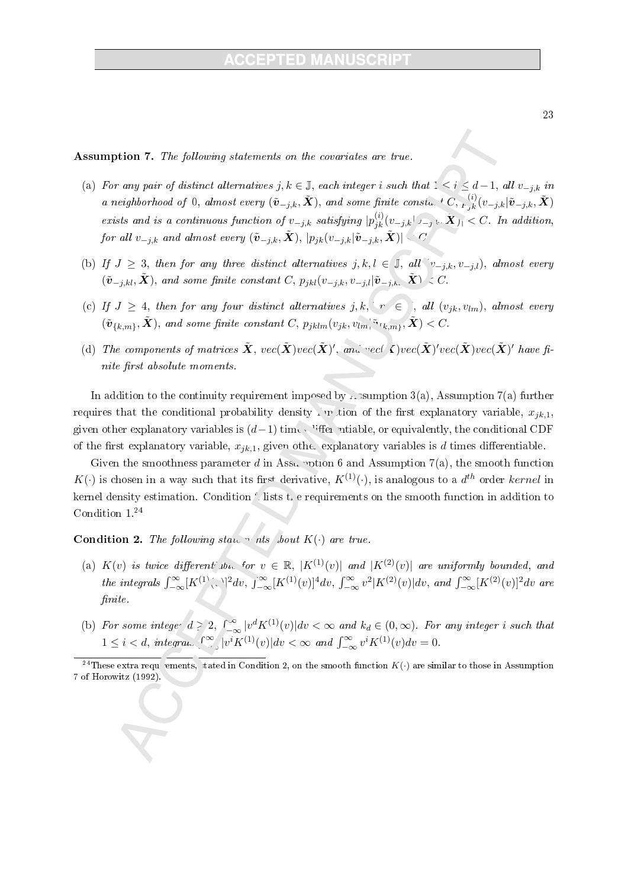**Assumption 7.** *The following statements on the covariates are true.*

(a) *For any pair of distinct alternatives $j, k \in \mathbb{J}$, each integer $i$ such that $1 \le i \le d-1$, all $v_{-j,k}$ in a neighborhood of 0, almost every $(\tilde{\boldsymbol{v}}_{-j,k}, \tilde{\boldsymbol{X}})$, and some finite constant $C$, $p_{jk}^{(i)}(v_{-j,k}|\tilde{\boldsymbol{v}}_{-j,k}, \tilde{\boldsymbol{X}})$ exists and is a continuous function of $v_{-j,k}$ satisfying $|p_{jk}^{(i)}(v_{-j,k}|\tilde{\boldsymbol{v}}_{-j,k}, \tilde{\boldsymbol{X}})| < C$. In addition, for all $v_{-j,k}$ and almost every $(\tilde{\boldsymbol{v}}_{-j,k}, \tilde{\boldsymbol{X}})$, $|p_{jk}(v_{-j,k}|\tilde{\boldsymbol{v}}_{-j,k}, \tilde{\boldsymbol{X}})| < C$.*

(b) *If $J \ge 3$, then for any three distinct alternatives $j, k, l \in \mathbb{J}$, all $(v_{-j,k}, v_{-j,l})$, almost every $(\tilde{\boldsymbol{v}}_{-j,kl}, \tilde{\boldsymbol{X}})$, and some finite constant $C$, $p_{jkl}(v_{-j,k}, v_{-j,l}|\tilde{\boldsymbol{v}}_{-j,kl}, \tilde{\boldsymbol{X}}) < C$.*

(c) *If $J \ge 4$, then for any four distinct alternatives $j, k, l, m \in \mathbb{J}$, all $(v_{jk}, v_{lm})$, almost every $(\tilde{\boldsymbol{v}}_{\{k,m\}}, \tilde{\boldsymbol{X}})$, and some finite constant $C$, $p_{jklm}(v_{jk}, v_{lm}|\tilde{\boldsymbol{v}}_{\{k,m\}}, \tilde{\boldsymbol{X}}) < C$.*

(d) *The components of matrices $\tilde{\boldsymbol{X}}$, $vec(\tilde{\boldsymbol{X}})vec(\tilde{\boldsymbol{X}})'$, and $vec(\tilde{\boldsymbol{X}})vec(\tilde{\boldsymbol{X}})'vec(\tilde{\boldsymbol{X}})vec(\tilde{\boldsymbol{X}})'$ have finite first absolute moments.*

In addition to the continuity requirement imposed by Assumption 3(a), Assumption 7(a) further requires that the conditional probability density function of the first explanatory variable, $x_{jk,1}$, given other explanatory variables is $(d-1)$ times differentiable, or equivalently, the conditional CDF of the first explanatory variable, $x_{jk,1}$, given other explanatory variables is $d$ times differentiable.

Given the smoothness parameter $d$ in Assumption 6 and Assumption 7(a), the smooth function $K(\cdot)$ is chosen in a way such that its first derivative, $K^{(1)}(\cdot)$, is analogous to a $d^{th}$ order *kernel* in kernel density estimation. Condition 2 lists the requirements on the smooth function in addition to Condition 1.[24]

**Condition 2.** *The following statements about $K(\cdot)$ are true.*

(a) *$K(v)$ is twice differentiable for $v \in \mathbb{R}$, $|K^{(1)}(v)|$ and $|K^{(2)}(v)|$ are uniformly bounded, and the integrals $\int_{-\infty}^{\infty}[K^{(1)}(v)]^2 dv$, $\int_{-\infty}^{\infty}[K^{(1)}(v)]^4 dv$, $\int_{-\infty}^{\infty} v^2|K^{(2)}(v)|dv$, and $\int_{-\infty}^{\infty}[K^{(2)}(v)]^2 dv$ are finite.*

(b) *For some integer $d \ge 2$, $\int_{-\infty}^{\infty}|v^d K^{(1)}(v)|dv < \infty$ and $k_d \in (0, \infty)$. For any integer $i$ such that $1 \le i < d$, integrals $\int_{-\infty}^{\infty}|v^i K^{(1)}(v)|dv < \infty$ and $\int_{-\infty}^{\infty} v^i K^{(1)}(v)dv = 0$.*

[24] These extra requirements, stated in Condition 2, on the smooth function $K(\cdot)$ are similar to those in Assumption 7 of Horowitz (1992).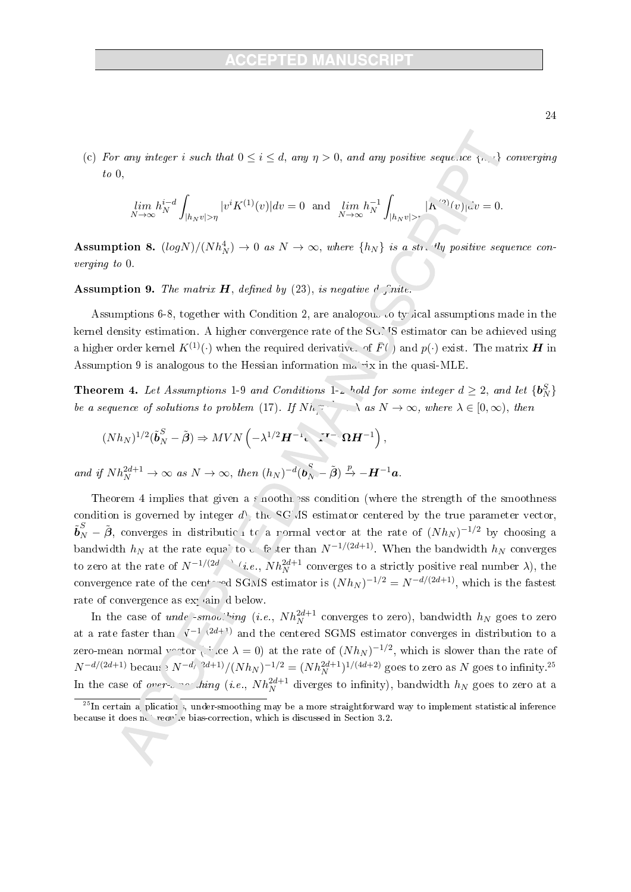(c) *For any integer $i$ such that $0 \leq i \leq d$, any $\eta > 0$, and any positive sequence $\{h_N\}$ converging to 0,*

$$\lim_{N\to\infty} h_N^{i-d} \int_{|h_N v|>\eta} |v^i K^{(1)}(v)| dv = 0 \quad \text{and} \quad \lim_{N\to\infty} h_N^{-1} \int_{|h_N v|>\eta} |K^{(2)}(v)| dv = 0.$$

**Assumption 8.** *$(logN)/(Nh_N^4) \to 0$ as $N \to \infty$, where $\{h_N\}$ is a strictly positive sequence converging to 0.*

**Assumption 9.** *The matrix $\boldsymbol{H}$, defined by (23), is negative definite.*

Assumptions 6-8, together with Condition 2, are analogous to typical assumptions made in the kernel density estimation. A higher convergence rate of the SGMS estimator can be achieved using a higher order kernel $K^{(1)}(\cdot)$ when the required derivatives of $\bar{F}(\cdot)$ and $p(\cdot)$ exist. The matrix $\boldsymbol{H}$ in Assumption 9 is analogous to the Hessian information matrix in the quasi-MLE.

**Theorem 4.** *Let Assumptions 1-9 and Conditions 1-2 hold for some integer $d \geq 2$, and let $\{\boldsymbol{b}_N^S\}$ be a sequence of solutions to problem (17). If $Nh_N^{2d+1} \to \lambda$ as $N \to \infty$, where $\lambda \in [0, \infty)$, then*

$$(Nh_N)^{1/2}(\tilde{\boldsymbol{b}}_N^S - \tilde{\boldsymbol{\beta}}) \Rightarrow MVN\left(-\lambda^{1/2}\boldsymbol{H}^{-1}\boldsymbol{a}, \boldsymbol{H}^{-1}\boldsymbol{\Omega}\boldsymbol{H}^{-1}\right),$$

*and if $Nh_N^{2d+1} \to \infty$ as $N \to \infty$, then $(h_N)^{-d}(\tilde{\boldsymbol{b}}_N^S - \tilde{\boldsymbol{\beta}}) \xrightarrow{p} -\boldsymbol{H}^{-1}\boldsymbol{a}$.*

Theorem 4 implies that given a smoothness condition (where the strength of the smoothness condition is governed by integer $d$), the SGMS estimator centered by the true parameter vector, $\tilde{\boldsymbol{b}}_N^S - \tilde{\boldsymbol{\beta}}$, converges in distribution to a normal vector at the rate of $(Nh_N)^{-1/2}$ by choosing a bandwidth $h_N$ at the rate equal to or faster than $N^{-1/(2d+1)}$. When the bandwidth $h_N$ converges to zero at the rate of $N^{-1/(2d+1)}$ (*i.e.*, $Nh_N^{2d+1}$ converges to a strictly positive real number $\lambda$), the convergence rate of the centered SGMS estimator is $(Nh_N)^{-1/2} = N^{-d/(2d+1)}$, which is the fastest rate of convergence as explained below.

In the case of *under-smoothing* (*i.e.*, $Nh_N^{2d+1}$ converges to zero), bandwidth $h_N$ goes to zero at a rate faster than $N^{-1/(2d+1)}$ and the centered SGMS estimator converges in distribution to a zero-mean normal vector (since $\lambda = 0$) at the rate of $(Nh_N)^{-1/2}$, which is slower than the rate of $N^{-d/(2d+1)}$ because $N^{-d/(2d+1)}/(Nh_N)^{-1/2} = (Nh_N^{2d+1})^{1/(4d+2)}$ goes to zero as $N$ goes to infinity.[25] In the case of *over-smoothing* (*i.e.*, $Nh_N^{2d+1}$ diverges to infinity), bandwidth $h_N$ goes to zero at a

[25] In certain applications, under-smoothing may be a more straightforward way to implement statistical inference because it does not require bias-correction, which is discussed in Section 3.2.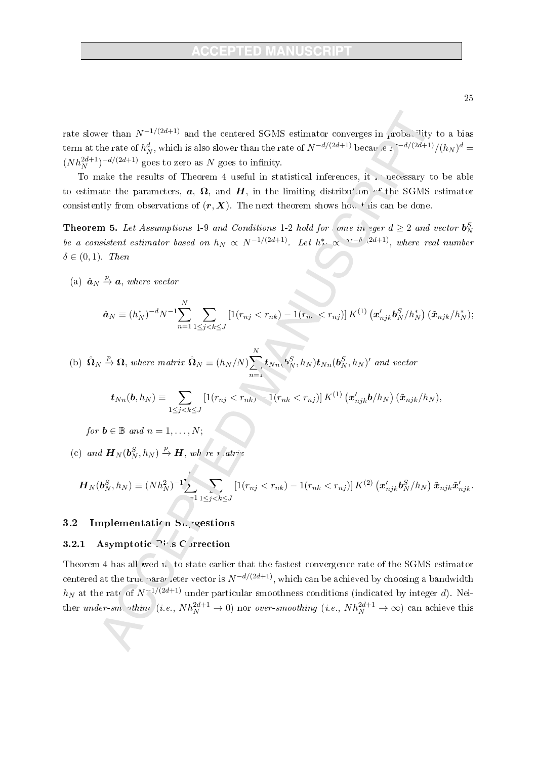rate slower than $N^{-1/(2d+1)}$ and the centered SGMS estimator converges in probability to a bias term at the rate of $h_N^d$, which is also slower than the rate of $N^{-d/(2d+1)}$ because $N^{-d/(2d+1)}/(h_N)^d = (Nh_N^{2d+1})^{-d/(2d+1)}$ goes to zero as $N$ goes to infinity.

To make the results of Theorem 4 useful in statistical inferences, it is necessary to be able to estimate the parameters, $\boldsymbol{a}$, $\boldsymbol{\Omega}$, and $\boldsymbol{H}$, in the limiting distribution of the SGMS estimator consistently from observations of $(\boldsymbol{r}, \boldsymbol{X})$. The next theorem shows how this can be done.

**Theorem 5.** *Let Assumptions* 1-9 *and Conditions* 1-2 *hold for some integer $d \geq 2$ and vector $\boldsymbol{b}_N^S$ be a consistent estimator based on $h_N \propto N^{-1/(2d+1)}$. Let $h_N^* \propto N^{-\delta/(2d+1)}$, where real number $\delta \in (0,1)$. Then*

(a) $\hat{\boldsymbol{a}}_N \xrightarrow{p} \boldsymbol{a}$, *where vector*

$$\hat{\boldsymbol{a}}_N \equiv (h_N^*)^{-d} N^{-1} \sum_{n=1}^{N} \sum_{1 \leq j < k \leq J} \left[1(r_{nj} < r_{nk}) - 1(r_{nk} < r_{nj})\right] K^{(1)}\left(\boldsymbol{x}'_{njk}\boldsymbol{b}_N^S / h_N^*\right) (\tilde{\boldsymbol{x}}_{njk}/h_N^*);$$

(b) $\hat{\boldsymbol{\Omega}}_N \xrightarrow{p} \boldsymbol{\Omega}$, *where matrix* $\hat{\boldsymbol{\Omega}}_N \equiv (h_N/N) \sum_{n=1}^{N} \boldsymbol{t}_{Nn}(\boldsymbol{b}_N^S, h_N) \boldsymbol{t}_{Nn}(\boldsymbol{b}_N^S, h_N)'$ *and vector*

$$\boldsymbol{t}_{Nn}(\boldsymbol{b}, h_N) \equiv \sum_{1 \leq j < k \leq J} \left[1(r_{nj} < r_{nk}) - 1(r_{nk} < r_{nj})\right] K^{(1)}\left(\boldsymbol{x}'_{njk}\boldsymbol{b}/h_N\right) (\tilde{\boldsymbol{x}}_{njk}/h_N),$$

*for $\boldsymbol{b} \in \mathbb{B}$ and $n = 1, \ldots, N$;*

(c) *and* $\boldsymbol{H}_N(\boldsymbol{b}_N^S, h_N) \xrightarrow{p} \boldsymbol{H}$, *where matrix*

$$\boldsymbol{H}_N(\boldsymbol{b}_N^S, h_N) \equiv (Nh_N^2)^{-1} \sum_{n=1}^{N} \sum_{1 \leq j < k \leq J} \left[1(r_{nj} < r_{nk}) - 1(r_{nk} < r_{nj})\right] K^{(2)}\left(\boldsymbol{x}'_{njk}\boldsymbol{b}_N^S / h_N\right) \tilde{\boldsymbol{x}}_{njk} \tilde{\boldsymbol{x}}'_{njk}.$$

## 3.2 Implementation Suggestions

### 3.2.1 Asymptotic Bias Correction

Theorem 4 has allowed us to state earlier that the fastest convergence rate of the SGMS estimator centered at the true parameter vector is $N^{-d/(2d+1)}$, which can be achieved by choosing a bandwidth $h_N$ at the rate of $N^{-1/(2d+1)}$ under particular smoothness conditions (indicated by integer $d$). Neither *under-smoothing* (*i.e.*, $Nh_N^{2d+1} \to 0$) nor *over-smoothing* (*i.e.*, $Nh_N^{2d+1} \to \infty$) can achieve this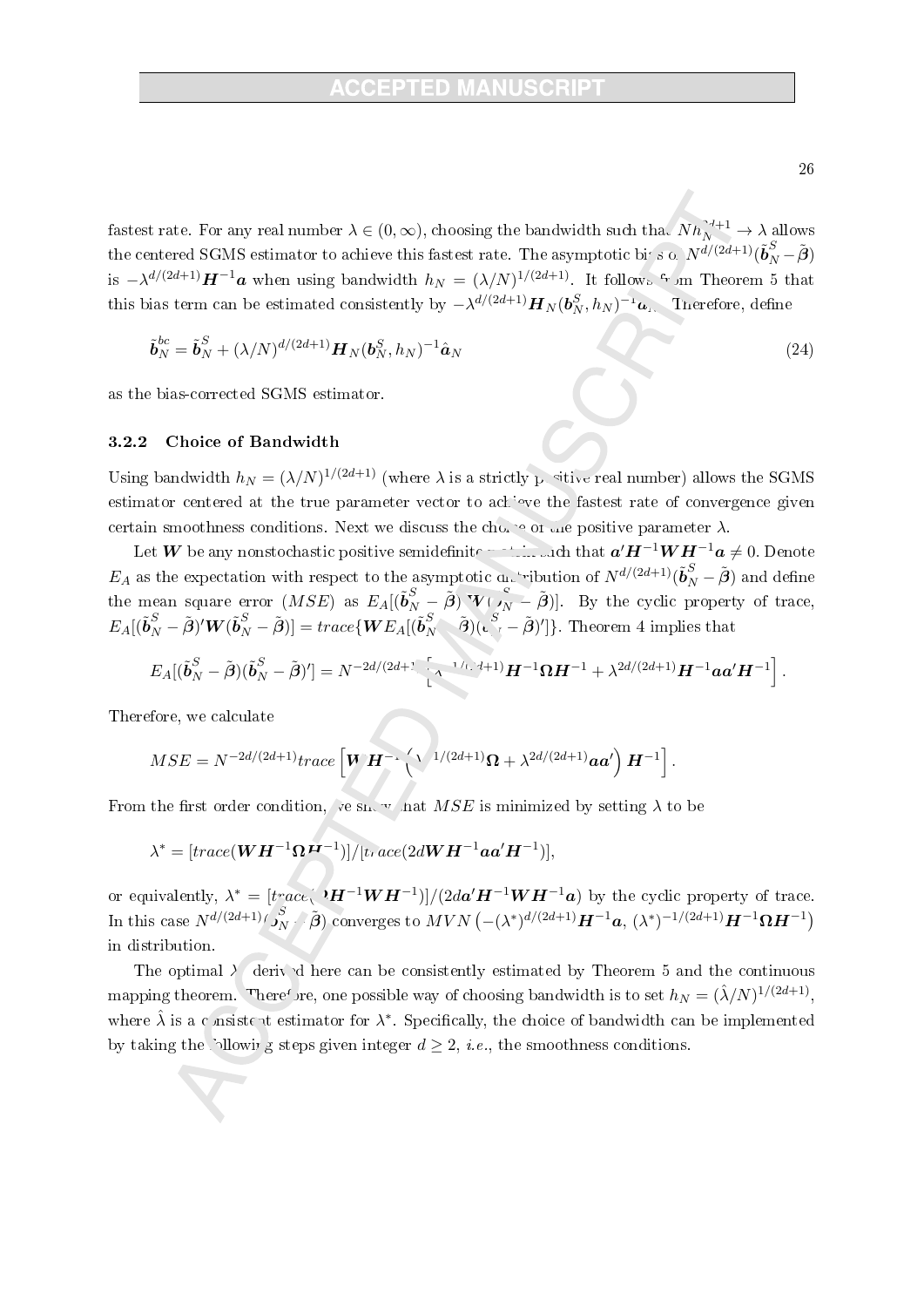fastest rate. For any real number $\lambda \in (0, \infty)$, choosing the bandwidth such that $Nh_N^{2d+1} \to \lambda$ allows the centered SGMS estimator to achieve this fastest rate. The asymptotic bias of $N^{d/(2d+1)}(\tilde{\boldsymbol{b}}_N^S - \tilde{\boldsymbol{\beta}})$ is $-\lambda^{d/(2d+1)}\boldsymbol{H}^{-1}\boldsymbol{a}$ when using bandwidth $h_N = (\lambda/N)^{1/(2d+1)}$. It follows from Theorem 5 that this bias term can be estimated consistently by $-\lambda^{d/(2d+1)}\boldsymbol{H}_N(\boldsymbol{b}_N^S, h_N)^{-1}\hat{\boldsymbol{a}}_N$. Therefore, define

$$\tilde{\boldsymbol{b}}_N^{bc} = \tilde{\boldsymbol{b}}_N^S + (\lambda/N)^{d/(2d+1)}\boldsymbol{H}_N(\boldsymbol{b}_N^S, h_N)^{-1}\hat{\boldsymbol{a}}_N \tag{24}$$

as the bias-corrected SGMS estimator.

### 3.2.2 Choice of Bandwidth

Using bandwidth $h_N = (\lambda/N)^{1/(2d+1)}$ (where $\lambda$ is a strictly positive real number) allows the SGMS estimator centered at the true parameter vector to achieve the fastest rate of convergence given certain smoothness conditions. Next we discuss the choice of the positive parameter $\lambda$.

Let $\boldsymbol{W}$ be any nonstochastic positive semidefinite matrix such that $\boldsymbol{a}'\boldsymbol{H}^{-1}\boldsymbol{W}\boldsymbol{H}^{-1}\boldsymbol{a} \neq 0$. Denote $E_A$ as the expectation with respect to the asymptotic distribution of $N^{d/(2d+1)}(\tilde{\boldsymbol{b}}_N^S - \tilde{\boldsymbol{\beta}})$ and define the mean square error ($MSE$) as $E_A[(\tilde{\boldsymbol{b}}_N^S - \tilde{\boldsymbol{\beta}})'\boldsymbol{W}(\tilde{\boldsymbol{b}}_N^S - \tilde{\boldsymbol{\beta}})]$. By the cyclic property of trace, $E_A[(\tilde{\boldsymbol{b}}_N^S - \tilde{\boldsymbol{\beta}})'\boldsymbol{W}(\tilde{\boldsymbol{b}}_N^S - \tilde{\boldsymbol{\beta}})] = trace\{\boldsymbol{W}E_A[(\tilde{\boldsymbol{b}}_N^S - \tilde{\boldsymbol{\beta}})(\tilde{\boldsymbol{b}}_N^S - \tilde{\boldsymbol{\beta}})']\}$. Theorem 4 implies that

$$E_A[(\tilde{\boldsymbol{b}}_N^S - \tilde{\boldsymbol{\beta}})(\tilde{\boldsymbol{b}}_N^S - \tilde{\boldsymbol{\beta}})'] = N^{-2d/(2d+1)}\left[\lambda^{-1/(2d+1)}\boldsymbol{H}^{-1}\boldsymbol{\Omega}\boldsymbol{H}^{-1} + \lambda^{2d/(2d+1)}\boldsymbol{H}^{-1}\boldsymbol{a}\boldsymbol{a}'\boldsymbol{H}^{-1}\right].$$

Therefore, we calculate

$$MSE = N^{-2d/(2d+1)}trace\left[\boldsymbol{W}\boldsymbol{H}^{-1}\left(\lambda^{-1/(2d+1)}\boldsymbol{\Omega} + \lambda^{2d/(2d+1)}\boldsymbol{a}\boldsymbol{a}'\right)\boldsymbol{H}^{-1}\right].$$

From the first order condition, we show that $MSE$ is minimized by setting $\lambda$ to be

$$\lambda^* = [trace(\boldsymbol{W}\boldsymbol{H}^{-1}\boldsymbol{\Omega}\boldsymbol{H}^{-1})]/[trace(2d\boldsymbol{W}\boldsymbol{H}^{-1}\boldsymbol{a}\boldsymbol{a}'\boldsymbol{H}^{-1})],$$

or equivalently, $\lambda^* = [trace(\boldsymbol{\Omega}\boldsymbol{H}^{-1}\boldsymbol{W}\boldsymbol{H}^{-1})]/(2d\boldsymbol{a}'\boldsymbol{H}^{-1}\boldsymbol{W}\boldsymbol{H}^{-1}\boldsymbol{a})$ by the cyclic property of trace. In this case $N^{d/(2d+1)}(\tilde{\boldsymbol{b}}_N^S - \tilde{\boldsymbol{\beta}})$ converges to $MVN\left(-(\lambda^*)^{d/(2d+1)}\boldsymbol{H}^{-1}\boldsymbol{a},\, (\lambda^*)^{-1/(2d+1)}\boldsymbol{H}^{-1}\boldsymbol{\Omega}\boldsymbol{H}^{-1}\right)$ in distribution.

The optimal $\lambda^*$ derived here can be consistently estimated by Theorem 5 and the continuous mapping theorem. Therefore, one possible way of choosing bandwidth is to set $h_N = (\hat{\lambda}/N)^{1/(2d+1)}$, where $\hat{\lambda}$ is a consistent estimator for $\lambda^*$. Specifically, the choice of bandwidth can be implemented by taking the following steps given integer $d \geq 2$, *i.e.*, the smoothness conditions.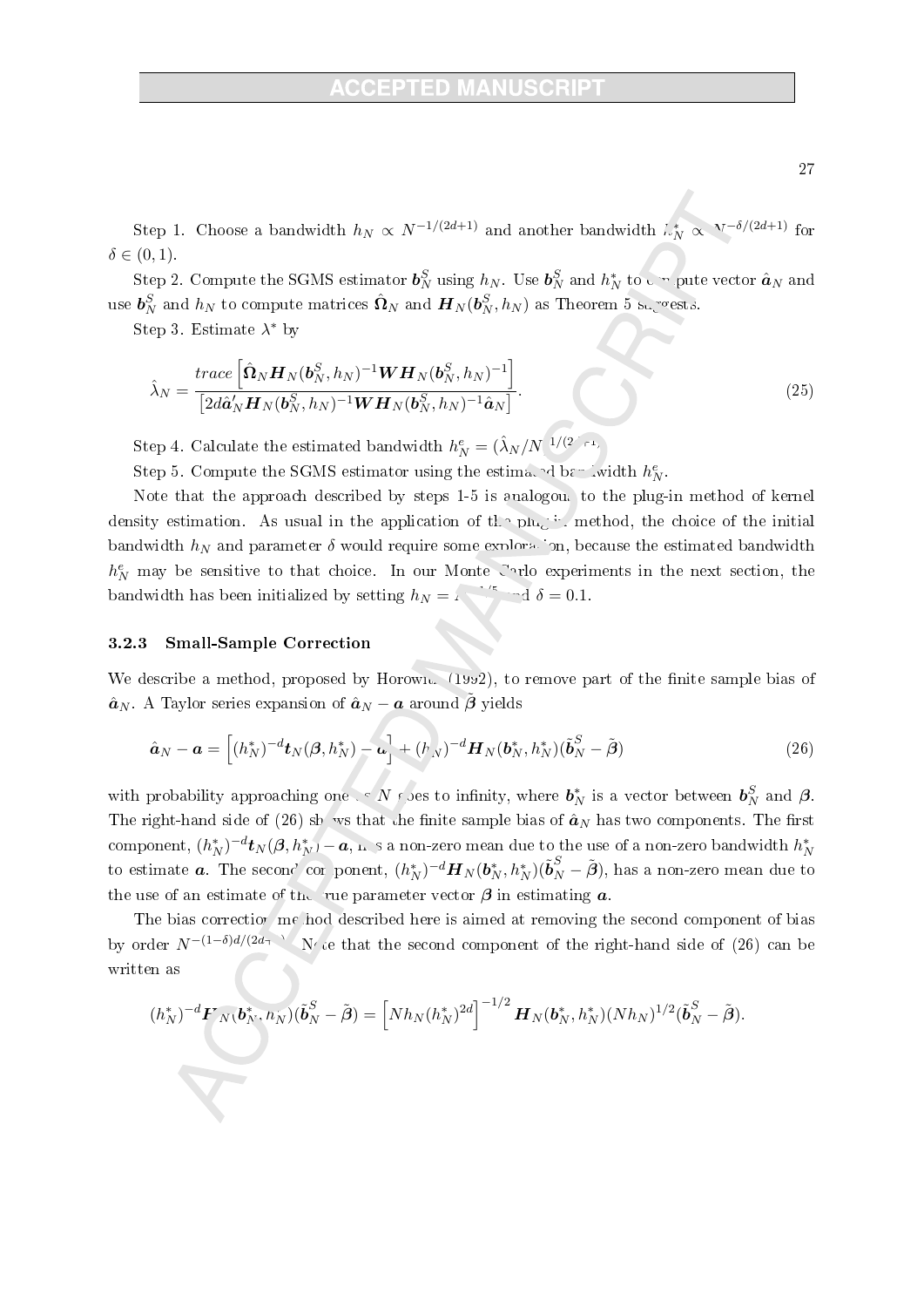Step 1. Choose a bandwidth $h_N \propto N^{-1/(2d+1)}$ and another bandwidth $h_N^* \propto N^{-\delta/(2d+1)}$ for $\delta \in (0,1)$.

Step 2. Compute the SGMS estimator $\boldsymbol{b}_N^S$ using $h_N$. Use $\boldsymbol{b}_N^S$ and $h_N^*$ to compute vector $\hat{\boldsymbol{a}}_N$ and use $\boldsymbol{b}_N^S$ and $h_N$ to compute matrices $\hat{\boldsymbol{\Omega}}_N$ and $\boldsymbol{H}_N(\boldsymbol{b}_N^S, h_N)$ as Theorem 5 suggests.

Step 3. Estimate $\lambda^*$ by

$$\hat{\lambda}_N = \frac{trace\left[\hat{\boldsymbol{\Omega}}_N \boldsymbol{H}_N(\boldsymbol{b}_N^S, h_N)^{-1} \boldsymbol{W} \boldsymbol{H}_N(\boldsymbol{b}_N^S, h_N)^{-1}\right]}{\left[2d\hat{\boldsymbol{a}}_N' \boldsymbol{H}_N(\boldsymbol{b}_N^S, h_N)^{-1} \boldsymbol{W} \boldsymbol{H}_N(\boldsymbol{b}_N^S, h_N)^{-1} \hat{\boldsymbol{a}}_N\right]}. \tag{25}$$

Step 4. Calculate the estimated bandwidth $h_N^e = (\hat{\lambda}_N/N)^{1/(2d+1)}$.

Step 5. Compute the SGMS estimator using the estimated bandwidth $h_N^e$.

Note that the approach described by steps 1-5 is analogous to the plug-in method of kernel density estimation. As usual in the application of the plug-in method, the choice of the initial bandwidth $h_N$ and parameter $\delta$ would require some exploration, because the estimated bandwidth $h_N^e$ may be sensitive to that choice. In our Monte Carlo experiments in the next section, the bandwidth has been initialized by setting $h_N = N^{-1/5}$ and $\delta = 0.1$.

### 3.2.3 Small-Sample Correction

We describe a method, proposed by Horowitz (1992), to remove part of the finite sample bias of $\hat{\boldsymbol{a}}_N$. A Taylor series expansion of $\hat{\boldsymbol{a}}_N - \boldsymbol{a}$ around $\tilde{\boldsymbol{\beta}}$ yields

$$\hat{\boldsymbol{a}}_N - \boldsymbol{a} = \left[(h_N^*)^{-d} \boldsymbol{t}_N(\boldsymbol{\beta}, h_N^*) - \boldsymbol{a}\right] + (h_N^*)^{-d} \boldsymbol{H}_N(\boldsymbol{b}_N^*, h_N^*)(\tilde{\boldsymbol{b}}_N^S - \tilde{\boldsymbol{\beta}}) \tag{26}$$

with probability approaching one as $N$ goes to infinity, where $\boldsymbol{b}_N^*$ is a vector between $\boldsymbol{b}_N^S$ and $\boldsymbol{\beta}$. The right-hand side of (26) shows that the finite sample bias of $\hat{\boldsymbol{a}}_N$ has two components. The first component, $(h_N^*)^{-d} \boldsymbol{t}_N(\boldsymbol{\beta}, h_N^*) - \boldsymbol{a}$, has a non-zero mean due to the use of a non-zero bandwidth $h_N^*$ to estimate $\boldsymbol{a}$. The second component, $(h_N^*)^{-d} \boldsymbol{H}_N(\boldsymbol{b}_N^*, h_N^*)(\tilde{\boldsymbol{b}}_N^S - \tilde{\boldsymbol{\beta}})$, has a non-zero mean due to the use of an estimate of the true parameter vector $\boldsymbol{\beta}$ in estimating $\boldsymbol{a}$.

The bias correction method described here is aimed at removing the second component of bias by order $N^{-(1-\delta)d/(2d+1)}$. Note that the second component of the right-hand side of (26) can be written as

$$(h_N^*)^{-d} \boldsymbol{H}_N(\boldsymbol{b}_N^*, h_N^*)(\tilde{\boldsymbol{b}}_N^S - \tilde{\boldsymbol{\beta}}) = \left[N h_N (h_N^*)^{2d}\right]^{-1/2} \boldsymbol{H}_N(\boldsymbol{b}_N^*, h_N^*)(N h_N)^{1/2}(\tilde{\boldsymbol{b}}_N^S - \tilde{\boldsymbol{\beta}}).$$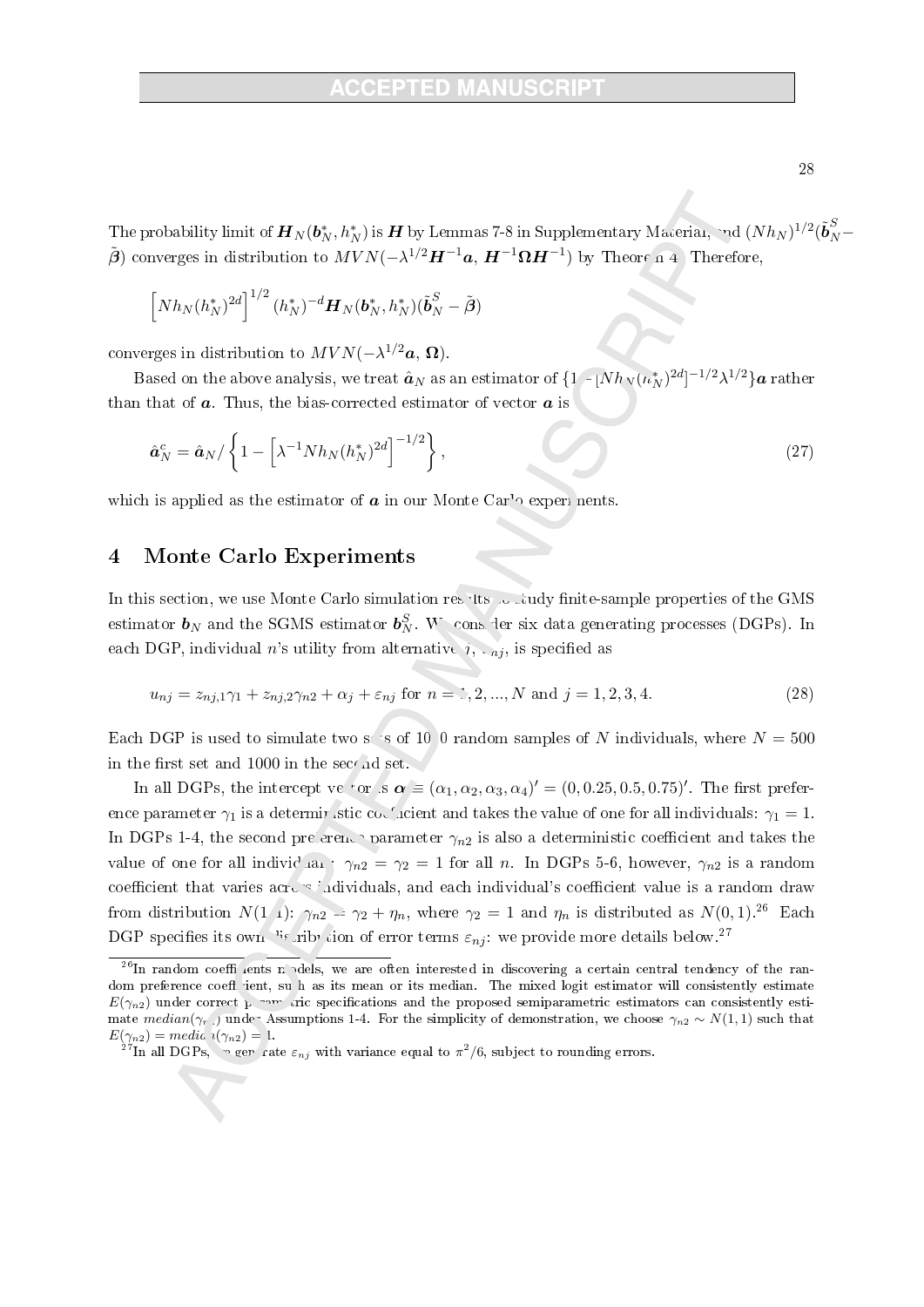The probability limit of $\boldsymbol{H}_N(\boldsymbol{b}_N^*, h_N^*)$ is $\boldsymbol{H}$ by Lemmas 7-8 in Supplementary Material, and $(Nh_N)^{1/2}(\tilde{\boldsymbol{b}}_N^S - \tilde{\boldsymbol{\beta}})$ converges in distribution to $MVN(-\lambda^{1/2}\boldsymbol{H}^{-1}\boldsymbol{a},\, \boldsymbol{H}^{-1}\boldsymbol{\Omega}\boldsymbol{H}^{-1})$ by Theorem 4. Therefore,

$$\left[Nh_N(h_N^*)^{2d}\right]^{1/2}(h_N^*)^{-d}\boldsymbol{H}_N(\boldsymbol{b}_N^*, h_N^*)(\tilde{\boldsymbol{b}}_N^S - \tilde{\boldsymbol{\beta}})$$

converges in distribution to $MVN(-\lambda^{1/2}\boldsymbol{a},\, \boldsymbol{\Omega})$.

Based on the above analysis, we treat $\hat{\boldsymbol{a}}_N$ as an estimator of $\{1 - [Nh_N(h_N^*)^{2d}]^{-1/2}\lambda^{1/2}\}\boldsymbol{a}$ rather than that of $\boldsymbol{a}$. Thus, the bias-corrected estimator of vector $\boldsymbol{a}$ is

$$\hat{\boldsymbol{a}}_N^c = \hat{\boldsymbol{a}}_N / \left\{1 - \left[\lambda^{-1}Nh_N(h_N^*)^{2d}\right]^{-1/2}\right\}, \tag{27}$$

which is applied as the estimator of $\boldsymbol{a}$ in our Monte Carlo experiments.

## 4 Monte Carlo Experiments

In this section, we use Monte Carlo simulation results to study finite-sample properties of the GMS estimator $\boldsymbol{b}_N$ and the SGMS estimator $\boldsymbol{b}_N^S$. We consider six data generating processes (DGPs). In each DGP, individual $n$'s utility from alternative $j$, $u_{nj}$, is specified as

$$u_{nj} = z_{nj,1}\gamma_1 + z_{nj,2}\gamma_{n2} + \alpha_j + \varepsilon_{nj} \text{ for } n = 1, 2, ..., N \text{ and } j = 1, 2, 3, 4. \tag{28}$$

Each DGP is used to simulate two sets of 1000 random samples of $N$ individuals, where $N = 500$ in the first set and 1000 in the second set.

In all DGPs, the intercept vector is $\boldsymbol{\alpha} \equiv (\alpha_1, \alpha_2, \alpha_3, \alpha_4)' = (0, 0.25, 0.5, 0.75)'$. The first preference parameter $\gamma_1$ is a deterministic coefficient and takes the value of one for all individuals: $\gamma_1 = 1$. In DGPs 1-4, the second preference parameter $\gamma_{n2}$ is also a deterministic coefficient and takes the value of one for all individuals: $\gamma_{n2} = \gamma_2 = 1$ for all $n$. In DGPs 5-6, however, $\gamma_{n2}$ is a random coefficient that varies across individuals, and each individual's coefficient value is a random draw from distribution $N(1,1)$: $\gamma_{n2} = \gamma_2 + \eta_n$, where $\gamma_2 = 1$ and $\eta_n$ is distributed as $N(0,1)$.[26] Each DGP specifies its own distribution of error terms $\varepsilon_{nj}$: we provide more details below.[27]

[26] In random coefficients models, we are often interested in discovering a certain central tendency of the random preference coefficient, such as its mean or its median. The mixed logit estimator will consistently estimate $E(\gamma_{n2})$ under correct parametric specifications and the proposed semiparametric estimators can consistently estimate $median(\gamma_{n2})$ under Assumptions 1-4. For the simplicity of demonstration, we choose $\gamma_{n2} \sim N(1,1)$ such that $E(\gamma_{n2}) = median(\gamma_{n2}) = 1$.

[27] In all DGPs, we generate $\varepsilon_{nj}$ with variance equal to $\pi^2/6$, subject to rounding errors.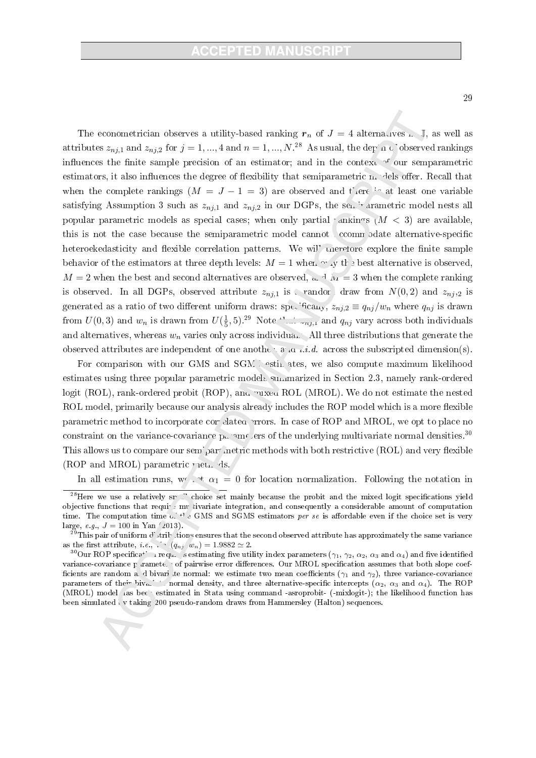The econometrician observes a utility-based ranking $\boldsymbol{r}_n$ of $J = 4$ alternatives in $\mathbb{J}$, as well as attributes $z_{nj,1}$ and $z_{nj,2}$ for $j = 1, ..., 4$ and $n = 1, ..., N$.[28] As usual, the depth of observed rankings influences the finite sample precision of an estimator; and in the context of our semparametric estimators, it also influences the degree of flexibility that semiparametric models offer. Recall that when the complete rankings ($M = J - 1 = 3$) are observed and there is at least one variable satisfying Assumption 3 such as $z_{nj,1}$ and $z_{nj,2}$ in our DGPs, the semiparametric model nests all popular parametric models as special cases; when only partial rankings ($M < 3$) are available, this is not the case because the semiparametric model cannot accommodate alternative-specific heteroekedasticity and flexible correlation patterns. We will therefore explore the finite sample behavior of the estimators at three depth levels: $M = 1$ when only the best alternative is observed, $M = 2$ when the best and second alternatives are observed, and $M = 3$ when the complete ranking is observed. In all DGPs, observed attribute $z_{nj,1}$ is a random draw from $N(0, 2)$ and $z_{nj,2}$ is generated as a ratio of two different uniform draws: specifically, $z_{nj,2} \equiv q_{nj}/w_n$ where $q_{nj}$ is drawn from $U(0, 3)$ and $w_n$ is drawn from $U(\frac{1}{5}, 5)$.[29] Note that $z_{nj,1}$ and $q_{nj}$ vary across both individuals and alternatives, whereas $w_n$ varies only across individuals. All three distributions that generate the observed attributes are independent of one another and *i.i.d.* across the subscripted dimension(s).

For comparison with our GMS and SGMS estimates, we also compute maximum likelihood estimates using three popular parametric models summarized in Section 2.3, namely rank-ordered logit (ROL), rank-ordered probit (ROP), and mixed ROL (MROL). We do not estimate the nested ROL model, primarily because our analysis already includes the ROP model which is a more flexible parametric method to incorporate correlated errors. In case of ROP and MROL, we opt to place no constraint on the variance-covariance parameters of the underlying multivariate normal densities.[30] This allows us to compare our semiparametric methods with both restrictive (ROL) and very flexible (ROP and MROL) parametric methods.

In all estimation runs, we set $\alpha_1 = 0$ for location normalization. Following the notation in

[28] Here we use a relatively small choice set mainly because the probit and the mixed logit specifications yield objective functions that require multivariate integration, and consequently a considerable amount of computation time. The computation time of the GMS and SGMS estimators *per se* is affordable even if the choice set is very large, *e.g.*, $J = 100$ in Yan (2013).

[29] This pair of uniform distributions ensures that the second observed attribute has approximately the same variance as the first attribute, *i.e.*, $Var(q_{nj}/w_n) = 1.9882 \simeq 2$.

[30] Our ROP specification requires estimating five utility index parameters ($\gamma_1$, $\gamma_2$, $\alpha_2$, $\alpha_3$ and $\alpha_4$) and five identified variance-covariance parameters of pairwise error differences. Our MROL specification assumes that both slope coefficients are random and bivariate normal: we estimate two mean coefficients ($\gamma_1$ and $\gamma_2$), three variance-covariance parameters of their bivariate normal density, and three alternative-specific intercepts ($\alpha_2$, $\alpha_3$ and $\alpha_4$). The ROP (MROL) model has been estimated in Stata using command -asroprobit- (-mixlogit-); the likelihood function has been simulated by taking 200 pseudo-random draws from Hammersley (Halton) sequences.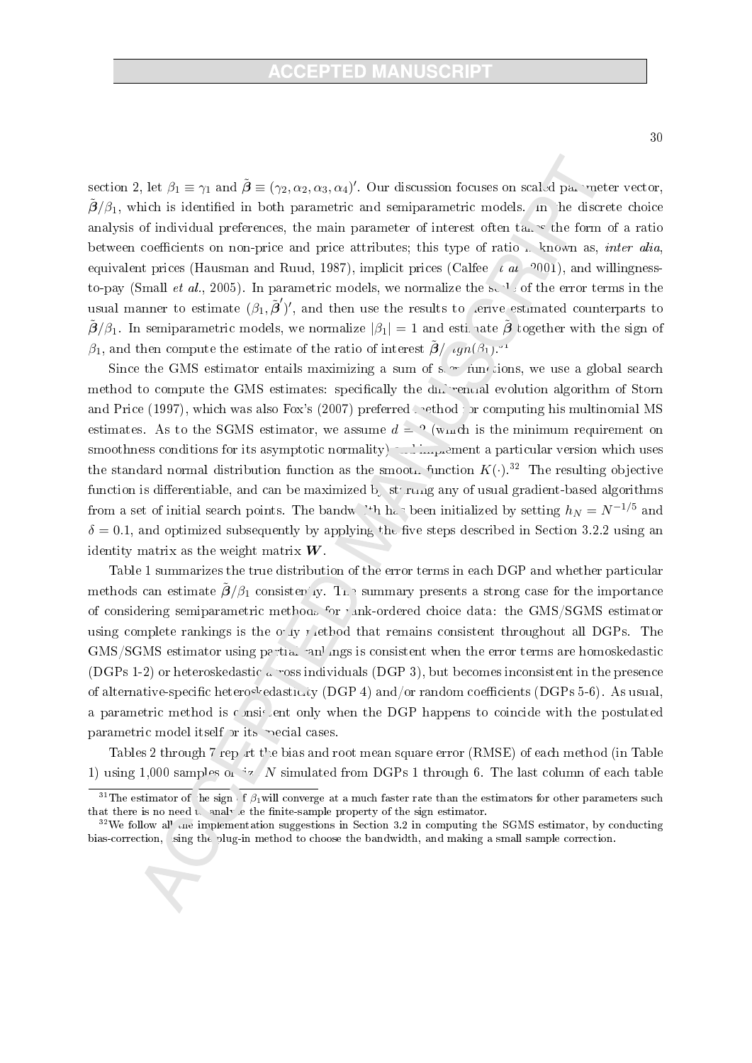section 2, let $\beta_1 \equiv \gamma_1$ and $\tilde{\boldsymbol{\beta}} \equiv (\gamma_2, \alpha_2, \alpha_3, \alpha_4)'$. Our discussion focuses on scaled parameter vector, $\tilde{\boldsymbol{\beta}}/\beta_1$, which is identified in both parametric and semiparametric models. In the discrete choice analysis of individual preferences, the main parameter of interest often takes the form of a ratio between coefficients on non-price and price attributes; this type of ratio is known as, *inter alia*, equivalent prices (Hausman and Ruud, 1987), implicit prices (Calfee *et al.*, 2001), and willingness-to-pay (Small *et al.*, 2005). In parametric models, we normalize the scale of the error terms in the usual manner to estimate $(\beta_1, \tilde{\boldsymbol{\beta}}')'$, and then use the results to derive estimated counterparts to $\tilde{\boldsymbol{\beta}}/\beta_1$. In semiparametric models, we normalize $|\beta_1| = 1$ and estimate $\tilde{\boldsymbol{\beta}}$ together with the sign of $\beta_1$, and then compute the estimate of the ratio of interest $\tilde{\boldsymbol{\beta}}/sgn(\beta_1)$.[31]

Since the GMS estimator entails maximizing a sum of step functions, we use a global search method to compute the GMS estimates: specifically the differential evolution algorithm of Storn and Price (1997), which was also Fox's (2007) preferred method for computing his multinomial MS estimates. As to the SGMS estimator, we assume $d = 2$ (which is the minimum requirement on smoothness conditions for its asymptotic normality) and implement a particular version which uses the standard normal distribution function as the smooth function $K(\cdot)$.[32] The resulting objective function is differentiable, and can be maximized by starting any of usual gradient-based algorithms from a set of initial search points. The bandwidth has been initialized by setting $h_N = N^{-1/5}$ and $\delta = 0.1$, and optimized subsequently by applying the five steps described in Section 3.2.2 using an identity matrix as the weight matrix $\boldsymbol{W}$.

Table 1 summarizes the true distribution of the error terms in each DGP and whether particular methods can estimate $\tilde{\boldsymbol{\beta}}/\beta_1$ consistently. The summary presents a strong case for the importance of considering semiparametric methods for rank-ordered choice data: the GMS/SGMS estimator using complete rankings is the only method that remains consistent throughout all DGPs. The GMS/SGMS estimator using partial rankings is consistent when the error terms are homoskedastic (DGPs 1-2) or heteroskedastic across individuals (DGP 3), but becomes inconsistent in the presence of alternative-specific heteroskedasticity (DGP 4) and/or random coefficients (DGPs 5-6). As usual, a parametric method is consistent only when the DGP happens to coincide with the postulated parametric model itself or its special cases.

Tables 2 through 7 report the bias and root mean square error (RMSE) of each method (in Table 1) using 1,000 samples of size $N$ simulated from DGPs 1 through 6. The last column of each table

[31] The estimator of the sign of $\beta_1$ will converge at a much faster rate than the estimators for other parameters such that there is no need to analyze the finite-sample property of the sign estimator.

[32] We follow all the implementation suggestions in Section 3.2 in computing the SGMS estimator, by conducting bias-correction, using the plug-in method to choose the bandwidth, and making a small sample correction.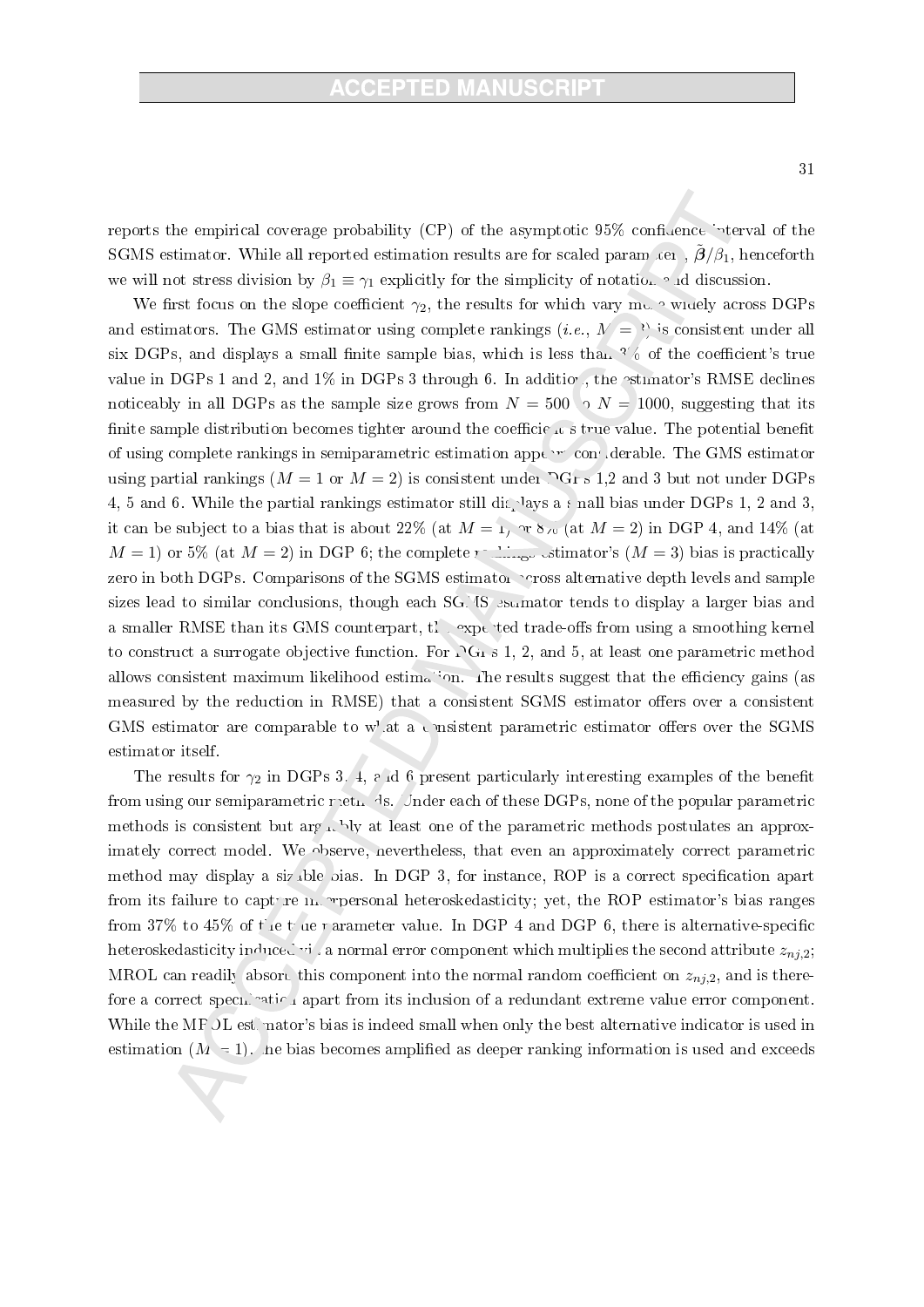reports the empirical coverage probability (CP) of the asymptotic 95% confidence interval of the SGMS estimator. While all reported estimation results are for scaled parameter, $\tilde{\boldsymbol{\beta}}/\beta_1$, henceforth we will not stress division by $\beta_1 \equiv \gamma_1$ explicitly for the simplicity of notation and discussion.

We first focus on the slope coefficient $\gamma_2$, the results for which vary more widely across DGPs and estimators. The GMS estimator using complete rankings (*i.e.*, $M = 3$) is consistent under all six DGPs, and displays a small finite sample bias, which is less than 3% of the coefficient's true value in DGPs 1 and 2, and 1% in DGPs 3 through 6. In addition, the estimator's RMSE declines noticeably in all DGPs as the sample size grows from $N = 500$ to $N = 1000$, suggesting that its finite sample distribution becomes tighter around the coefficient's true value. The potential benefit of using complete rankings in semiparametric estimation appears considerable. The GMS estimator using partial rankings ($M = 1$ or $M = 2$) is consistent under DGPs 1,2 and 3 but not under DGPs 4, 5 and 6. While the partial rankings estimator still displays a small bias under DGPs 1, 2 and 3, it can be subject to a bias that is about 22% (at $M = 1$) or 8% (at $M = 2$) in DGP 4, and 14% (at $M = 1$) or 5% (at $M = 2$) in DGP 6; the complete rankings estimator's ($M = 3$) bias is practically zero in both DGPs. Comparisons of the SGMS estimator across alternative depth levels and sample sizes lead to similar conclusions, though each SGMS estimator tends to display a larger bias and a smaller RMSE than its GMS counterpart, the expected trade-offs from using a smoothing kernel to construct a surrogate objective function. For DGPs 1, 2, and 5, at least one parametric method allows consistent maximum likelihood estimation. The results suggest that the efficiency gains (as measured by the reduction in RMSE) that a consistent SGMS estimator offers over a consistent GMS estimator are comparable to what a consistent parametric estimator offers over the SGMS estimator itself.

The results for $\gamma_2$ in DGPs 3, 4, and 6 present particularly interesting examples of the benefit from using our semiparametric methods. Under each of these DGPs, none of the popular parametric methods is consistent but arguably at least one of the parametric methods postulates an approximately correct model. We observe, nevertheless, that even an approximately correct parametric method may display a sizable bias. In DGP 3, for instance, ROP is a correct specification apart from its failure to capture interpersonal heteroskedasticity; yet, the ROP estimator's bias ranges from 37% to 45% of the true parameter value. In DGP 4 and DGP 6, there is alternative-specific heteroskedasticity induced via a normal error component which multiplies the second attribute $z_{nj,2}$; MROL can readily absorb this component into the normal random coefficient on $z_{nj,2}$, and is therefore a correct specification apart from its inclusion of a redundant extreme value error component. While the MROL estimator's bias is indeed small when only the best alternative indicator is used in estimation ($M = 1$), the bias becomes amplified as deeper ranking information is used and exceeds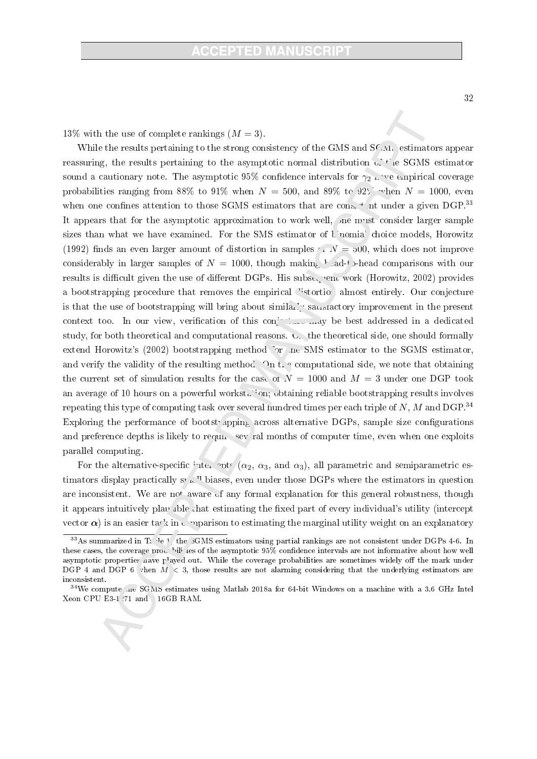13% with the use of complete rankings ($M = 3$).

While the results pertaining to the strong consistency of the GMS and SGMS estimators appear reassuring, the results pertaining to the asymptotic normal distribution of the SGMS estimator sound a cautionary note. The asymptotic 95% confidence intervals for $\gamma_2$ have empirical coverage probabilities ranging from 88% to 91% when $N = 500$, and 89% to 92% when $N = 1000$, even when one confines attention to those SGMS estimators that are consistent under a given DGP.[33] It appears that for the asymptotic approximation to work well, one must consider larger sample sizes than what we have examined. For the SMS estimator of binomial choice models, Horowitz (1992) finds an even larger amount of distortion in samples of $N = 500$, which does not improve considerably in larger samples of $N = 1000$, though making head-to-head comparisons with our results is difficult given the use of different DGPs. His subsequent work (Horowitz, 2002) provides a bootstrapping procedure that removes the empirical distortion almost entirely. Our conjecture is that the use of bootstrapping will bring about similarly satisfactory improvement in the present context too. In our view, verification of this conjecture may be best addressed in a dedicated study, for both theoretical and computational reasons. On the theoretical side, one should formally extend Horowitz's (2002) bootstrapping method for the SMS estimator to the SGMS estimator, and verify the validity of the resulting method. On the computational side, we note that obtaining the current set of simulation results for the case of $N = 1000$ and $M = 3$ under one DGP took an average of 10 hours on a powerful workstation; obtaining reliable bootstrapping results involves repeating this type of computing task over several hundred times per each triple of $N$, $M$ and DGP.[34] Exploring the performance of bootstrapping across alternative DGPs, sample size configurations and preference depths is likely to require several months of computer time, even when one exploits parallel computing.

For the alternative-specific intercepts ($\alpha_2$, $\alpha_3$, and $\alpha_3$), all parametric and semiparametric estimators display practically small biases, even under those DGPs where the estimators in question are inconsistent. We are not aware of any formal explanation for this general robustness, though it appears intuitively plausible that estimating the fixed part of every individual's utility (intercept vector $\boldsymbol{\alpha}$) is an easier task in comparison to estimating the marginal utility weight on an explanatory

[33] As summarized in Table 1, the SGMS estimators using partial rankings are not consistent under DGPs 4-6. In these cases, the coverage probabilities of the asymptotic 95% confidence intervals are not informative about how well asymptotic properties have played out. While the coverage probabilities are sometimes widely off the mark under DGP 4 and DGP 6 when $M < 3$, those results are not alarming considering that the underlying estimators are inconsistent.

[34] We compute the SGMS estimates using Matlab 2018a for 64-bit Windows on a machine with a 3.6 GHz Intel Xeon CPU E3-1271 and 16GB RAM.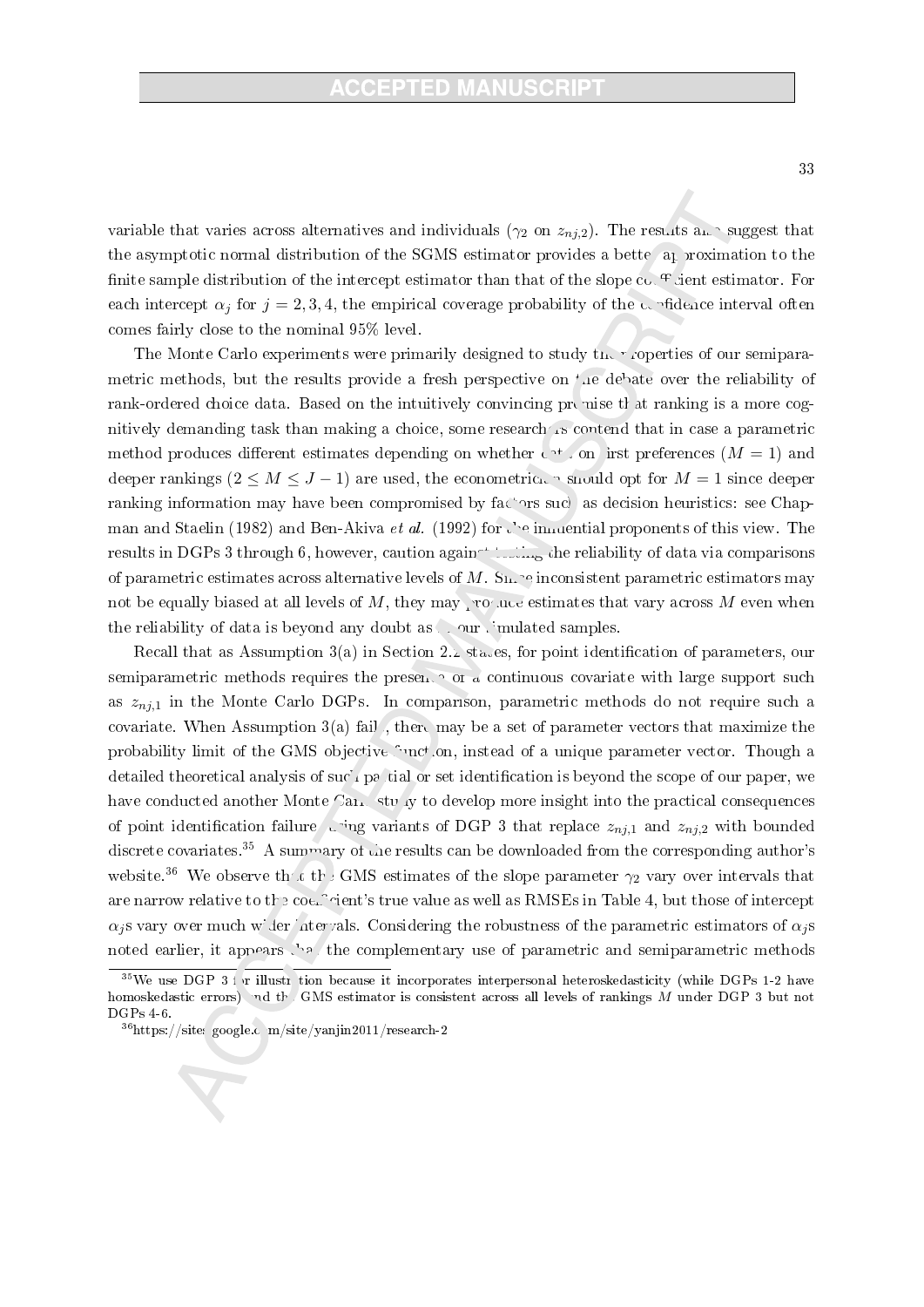variable that varies across alternatives and individuals ($\gamma_2$ on $z_{nj,2}$). The results also suggest that the asymptotic normal distribution of the SGMS estimator provides a better approximation to the finite sample distribution of the intercept estimator than that of the slope coefficient estimator. For each intercept $\alpha_j$ for $j = 2, 3, 4$, the empirical coverage probability of the confidence interval often comes fairly close to the nominal 95% level.

The Monte Carlo experiments were primarily designed to study the properties of our semiparametric methods, but the results provide a fresh perspective on the debate over the reliability of rank-ordered choice data. Based on the intuitively convincing premise that ranking is a more cognitively demanding task than making a choice, some researchers contend that in case a parametric method produces different estimates depending on whether data on first preferences ($M = 1$) and deeper rankings ($2 \leq M \leq J - 1$) are used, the econometrician should opt for $M = 1$ since deeper ranking information may have been compromised by factors such as decision heuristics: see Chapman and Staelin (1982) and Ben-Akiva *et al.* (1992) for the influential proponents of this view. The results in DGPs 3 through 6, however, caution against testing the reliability of data via comparisons of parametric estimates across alternative levels of $M$. Since inconsistent parametric estimators may not be equally biased at all levels of $M$, they may produce estimates that vary across $M$ even when the reliability of data is beyond any doubt as in our simulated samples.

Recall that as Assumption 3(a) in Section 2.2 states, for point identification of parameters, our semiparametric methods requires the presence of a continuous covariate with large support such as $z_{nj,1}$ in the Monte Carlo DGPs. In comparison, parametric methods do not require such a covariate. When Assumption 3(a) fails, there may be a set of parameter vectors that maximize the probability limit of the GMS objective function, instead of a unique parameter vector. Though a detailed theoretical analysis of such partial or set identification is beyond the scope of our paper, we have conducted another Monte Carlo study to develop more insight into the practical consequences of point identification failure using variants of DGP 3 that replace $z_{nj,1}$ and $z_{nj,2}$ with bounded discrete covariates.[35] A summary of the results can be downloaded from the corresponding author's website.[36] We observe that the GMS estimates of the slope parameter $\gamma_2$ vary over intervals that are narrow relative to the coefficient's true value as well as RMSEs in Table 4, but those of intercept $\alpha_j$s vary over much wider intervals. Considering the robustness of the parametric estimators of $\alpha_j$s noted earlier, it appears that the complementary use of parametric and semiparametric methods

[35]We use DGP 3 for illustration because it incorporates interpersonal heteroskedasticity (while DGPs 1-2 have homoskedastic errors) and the GMS estimator is consistent across all levels of rankings $M$ under DGP 3 but not DGPs 4-6.

[36]https://sites.google.com/site/yanjin2011/research-2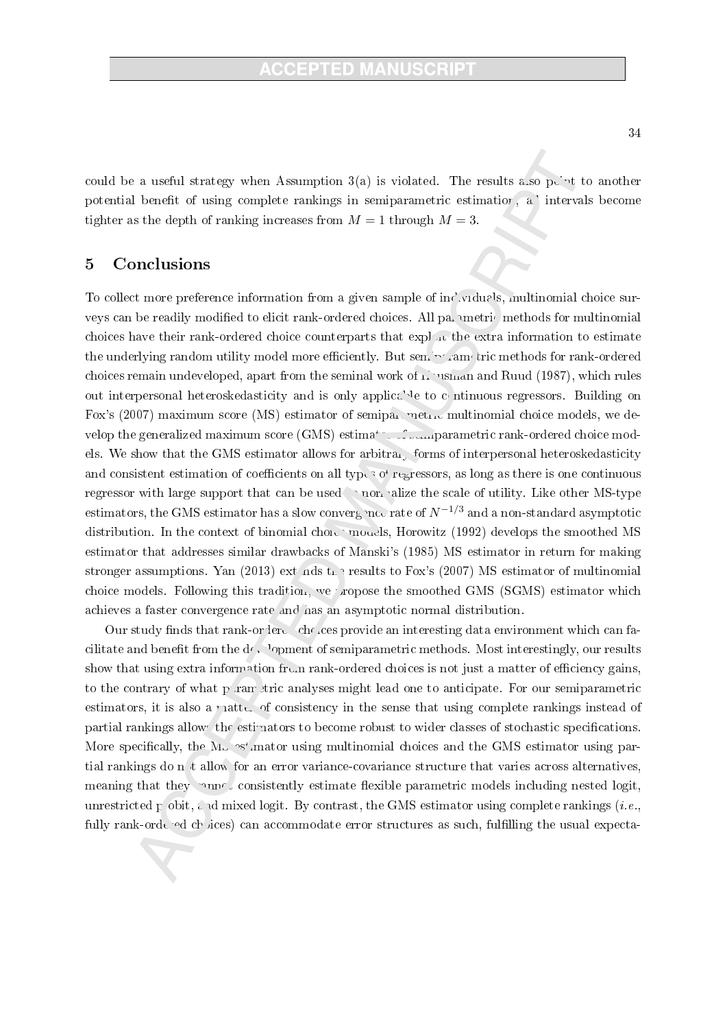could be a useful strategy when Assumption 3(a) is violated. The results also point to another potential benefit of using complete rankings in semiparametric estimation, as intervals become tighter as the depth of ranking increases from $M = 1$ through $M = 3$.

## 5 Conclusions

To collect more preference information from a given sample of individuals, multinomial choice surveys can be readily modified to elicit rank-ordered choices. All parametric methods for multinomial choices have their rank-ordered choice counterparts that exploit the extra information to estimate the underlying random utility model more efficiently. But semiparametric methods for rank-ordered choices remain undeveloped, apart from the seminal work of Hausman and Ruud (1987), which rules out interpersonal heteroskedasticity and is only applicable to continuous regressors. Building on Fox's (2007) maximum score (MS) estimator of semiparametric multinomial choice models, we develop the generalized maximum score (GMS) estimator of semiparametric rank-ordered choice models. We show that the GMS estimator allows for arbitrary forms of interpersonal heteroskedasticity and consistent estimation of coefficients on all types of regressors, as long as there is one continuous regressor with large support that can be used to normalize the scale of utility. Like other MS-type estimators, the GMS estimator has a slow convergence rate of $N^{-1/3}$ and a non-standard asymptotic distribution. In the context of binomial choice models, Horowitz (1992) develops the smoothed MS estimator that addresses similar drawbacks of Manski's (1985) MS estimator in return for making stronger assumptions. Yan (2013) extends the results to Fox's (2007) MS estimator of multinomial choice models. Following this tradition, we propose the smoothed GMS (SGMS) estimator which achieves a faster convergence rate and has an asymptotic normal distribution.

Our study finds that rank-ordered choices provide an interesting data environment which can facilitate and benefit from the development of semiparametric methods. Most interestingly, our results show that using extra information from rank-ordered choices is not just a matter of efficiency gains, to the contrary of what parametric analyses might lead one to anticipate. For our semiparametric estimators, it is also a matter of consistency in the sense that using complete rankings instead of partial rankings allows the estimators to become robust to wider classes of stochastic specifications. More specifically, the MS estimator using multinomial choices and the GMS estimator using partial rankings do not allow for an error variance-covariance structure that varies across alternatives, meaning that they cannot consistently estimate flexible parametric models including nested logit, unrestricted probit, and mixed logit. By contrast, the GMS estimator using complete rankings (*i.e.*, fully rank-ordered choices) can accommodate error structures as such, fulfilling the usual expecta-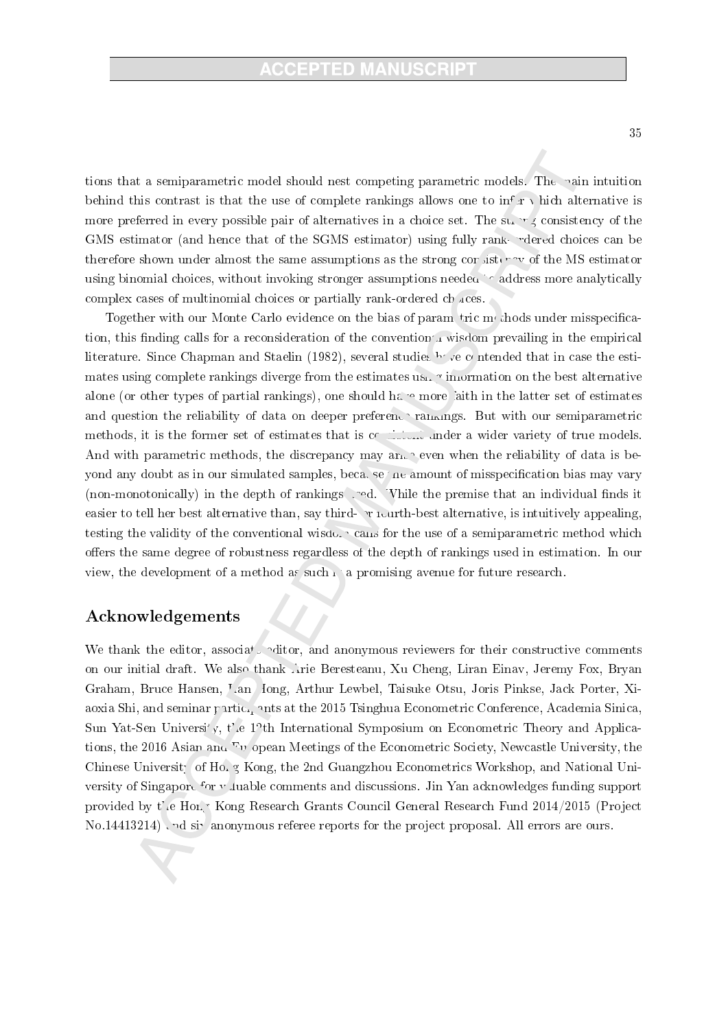tions that a semiparametric model should nest competing parametric models. The main intuition behind this contrast is that the use of complete rankings allows one to infer which alternative is more preferred in every possible pair of alternatives in a choice set. The strong consistency of the GMS estimator (and hence that of the SGMS estimator) using fully rank-ordered choices can be therefore shown under almost the same assumptions as the strong consistency of the MS estimator using binomial choices, without invoking stronger assumptions needed to address more analytically complex cases of multinomial choices or partially rank-ordered choices.

Together with our Monte Carlo evidence on the bias of parametric methods under misspecification, this finding calls for a reconsideration of the conventional wisdom prevailing in the empirical literature. Since Chapman and Staelin (1982), several studies have contended that in case the estimates using complete rankings diverge from the estimates using information on the best alternative alone (or other types of partial rankings), one should have more faith in the latter set of estimates and question the reliability of data on deeper preference rankings. But with our semiparametric methods, it is the former set of estimates that is consistent under a wider variety of true models. And with parametric methods, the discrepancy may arise even when the reliability of data is beyond any doubt as in our simulated samples, because the amount of misspecification bias may vary (non-monotonically) in the depth of rankings used. While the premise that an individual finds it easier to tell her best alternative than, say third- or fourth-best alternative, is intuitively appealing, testing the validity of the conventional wisdom calls for the use of a semiparametric method which offers the same degree of robustness regardless of the depth of rankings used in estimation. In our view, the development of a method as such is a promising avenue for future research.

## Acknowledgements

We thank the editor, associate editor, and anonymous reviewers for their constructive comments on our initial draft. We also thank Arie Beresteanu, Xu Cheng, Liran Einav, Jeremy Fox, Bryan Graham, Bruce Hansen, Han Hong, Arthur Lewbel, Taisuke Otsu, Joris Pinkse, Jack Porter, Xiaoxia Shi, and seminar participants at the 2015 Tsinghua Econometric Conference, Academia Sinica, Sun Yat-Sen University, the 12th International Symposium on Econometric Theory and Applications, the 2016 Asian and European Meetings of the Econometric Society, Newcastle University, the Chinese University of Hong Kong, the 2nd Guangzhou Econometrics Workshop, and National University of Singapore for valuable comments and discussions. Jin Yan acknowledges funding support provided by the Hong Kong Research Grants Council General Research Fund 2014/2015 (Project No.14413214) and six anonymous referee reports for the project proposal. All errors are ours.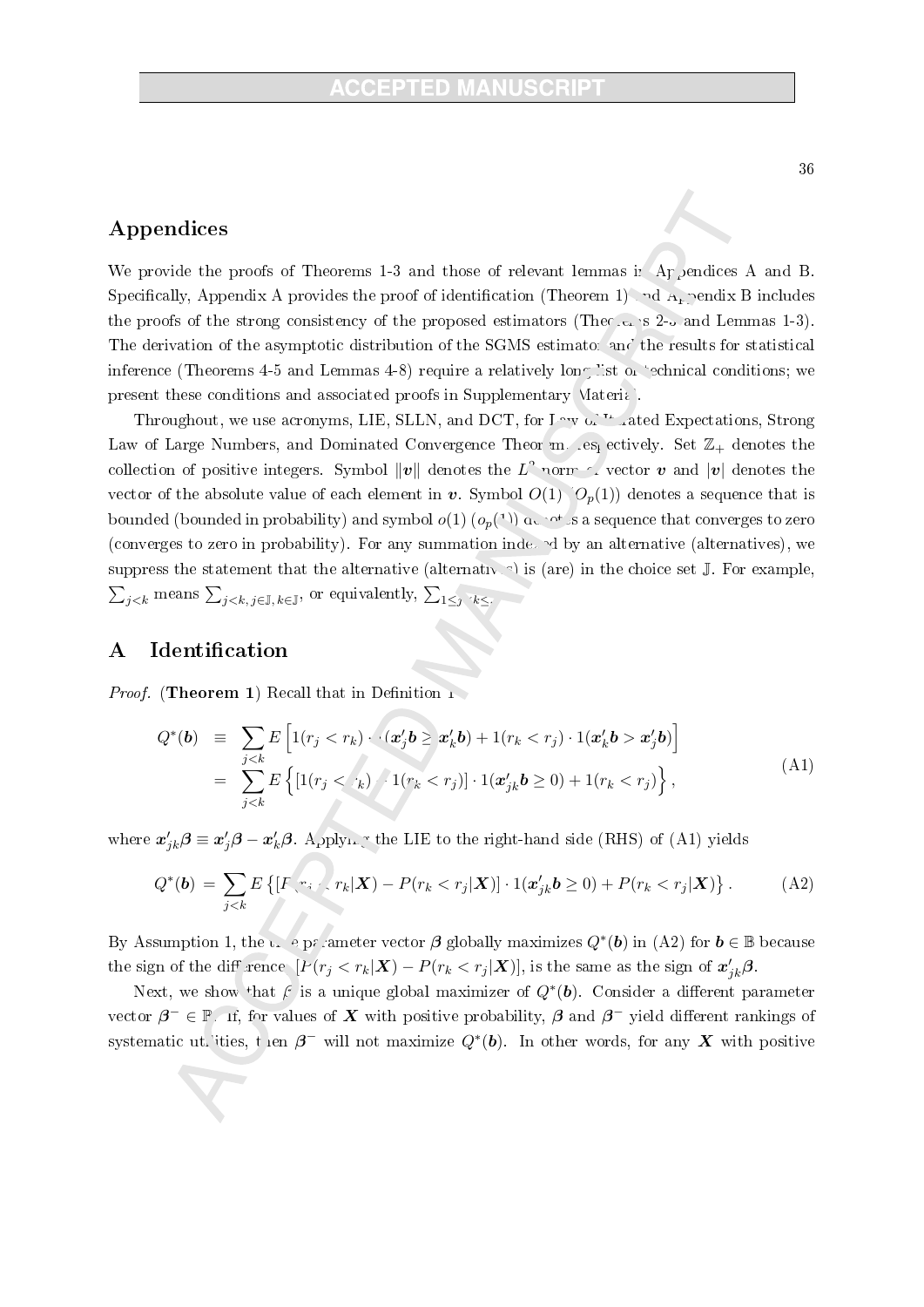## Appendices

We provide the proofs of Theorems 1-3 and those of relevant lemmas in Appendices A and B. Specifically, Appendix A provides the proof of identification (Theorem 1) and Appendix B includes the proofs of the strong consistency of the proposed estimators (Theorems 2-3 and Lemmas 1-3). The derivation of the asymptotic distribution of the SGMS estimator and the results for statistical inference (Theorems 4-5 and Lemmas 4-8) require a relatively long list of technical conditions; we present these conditions and associated proofs in Supplementary Material.

Throughout, we use acronyms, LIE, SLLN, and DCT, for Law of Iterated Expectations, Strong Law of Large Numbers, and Dominated Convergence Theorem, respectively. Set $\mathbb{Z}_+$ denotes the collection of positive integers. Symbol $\|\boldsymbol{v}\|$ denotes the $L^2$ norm of vector $\boldsymbol{v}$ and $|\boldsymbol{v}|$ denotes the vector of the absolute value of each element in $\boldsymbol{v}$. Symbol $O(1)$ ($O_p(1)$) denotes a sequence that is bounded (bounded in probability) and symbol $o(1)$ ($o_p(1)$) denotes a sequence that converges to zero (converges to zero in probability). For any summation indexed by an alternative (alternatives), we suppress the statement that the alternative (alternatives) is (are) in the choice set $\mathbb{J}$. For example, $\sum_{j<k}$ means $\sum_{j<k,\, j\in\mathbb{J},\, k\in\mathbb{J}}$, or equivalently, $\sum_{1\leq j<k\leq J}$.

## A Identification

*Proof.* (**Theorem 1**) Recall that in Definition 1

$$
\begin{aligned}
Q^*(\boldsymbol{b}) &\equiv \sum_{j<k} E\left[1(r_j<r_k)\cdot 1(\boldsymbol{x}_j'\boldsymbol{b}\geq \boldsymbol{x}_k'\boldsymbol{b}) + 1(r_k<r_j)\cdot 1(\boldsymbol{x}_k'\boldsymbol{b}>\boldsymbol{x}_j'\boldsymbol{b})\right] \\
&= \sum_{j<k} E\left\{[1(r_j<r_k) - 1(r_k<r_j)]\cdot 1(\boldsymbol{x}_{jk}'\boldsymbol{b}\geq 0) + 1(r_k<r_j)\right\},
\end{aligned}
\tag{A1}
$$

where $\boldsymbol{x}_{jk}'\boldsymbol{\beta}\equiv \boldsymbol{x}_j'\boldsymbol{\beta} - \boldsymbol{x}_k'\boldsymbol{\beta}$. Applying the LIE to the right-hand side (RHS) of (A1) yields

$$
Q^*(\boldsymbol{b}) = \sum_{j<k} E\left\{[P(r_j<r_k|\boldsymbol{X}) - P(r_k<r_j|\boldsymbol{X})]\cdot 1(\boldsymbol{x}_{jk}'\boldsymbol{b}\geq 0) + P(r_k<r_j|\boldsymbol{X})\right\}.
\tag{A2}
$$

By Assumption 1, the true parameter vector $\boldsymbol{\beta}$ globally maximizes $Q^*(\boldsymbol{b})$ in (A2) for $\boldsymbol{b}\in\mathbb{B}$ because the sign of the difference, $[P(r_j<r_k|\boldsymbol{X}) - P(r_k<r_j|\boldsymbol{X})]$, is the same as the sign of $\boldsymbol{x}_{jk}'\boldsymbol{\beta}$.

Next, we show that $\boldsymbol{\beta}$ is a unique global maximizer of $Q^*(\boldsymbol{b})$. Consider a different parameter vector $\boldsymbol{\beta}^-\in\mathbb{B}$. If, for values of $\boldsymbol{X}$ with positive probability, $\boldsymbol{\beta}$ and $\boldsymbol{\beta}^-$ yield different rankings of systematic utilities, then $\boldsymbol{\beta}^-$ will not maximize $Q^*(\boldsymbol{b})$. In other words, for any $\boldsymbol{X}$ with positive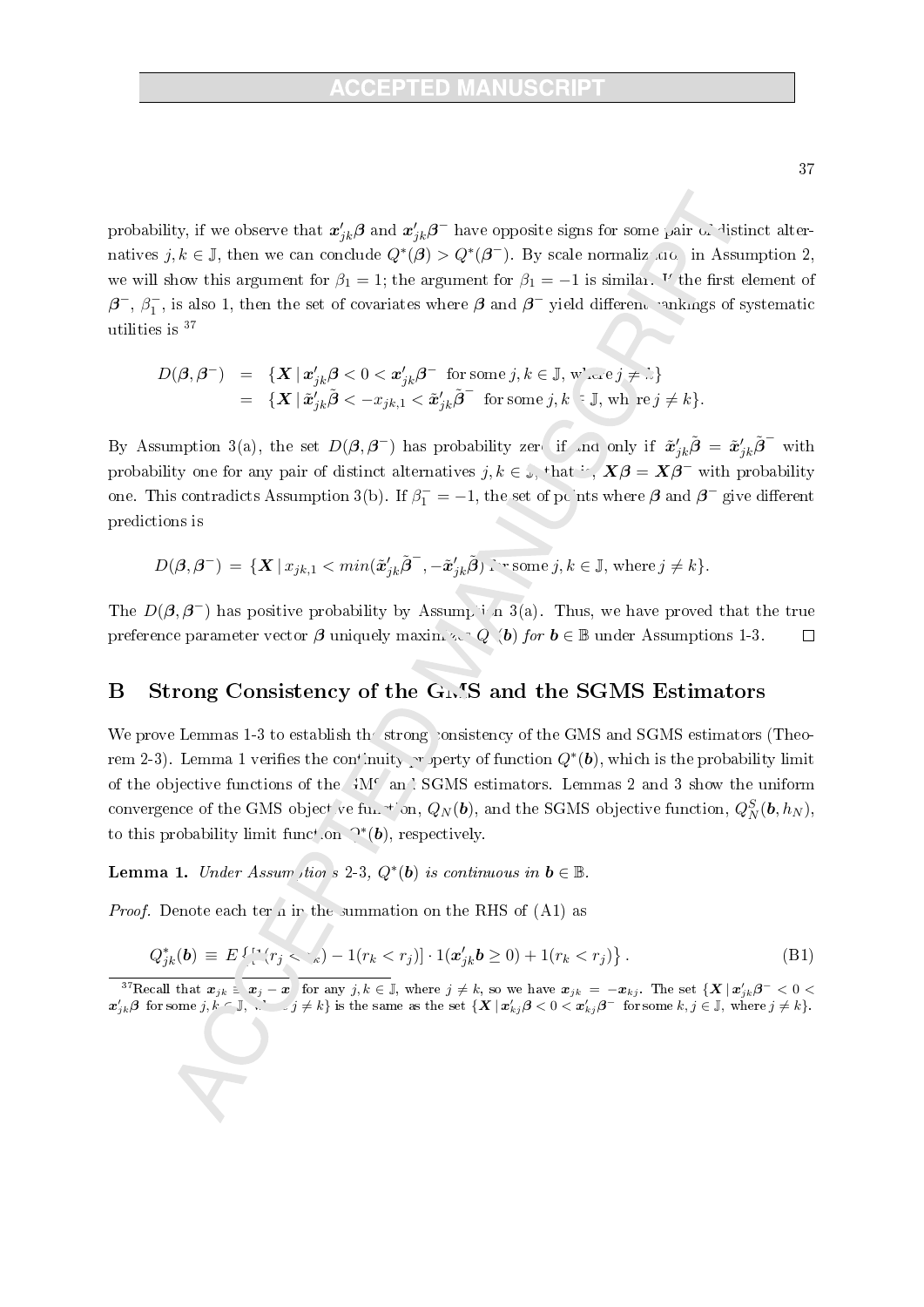probability, if we observe that $\boldsymbol{x}_{jk}'\boldsymbol{\beta}$ and $\boldsymbol{x}_{jk}'\boldsymbol{\beta}^-$ have opposite signs for some pair of distinct alternatives $j,k \in \mathbb{J}$, then we can conclude $Q^*(\boldsymbol{\beta}) > Q^*(\boldsymbol{\beta}^-)$. By scale normalization in Assumption 2, we will show this argument for $\beta_1 = 1$; the argument for $\beta_1 = -1$ is similar. If the first element of $\boldsymbol{\beta}^-$, $\beta_1^-$, is also 1, then the set of covariates where $\boldsymbol{\beta}$ and $\boldsymbol{\beta}^-$ yield different rankings of systematic utilities is [37]

$$
\begin{aligned}
D(\boldsymbol{\beta},\boldsymbol{\beta}^-) &= \{\boldsymbol{X}\,|\,\boldsymbol{x}_{jk}'\boldsymbol{\beta} < 0 < \boldsymbol{x}_{jk}'\boldsymbol{\beta}^- \text{ for some } j,k \in \mathbb{J}, \text{ where } j \neq k\} \\
&= \{\boldsymbol{X}\,|\,\tilde{\boldsymbol{x}}_{jk}'\tilde{\boldsymbol{\beta}} < -x_{jk,1} < \tilde{\boldsymbol{x}}_{jk}'\tilde{\boldsymbol{\beta}}^- \text{ for some } j,k \in \mathbb{J}, \text{ where } j \neq k\}.
\end{aligned}
$$

By Assumption 3(a), the set $D(\boldsymbol{\beta},\boldsymbol{\beta}^-)$ has probability zero if and only if $\tilde{\boldsymbol{x}}_{jk}'\tilde{\boldsymbol{\beta}} = \tilde{\boldsymbol{x}}_{jk}'\tilde{\boldsymbol{\beta}}^-$ with probability one for any pair of distinct alternatives $j,k \in \mathbb{J}$, that is, $\boldsymbol{X}\boldsymbol{\beta} = \boldsymbol{X}\boldsymbol{\beta}^-$ with probability one. This contradicts Assumption 3(b). If $\beta_1^- = -1$, the set of points where $\boldsymbol{\beta}$ and $\boldsymbol{\beta}^-$ give different predictions is

$$
D(\boldsymbol{\beta},\boldsymbol{\beta}^-) = \{\boldsymbol{X}\,|\,x_{jk,1} < min(\tilde{\boldsymbol{x}}_{jk}'\tilde{\boldsymbol{\beta}}^-, -\tilde{\boldsymbol{x}}_{jk}'\tilde{\boldsymbol{\beta}}) \text{ for some } j,k \in \mathbb{J}, \text{ where } j \neq k\}.
$$

The $D(\boldsymbol{\beta},\boldsymbol{\beta}^-)$ has positive probability by Assumption 3(a). Thus, we have proved that the true preference parameter vector $\boldsymbol{\beta}$ uniquely maximizes $Q^*(\boldsymbol{b})$ *for* $\boldsymbol{b} \in \mathbb{B}$ under Assumptions 1-3. $\square$

## B Strong Consistency of the GMS and the SGMS Estimators

We prove Lemmas 1-3 to establish the strong consistency of the GMS and SGMS estimators (Theorem 2-3). Lemma 1 verifies the continuity property of function $Q^*(\boldsymbol{b})$, which is the probability limit of the objective functions of the GMS and SGMS estimators. Lemmas 2 and 3 show the uniform convergence of the GMS objective function, $Q_N(\boldsymbol{b})$, and the SGMS objective function, $Q_N^S(\boldsymbol{b}, h_N)$, to this probability limit function $Q^*(\boldsymbol{b})$, respectively.

**Lemma 1.** *Under Assumptions 2-3, $Q^*(\boldsymbol{b})$ is continuous in $\boldsymbol{b} \in \mathbb{B}$.*

*Proof.* Denote each term in the summation on the RHS of (A1) as

$$
Q_{jk}^*(\boldsymbol{b}) \equiv E\left\{[1(r_j < r_k) - 1(r_k < r_j)] \cdot 1(\boldsymbol{x}_{jk}'\boldsymbol{b} \geq 0) + 1(r_k < r_j)\right\}. \tag{B1}
$$

[37] Recall that $\boldsymbol{x}_{jk} \equiv \boldsymbol{x}_j - \boldsymbol{x}_k$ for any $j,k \in \mathbb{J}$, where $j \neq k$, so we have $\boldsymbol{x}_{jk} = -\boldsymbol{x}_{kj}$. The set $\{\boldsymbol{X}\,|\,\boldsymbol{x}_{jk}'\boldsymbol{\beta}^- < 0 < \boldsymbol{x}_{jk}'\boldsymbol{\beta} \text{ for some } j,k \in \mathbb{J}, \text{ where } j \neq k\}$ is the same as the set $\{\boldsymbol{X}\,|\,\boldsymbol{x}_{kj}'\boldsymbol{\beta} < 0 < \boldsymbol{x}_{kj}'\boldsymbol{\beta}^- \text{ for some } k,j \in \mathbb{J}, \text{ where } j \neq k\}$.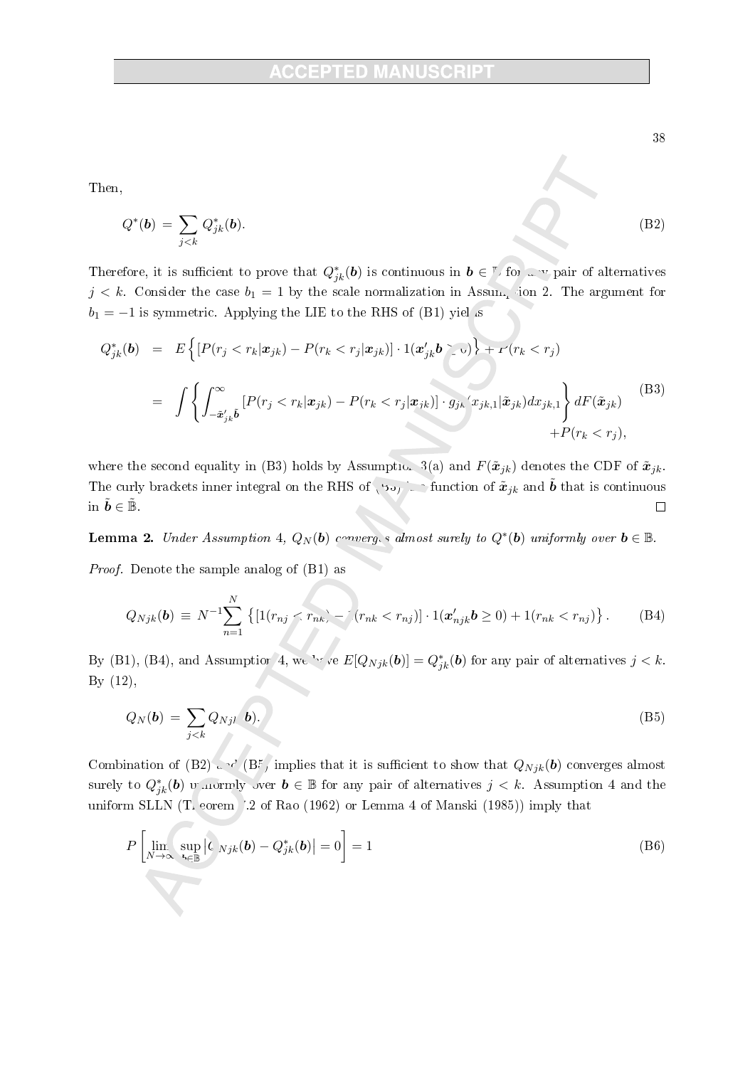Then,

$$Q^*(\boldsymbol{b}) \;=\; \sum_{j<k} Q^*_{jk}(\boldsymbol{b}). \tag{B2}$$

Therefore, it is sufficient to prove that $Q^*_{jk}(\boldsymbol{b})$ is continuous in $\boldsymbol{b} \in \mathbb{B}$ for any pair of alternatives $j < k$. Consider the case $b_1 = 1$ by the scale normalization in Assumption 2. The argument for $b_1 = -1$ is symmetric. Applying the LIE to the RHS of (B1) yields

$$\begin{aligned} Q^*_{jk}(\boldsymbol{b}) \;&=\; E\Big\{[P(r_j < r_k|\boldsymbol{x}_{jk}) - P(r_k < r_j|\boldsymbol{x}_{jk})] \cdot 1(\boldsymbol{x}'_{jk}\boldsymbol{b} \geq 0)\Big\} + P(r_k < r_j) \\ &=\; \int \left\{ \int_{-\tilde{\boldsymbol{x}}'_{jk}\tilde{\boldsymbol{b}}}^{\infty} [P(r_j < r_k|\boldsymbol{x}_{jk}) - P(r_k < r_j|\boldsymbol{x}_{jk})] \cdot g_{jk}(x_{jk,1}|\tilde{\boldsymbol{x}}_{jk}) dx_{jk,1} \right\} dF(\tilde{\boldsymbol{x}}_{jk}) \\ &\qquad + P(r_k < r_j), \end{aligned} \tag{B3}$$

where the second equality in (B3) holds by Assumption 3(a) and $F(\tilde{\boldsymbol{x}}_{jk})$ denotes the CDF of $\tilde{\boldsymbol{x}}_{jk}$. The curly brackets inner integral on the RHS of (B3) is a function of $\tilde{\boldsymbol{x}}_{jk}$ and $\tilde{\boldsymbol{b}}$ that is continuous in $\tilde{\boldsymbol{b}} \in \tilde{\mathbb{B}}$. $\square$

**Lemma 2.** *Under Assumption 4, $Q_N(\boldsymbol{b})$ converges almost surely to $Q^*(\boldsymbol{b})$ uniformly over $\boldsymbol{b} \in \mathbb{B}$.*

*Proof.* Denote the sample analog of (B1) as

$$Q_{Njk}(\boldsymbol{b}) \;\equiv\; N^{-1}\sum_{n=1}^{N} \left\{[1(r_{nj} < r_{nk}) - 1(r_{nk} < r_{nj})] \cdot 1(\boldsymbol{x}'_{njk}\boldsymbol{b} \geq 0) + 1(r_{nk} < r_{nj})\right\}. \tag{B4}$$

By (B1), (B4), and Assumption 4, we have $E[Q_{Njk}(\boldsymbol{b})] = Q^*_{jk}(\boldsymbol{b})$ for any pair of alternatives $j < k$. By (12),

$$Q_N(\boldsymbol{b}) \;=\; \sum_{j<k} Q_{Njk}(\boldsymbol{b}). \tag{B5}$$

Combination of (B2) and (B5) implies that it is sufficient to show that $Q_{Njk}(\boldsymbol{b})$ converges almost surely to $Q^*_{jk}(\boldsymbol{b})$ uniformly over $\boldsymbol{b} \in \mathbb{B}$ for any pair of alternatives $j < k$. Assumption 4 and the uniform SLLN (Theorem 7.2 of Rao (1962) or Lemma 4 of Manski (1985)) imply that

$$P\left[\lim_{N\to\infty} \sup_{\boldsymbol{b}\in\mathbb{B}} \left|Q_{Njk}(\boldsymbol{b}) - Q^*_{jk}(\boldsymbol{b})\right| = 0\right] = 1 \tag{B6}$$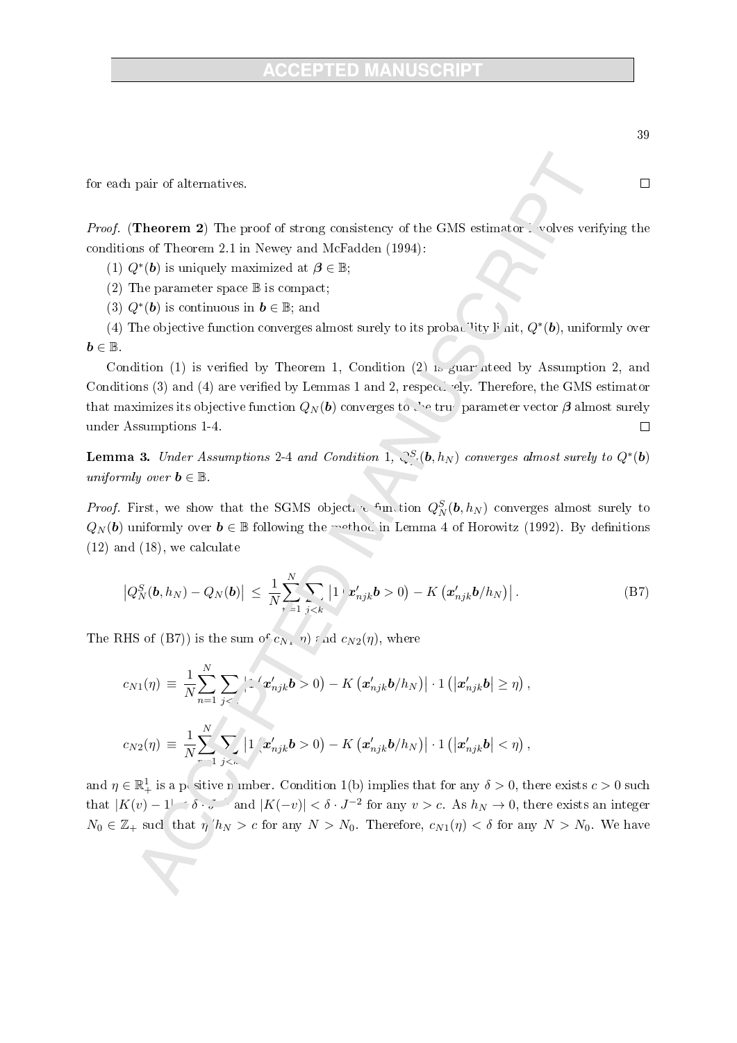for each pair of alternatives. □

*Proof.* (**Theorem 2**) The proof of strong consistency of the GMS estimator involves verifying the conditions of Theorem 2.1 in Newey and McFadden (1994):

(1) $Q^*(\boldsymbol{b})$ is uniquely maximized at $\boldsymbol{\beta} \in \mathbb{B}$;

(2) The parameter space $\mathbb{B}$ is compact;

(3) $Q^*(\boldsymbol{b})$ is continuous in $\boldsymbol{b} \in \mathbb{B}$; and

(4) The objective function converges almost surely to its probability limit, $Q^*(\boldsymbol{b})$, uniformly over $\boldsymbol{b} \in \mathbb{B}$.

Condition (1) is verified by Theorem 1, Condition (2) is guaranteed by Assumption 2, and Conditions (3) and (4) are verified by Lemmas 1 and 2, respectively. Therefore, the GMS estimator that maximizes its objective function $Q_N(\boldsymbol{b})$ converges to the true parameter vector $\boldsymbol{\beta}$ almost surely under Assumptions 1-4. □

**Lemma 3.** *Under Assumptions 2-4 and Condition 1, $Q_N^S(\boldsymbol{b}, h_N)$ converges almost surely to $Q^*(\boldsymbol{b})$ uniformly over $\boldsymbol{b} \in \mathbb{B}$.*

*Proof.* First, we show that the SGMS objective function $Q_N^S(\boldsymbol{b}, h_N)$ converges almost surely to $Q_N(\boldsymbol{b})$ uniformly over $\boldsymbol{b} \in \mathbb{B}$ following the method in Lemma 4 of Horowitz (1992). By definitions (12) and (18), we calculate

$$\left|Q_N^S(\boldsymbol{b}, h_N) - Q_N(\boldsymbol{b})\right| \leq \frac{1}{N}\sum_{n=1}^{N}\sum_{j<k}\left|1\left(\boldsymbol{x}_{njk}'\boldsymbol{b} > 0\right) - K\left(\boldsymbol{x}_{njk}'\boldsymbol{b}/h_N\right)\right|. \tag{B7}$$

The RHS of (B7)) is the sum of $c_{N1}(\eta)$ and $c_{N2}(\eta)$, where

$$c_{N1}(\eta) \equiv \frac{1}{N}\sum_{n=1}^{N}\sum_{j<k}\left|1\left(\boldsymbol{x}_{njk}'\boldsymbol{b} > 0\right) - K\left(\boldsymbol{x}_{njk}'\boldsymbol{b}/h_N\right)\right| \cdot 1\left(\left|\boldsymbol{x}_{njk}'\boldsymbol{b}\right| \geq \eta\right),$$

$$c_{N2}(\eta) \equiv \frac{1}{N}\sum_{n=1}^{N}\sum_{j<k}\left|1\left(\boldsymbol{x}_{njk}'\boldsymbol{b} > 0\right) - K\left(\boldsymbol{x}_{njk}'\boldsymbol{b}/h_N\right)\right| \cdot 1\left(\left|\boldsymbol{x}_{njk}'\boldsymbol{b}\right| < \eta\right),$$

and $\eta \in \mathbb{R}_+^1$ is a positive number. Condition 1(b) implies that for any $\delta > 0$, there exists $c > 0$ such that $|K(v) - 1| < \delta \cdot J^{-2}$ and $|K(-v)| < \delta \cdot J^{-2}$ for any $v > c$. As $h_N \to 0$, there exists an integer $N_0 \in \mathbb{Z}_+$ such that $\eta/h_N > c$ for any $N > N_0$. Therefore, $c_{N1}(\eta) < \delta$ for any $N > N_0$. We have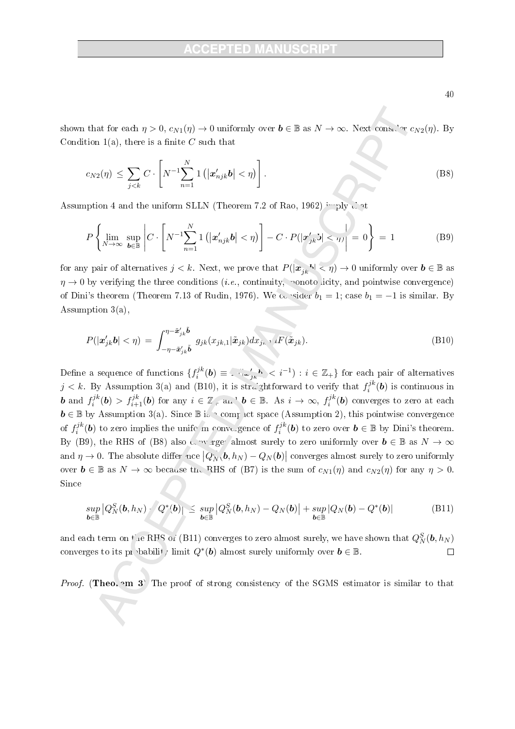shown that for each $\eta > 0$, $c_{N1}(\eta) \to 0$ uniformly over $\boldsymbol{b} \in \mathbb{B}$ as $N \to \infty$. Next consider $c_{N2}(\eta)$. By Condition 1(a), there is a finite $C$ such that

$$c_{N2}(\eta) \leq \sum_{j<k} C \cdot \left[ N^{-1} \sum_{n=1}^{N} 1\left( |\boldsymbol{x}'_{njk}\boldsymbol{b}| < \eta \right) \right]. \tag{B8}$$

Assumption 4 and the uniform SLLN (Theorem 7.2 of Rao, 1962) imply that

$$P\left\{ \lim_{N\to\infty} \sup_{\boldsymbol{b}\in\mathbb{B}} \left| C \cdot \left[ N^{-1} \sum_{n=1}^{N} 1\left( |\boldsymbol{x}'_{njk}\boldsymbol{b}| < \eta \right) \right] - C \cdot P(|\boldsymbol{x}'_{jk}\boldsymbol{b}| < \eta) \right| = 0 \right\} = 1 \tag{B9}$$

for any pair of alternatives $j < k$. Next, we prove that $P(|\boldsymbol{x}'_{jk}\boldsymbol{b}| < \eta) \to 0$ uniformly over $\boldsymbol{b} \in \mathbb{B}$ as $\eta \to 0$ by verifying the three conditions (*i.e.*, continuity, monotonicity, and pointwise convergence) of Dini's theorem (Theorem 7.13 of Rudin, 1976). We consider $b_1 = 1$; case $b_1 = -1$ is similar. By Assumption 3(a),

$$P(|\boldsymbol{x}'_{jk}\boldsymbol{b}| < \eta) = \int_{-\eta-\tilde{\boldsymbol{x}}'_{jk}\tilde{\boldsymbol{b}}}^{\eta-\tilde{\boldsymbol{x}}'_{jk}\tilde{\boldsymbol{b}}} g_{jk}(x_{jk,1}|\tilde{\boldsymbol{x}}_{jk}) dx_{jk,1} dF(\tilde{\boldsymbol{x}}_{jk}). \tag{B10}$$

Define a sequence of functions $\{f_i^{jk}(\boldsymbol{b}) \equiv P(|\boldsymbol{x}'_{jk}\boldsymbol{b}| < i^{-1}) : i \in \mathbb{Z}_+\}$ for each pair of alternatives $j < k$. By Assumption 3(a) and (B10), it is straightforward to verify that $f_i^{jk}(\boldsymbol{b})$ is continuous in $\boldsymbol{b}$ and $f_i^{jk}(\boldsymbol{b}) > f_{i+1}^{jk}(\boldsymbol{b})$ for any $i \in \mathbb{Z}_+$ and $\boldsymbol{b} \in \mathbb{B}$. As $i \to \infty$, $f_i^{jk}(\boldsymbol{b})$ converges to zero at each $\boldsymbol{b} \in \mathbb{B}$ by Assumption 3(a). Since $\mathbb{B}$ is a compact space (Assumption 2), this pointwise convergence of $f_i^{jk}(\boldsymbol{b})$ to zero implies the uniform convergence of $f_i^{jk}(\boldsymbol{b})$ to zero over $\boldsymbol{b} \in \mathbb{B}$ by Dini's theorem. By (B9), the RHS of (B8) also converges almost surely to zero uniformly over $\boldsymbol{b} \in \mathbb{B}$ as $N \to \infty$ and $\eta \to 0$. The absolute difference $|Q_N^S(\boldsymbol{b}, h_N) - Q_N(\boldsymbol{b})|$ converges almost surely to zero uniformly over $\boldsymbol{b} \in \mathbb{B}$ as $N \to \infty$ because the RHS of (B7) is the sum of $c_{N1}(\eta)$ and $c_{N2}(\eta)$ for any $\eta > 0$. Since

$$\sup_{\boldsymbol{b}\in\mathbb{B}} |Q_N^S(\boldsymbol{b}, h_N) - Q^*(\boldsymbol{b})| \leq \sup_{\boldsymbol{b}\in\mathbb{B}} |Q_N^S(\boldsymbol{b}, h_N) - Q_N(\boldsymbol{b})| + \sup_{\boldsymbol{b}\in\mathbb{B}} |Q_N(\boldsymbol{b}) - Q^*(\boldsymbol{b})| \tag{B11}$$

and each term on the RHS of (B11) converges to zero almost surely, we have shown that $Q_N^S(\boldsymbol{b}, h_N)$ converges to its probability limit $Q^*(\boldsymbol{b})$ almost surely uniformly over $\boldsymbol{b} \in \mathbb{B}$. □

*Proof.* (**Theorem 3**) The proof of strong consistency of the SGMS estimator is similar to that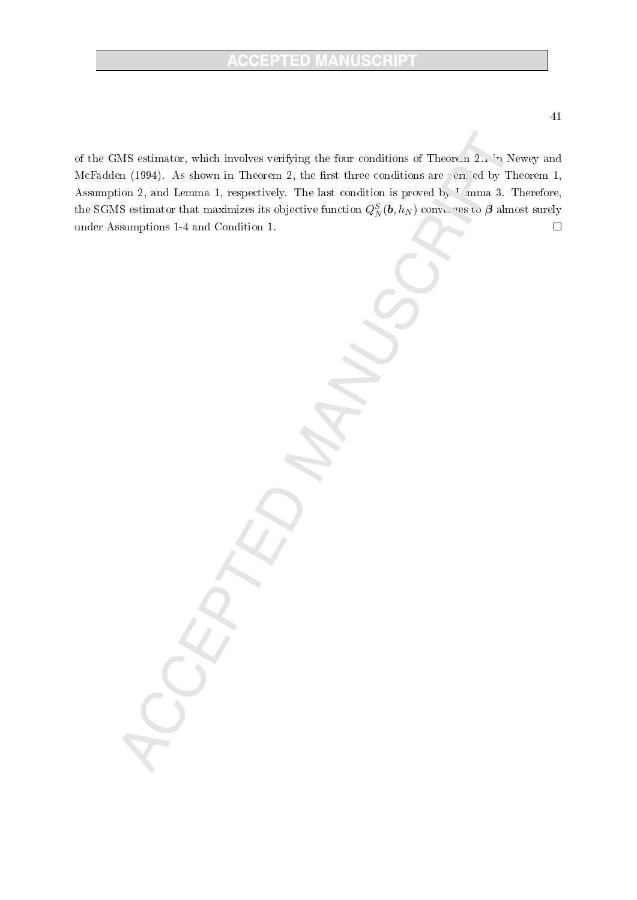of the GMS estimator, which involves verifying the four conditions of Theorem 2.1 in Newey and McFadden (1994). As shown in Theorem 2, the first three conditions are verified by Theorem 1, Assumption 2, and Lemma 1, respectively. The last condition is proved by Lemma 3. Therefore, the SGMS estimator that maximizes its objective function $Q_N^S(\boldsymbol{b}, h_N)$ converges to $\boldsymbol{\beta}$ almost surely under Assumptions 1-4 and Condition 1. $\square$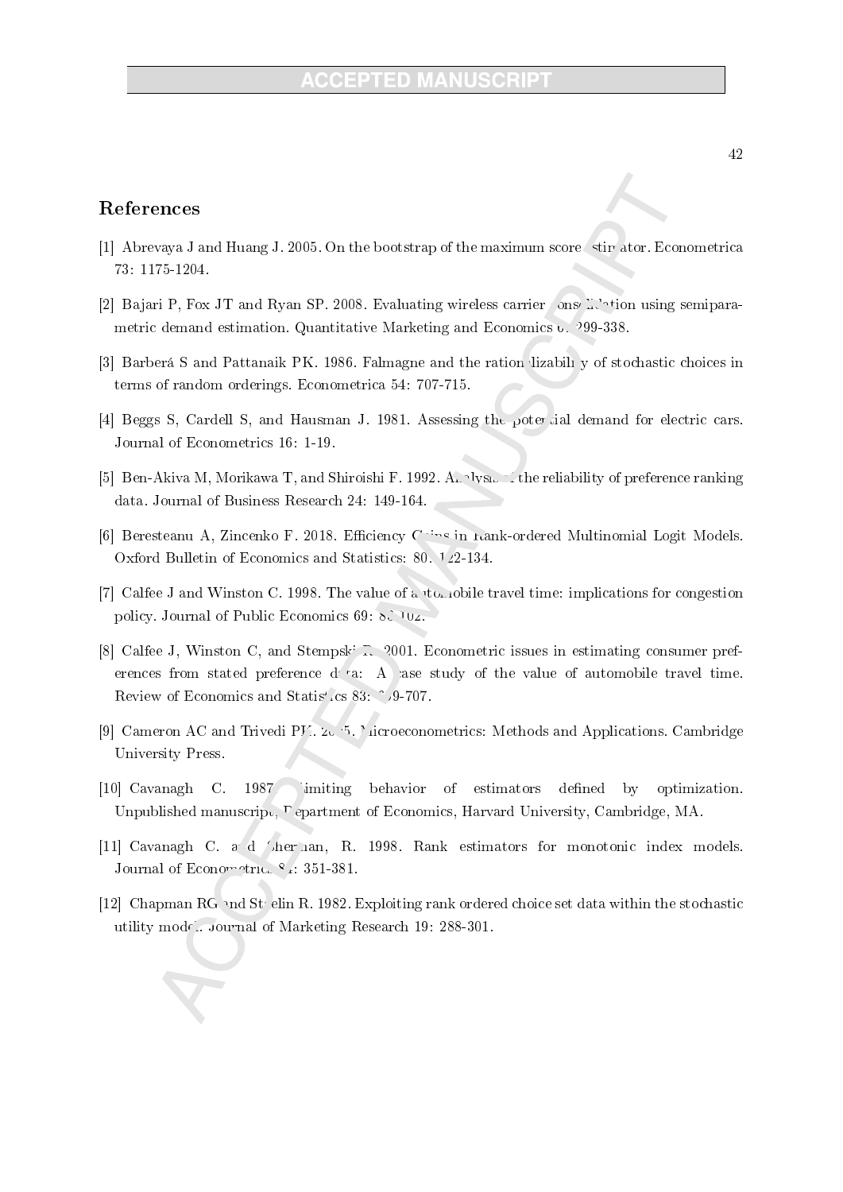## References

[1] Abrevaya J and Huang J. 2005. On the bootstrap of the maximum score estimator. Econometrica 73: 1175-1204.

[2] Bajari P, Fox JT and Ryan SP. 2008. Evaluating wireless carrier consolidation using semiparametric demand estimation. Quantitative Marketing and Economics 6: 299-338.

[3] Barberá S and Pattanaik PK. 1986. Falmagne and the rationalizability of stochastic choices in terms of random orderings. Econometrica 54: 707-715.

[4] Beggs S, Cardell S, and Hausman J. 1981. Assessing the potential demand for electric cars. Journal of Econometrics 16: 1-19.

[5] Ben-Akiva M, Morikawa T, and Shiroishi F. 1992. Analysis of the reliability of preference ranking data. Journal of Business Research 24: 149-164.

[6] Beresteanu A, Zincenko F. 2018. Efficiency Gains in Rank-ordered Multinomial Logit Models. Oxford Bulletin of Economics and Statistics: 80: 122-134.

[7] Calfee J and Winston C. 1998. The value of automobile travel time: implications for congestion policy. Journal of Public Economics 69: 83-102.

[8] Calfee J, Winston C, and Stempski R. 2001. Econometric issues in estimating consumer preferences from stated preference data: A case study of the value of automobile travel time. Review of Economics and Statistics 83: 699-707.

[9] Cameron AC and Trivedi PK. 2005. Microeconometrics: Methods and Applications. Cambridge University Press.

[10] Cavanagh C. 1987. Limiting behavior of estimators defined by optimization. Unpublished manuscript, Department of Economics, Harvard University, Cambridge, MA.

[11] Cavanagh C. and Sherman, R. 1998. Rank estimators for monotonic index models. Journal of Econometrics 84: 351-381.

[12] Chapman RG and Staelin R. 1982. Exploiting rank ordered choice set data within the stochastic utility model. Journal of Marketing Research 19: 288-301.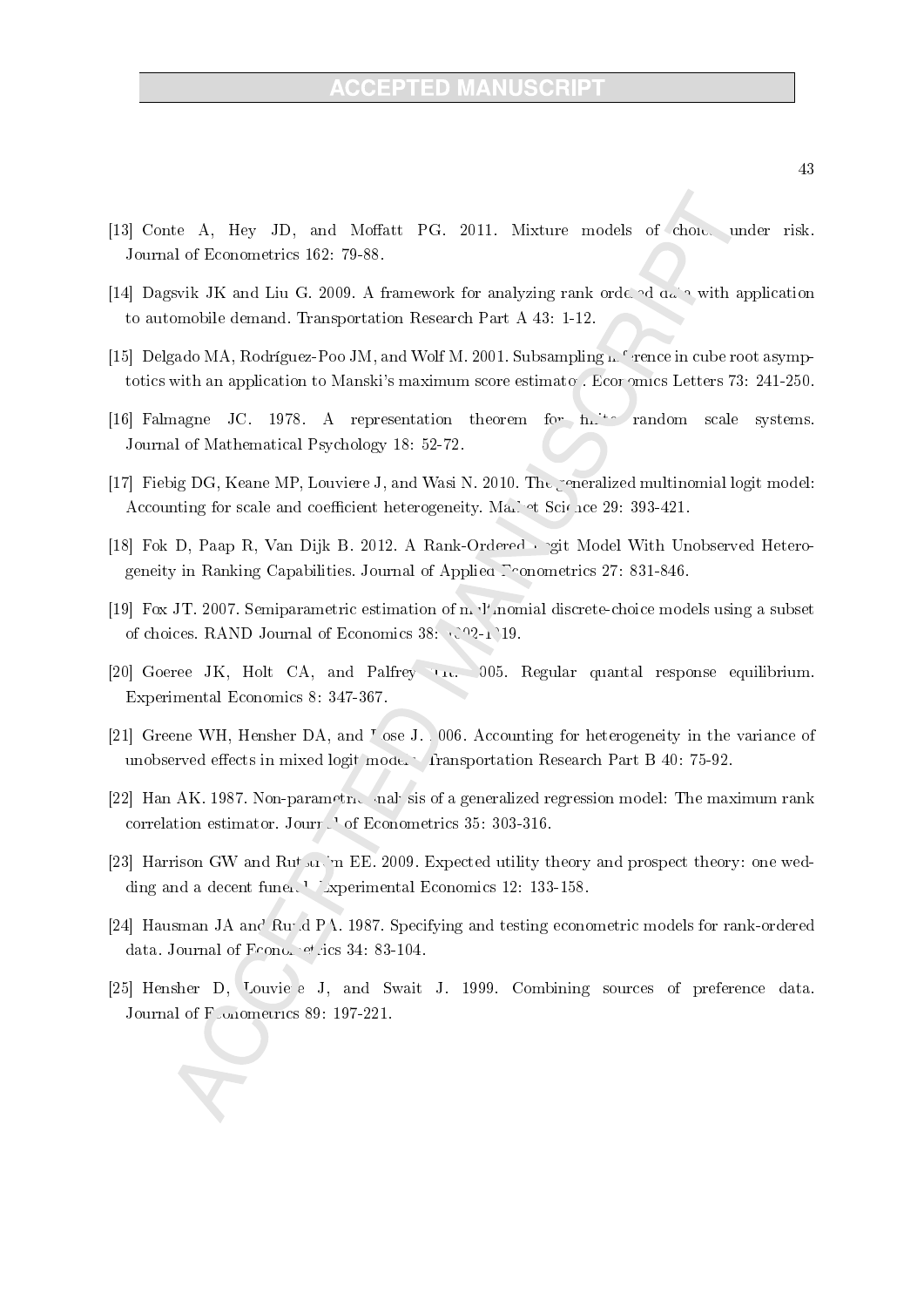[13] Conte A, Hey JD, and Moffatt PG. 2011. Mixture models of choice under risk. Journal of Econometrics 162: 79-88.

[14] Dagsvik JK and Liu G. 2009. A framework for analyzing rank ordered data with application to automobile demand. Transportation Research Part A 43: 1-12.

[15] Delgado MA, Rodríguez-Poo JM, and Wolf M. 2001. Subsampling inference in cube root asymptotics with an application to Manski's maximum score estimator. Economics Letters 73: 241-250.

[16] Falmagne JC. 1978. A representation theorem for finite random scale systems. Journal of Mathematical Psychology 18: 52-72.

[17] Fiebig DG, Keane MP, Louviere J, and Wasi N. 2010. The generalized multinomial logit model: Accounting for scale and coefficient heterogeneity. Market Science 29: 393-421.

[18] Fok D, Paap R, Van Dijk B. 2012. A Rank-Ordered Logit Model With Unobserved Heterogeneity in Ranking Capabilities. Journal of Applied Econometrics 27: 831-846.

[19] Fox JT. 2007. Semiparametric estimation of multinomial discrete-choice models using a subset of choices. RAND Journal of Economics 38: 1002-1019.

[20] Goeree JK, Holt CA, and Palfrey TR. 2005. Regular quantal response equilibrium. Experimental Economics 8: 347-367.

[21] Greene WH, Hensher DA, and Rose J. 2006. Accounting for heterogeneity in the variance of unobserved effects in mixed logit models. Transportation Research Part B 40: 75-92.

[22] Han AK. 1987. Non-parametric analysis of a generalized regression model: The maximum rank correlation estimator. Journal of Econometrics 35: 303-316.

[23] Harrison GW and Rutström EE. 2009. Expected utility theory and prospect theory: one wedding and a decent funeral. Experimental Economics 12: 133-158.

[24] Hausman JA and Ruud PA. 1987. Specifying and testing econometric models for rank-ordered data. Journal of Econometrics 34: 83-104.

[25] Hensher D, Louviere J, and Swait J. 1999. Combining sources of preference data. Journal of Econometrics 89: 197-221.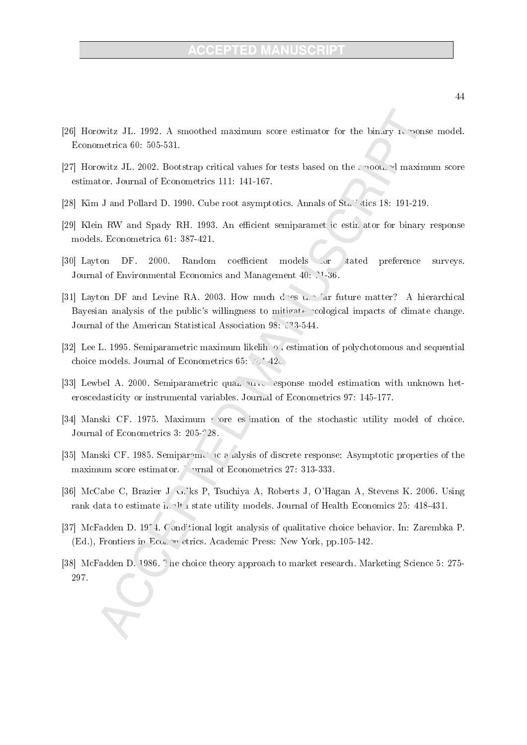[26] Horowitz JL. 1992. A smoothed maximum score estimator for the binary response model. Econometrica 60: 505-531.

[27] Horowitz JL. 2002. Bootstrap critical values for tests based on the smoothed maximum score estimator. Journal of Econometrics 111: 141-167.

[28] Kim J and Pollard D. 1990. Cube root asymptotics. Annals of Statistics 18: 191-219.

[29] Klein RW and Spady RH. 1993. An efficient semiparametric estimator for binary response models. Econometrica 61: 387-421.

[30] Layton DF. 2000. Random coefficient models for stated preference surveys. Journal of Environmental Economics and Management 40: 21-36.

[31] Layton DF and Levine RA. 2003. How much does the far future matter? A hierarchical Bayesian analysis of the public's willingness to mitigate ecological impacts of climate change. Journal of the American Statistical Association 98: 533-544.

[32] Lee L. 1995. Semiparametric maximum likelihood estimation of polychotomous and sequential choice models. Journal of Econometrics 65: 381-428.

[33] Lewbel A. 2000. Semiparametric qualitative response model estimation with unknown heteroscedasticity or instrumental variables. Journal of Econometrics 97: 145-177.

[34] Manski CF. 1975. Maximum score estimation of the stochastic utility model of choice. Journal of Econometrics 3: 205-228.

[35] Manski CF. 1985. Semiparametric analysis of discrete response: Asymptotic properties of the maximum score estimator. Journal of Econometrics 27: 313-333.

[36] McCabe C, Brazier J, Gilks P, Tsuchiya A, Roberts J, O'Hagan A, Stevens K. 2006. Using rank data to estimate health state utility models. Journal of Health Economics 25: 418-431.

[37] McFadden D. 1974. Conditional logit analysis of qualitative choice behavior. In: Zarembka P. (Ed.), Frontiers in Econometrics. Academic Press: New York, pp.105-142.

[38] McFadden D. 1986. The choice theory approach to market research. Marketing Science 5: 275-297.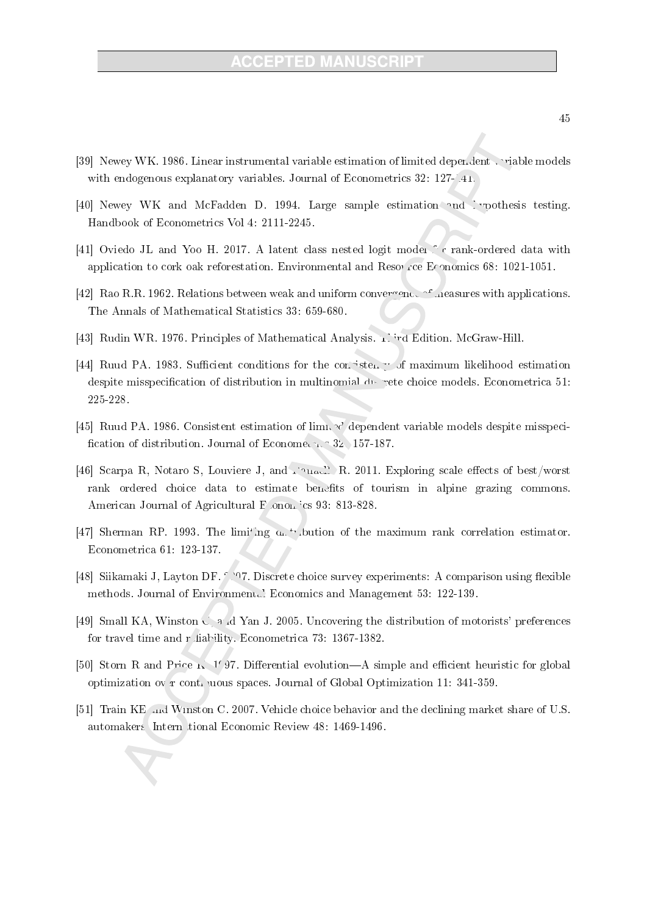[39] Newey WK. 1986. Linear instrumental variable estimation of limited dependent variable models with endogenous explanatory variables. Journal of Econometrics 32: 127-141.

[40] Newey WK and McFadden D. 1994. Large sample estimation and hypothesis testing. Handbook of Econometrics Vol 4: 2111-2245.

[41] Oviedo JL and Yoo H. 2017. A latent class nested logit model for rank-ordered data with application to cork oak reforestation. Environmental and Resource Economics 68: 1021-1051.

[42] Rao R.R. 1962. Relations between weak and uniform convergence of measures with applications. The Annals of Mathematical Statistics 33: 659-680.

[43] Rudin WR. 1976. Principles of Mathematical Analysis. Third Edition. McGraw-Hill.

[44] Ruud PA. 1983. Sufficient conditions for the consistency of maximum likelihood estimation despite misspecification of distribution in multinomial discrete choice models. Econometrica 51: 225-228.

[45] Ruud PA. 1986. Consistent estimation of limited dependent variable models despite misspecification of distribution. Journal of Econometrics 32: 157-187.

[46] Scarpa R, Notaro S, Louviere J, and Raffaelli R. 2011. Exploring scale effects of best/worst rank ordered choice data to estimate benefits of tourism in alpine grazing commons. American Journal of Agricultural Economics 93: 813-828.

[47] Sherman RP. 1993. The limiting distribution of the maximum rank correlation estimator. Econometrica 61: 123-137.

[48] Siikamaki J, Layton DF. 2007. Discrete choice survey experiments: A comparison using flexible methods. Journal of Environmental Economics and Management 53: 122-139.

[49] Small KA, Winston C, and Yan J. 2005. Uncovering the distribution of motorists' preferences for travel time and reliability. Econometrica 73: 1367-1382.

[50] Storn R and Price K. 1997. Differential evolution—A simple and efficient heuristic for global optimization over continuous spaces. Journal of Global Optimization 11: 341-359.

[51] Train KE and Winston C. 2007. Vehicle choice behavior and the declining market share of U.S. automakers. International Economic Review 48: 1469-1496.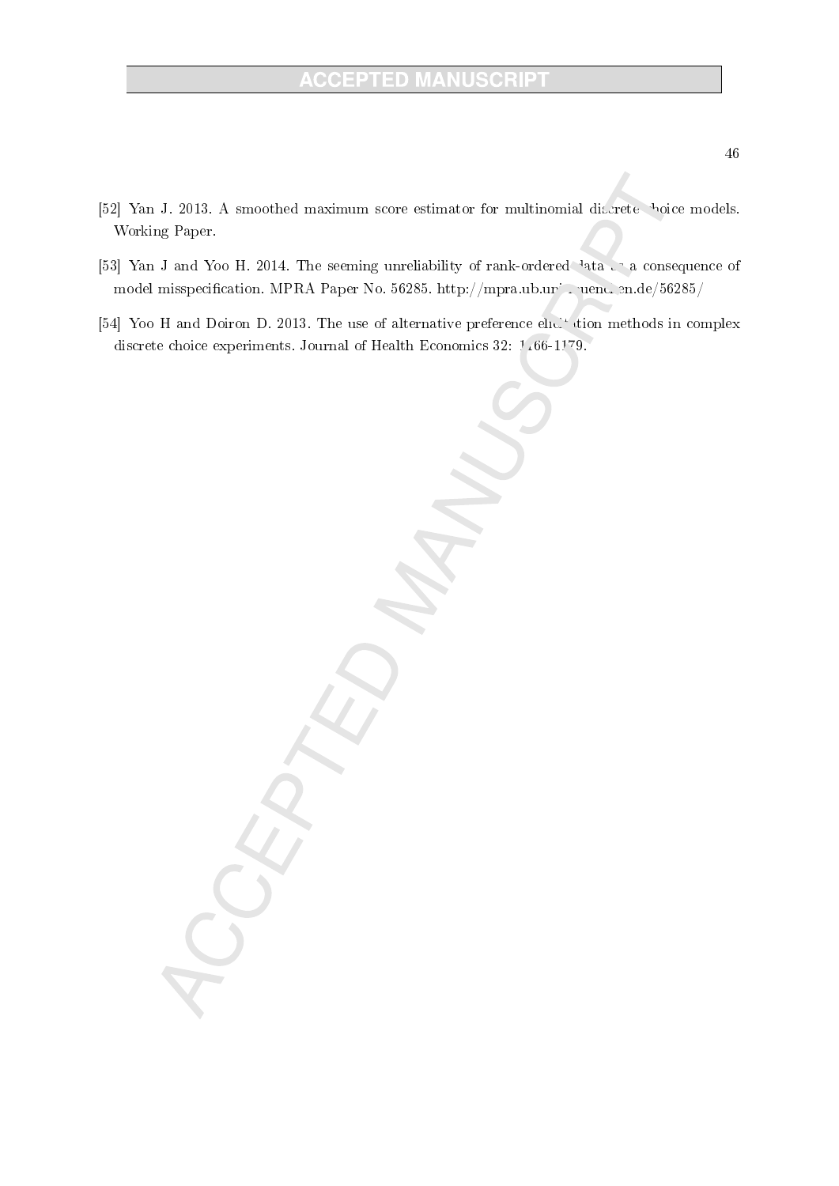[52] Yan J. 2013. A smoothed maximum score estimator for multinomial discrete choice models. Working Paper.

[53] Yan J and Yoo H. 2014. The seeming unreliability of rank-ordered data as a consequence of model misspecification. MPRA Paper No. 56285. http://mpra.ub.uni-muenchen.de/56285/

[54] Yoo H and Doiron D. 2013. The use of alternative preference elicitation methods in complex discrete choice experiments. Journal of Health Economics 32: 1166-1179.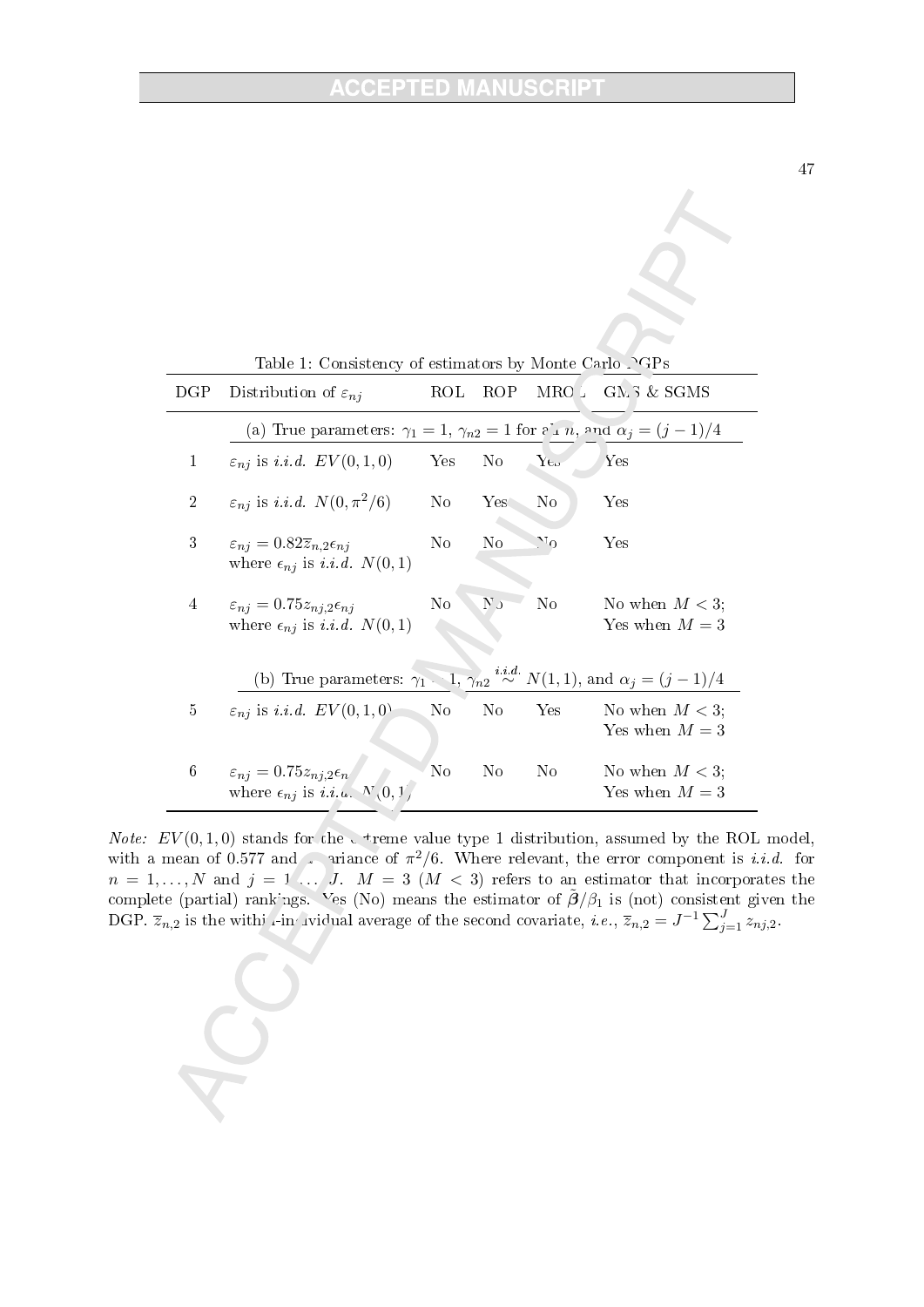Table 1: Consistency of estimators by Monte Carlo DGPs

| DGP | Distribution of $\varepsilon_{nj}$ | ROL | ROP | MROL | GMS & SGMS |
|---|---|---|---|---|---|
| | (a) True parameters: $\gamma_1 = 1$, $\gamma_{n2} = 1$ for all $n$, and $\alpha_j = (j-1)/4$ | | | | |
| 1 | $\varepsilon_{nj}$ is *i.i.d.* $EV(0,1,0)$ | Yes | No | Yes | Yes |
| 2 | $\varepsilon_{nj}$ is *i.i.d.* $N(0,\pi^2/6)$ | No | Yes | No | Yes |
| 3 | $\varepsilon_{nj} = 0.82\overline{z}_{n,2}\epsilon_{nj}$ where $\epsilon_{nj}$ is *i.i.d.* $N(0,1)$ | No | No | No | Yes |
| 4 | $\varepsilon_{nj} = 0.75z_{nj,2}\epsilon_{nj}$ where $\epsilon_{nj}$ is *i.i.d.* $N(0,1)$ | No | No | No | No when $M < 3$; Yes when $M = 3$ |
| | (b) True parameters: $\gamma_1 = 1$, $\gamma_{n2} \overset{i.i.d.}{\sim} N(1,1)$, and $\alpha_j = (j-1)/4$ | | | | |
| 5 | $\varepsilon_{nj}$ is *i.i.d.* $EV(0,1,0)$ | No | No | Yes | No when $M < 3$; Yes when $M = 3$ |
| 6 | $\varepsilon_{nj} = 0.75z_{nj,2}\epsilon_{nj}$ where $\epsilon_{nj}$ is *i.i.d.* $N(0,1)$ | No | No | No | No when $M < 3$; Yes when $M = 3$ |

*Note:* $EV(0,1,0)$ stands for the extreme value type 1 distribution, assumed by the ROL model, with a mean of 0.577 and a variance of $\pi^2/6$. Where relevant, the error component is *i.i.d.* for $n = 1,\ldots,N$ and $j = 1,\ldots,J$. $M = 3$ ($M < 3$) refers to an estimator that incorporates the complete (partial) rankings. Yes (No) means the estimator of $\tilde{\boldsymbol{\beta}}/\beta_1$ is (not) consistent given the DGP. $\overline{z}_{n,2}$ is the within-individual average of the second covariate, *i.e.*, $\overline{z}_{n,2} = J^{-1}\sum_{j=1}^{J} z_{nj,2}$.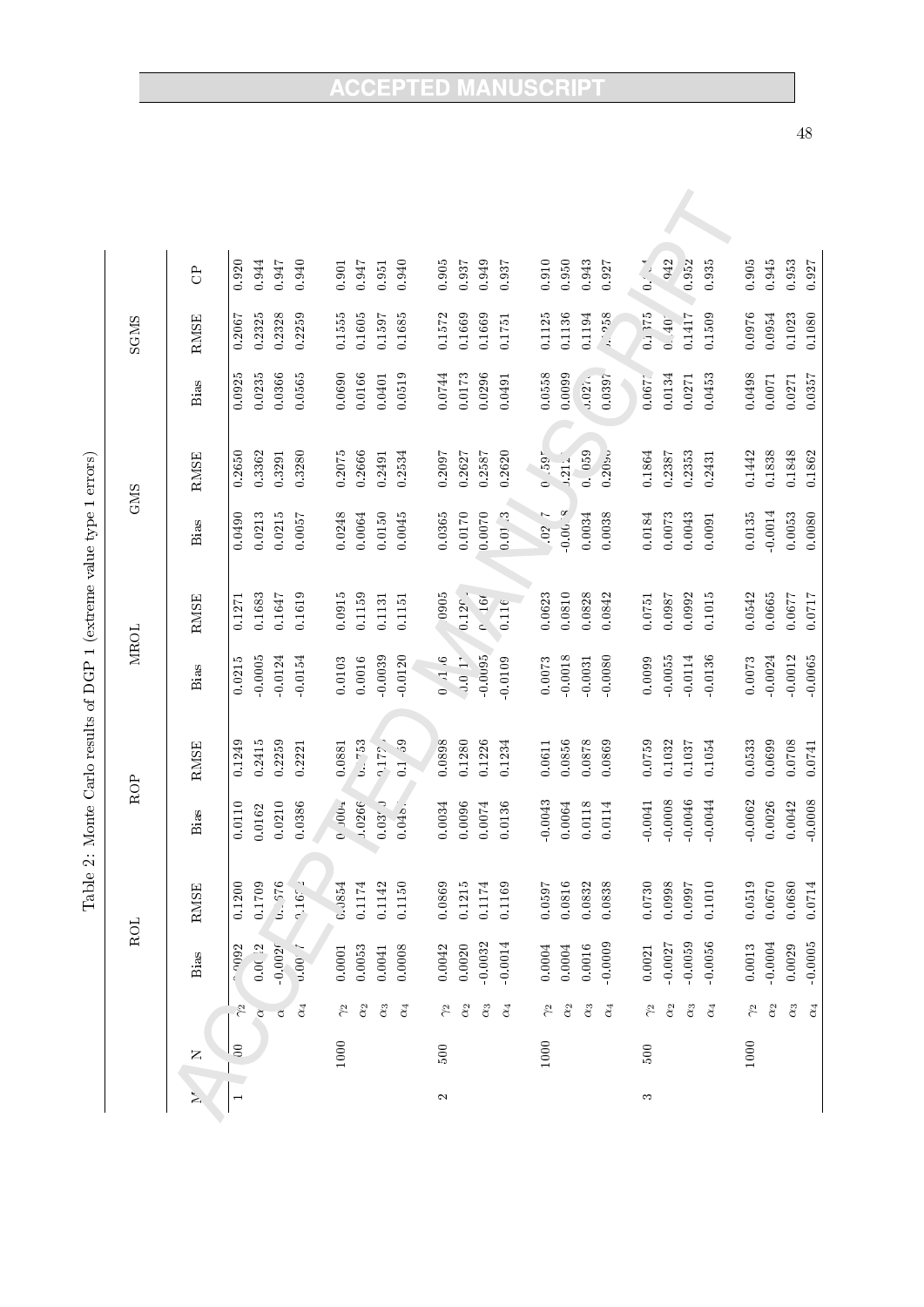Table 2: Monte Carlo results of DGP 1 (extreme value type 1 errors)

| M | N | | ROL | | ROP | | MROL | | GMS | | SGMS | | |
|---|---|---|---|---|---|---|---|---|---|---|---|---|---|
| | | | Bias | RMSE | Bias | RMSE | Bias | RMSE | Bias | RMSE | Bias | RMSE | CP |
| 1 | 500 | $\gamma_2$ | 0.0092 | 0.1200 | 0.0110 | 0.1249 | 0.0215 | 0.1271 | 0.0490 | 0.2650 | 0.0925 | 0.2067 | 0.920 |
| | | $\alpha_2$ | 0.0012 | 0.1709 | 0.0162 | 0.2415 | -0.0005 | 0.1683 | 0.0213 | 0.3362 | 0.0235 | 0.2325 | 0.944 |
| | | $\alpha_3$ | -0.0029 | 0.1576 | 0.0210 | 0.2259 | -0.0124 | 0.1647 | 0.0215 | 0.3291 | 0.0366 | 0.2328 | 0.947 |
| | | $\alpha_4$ | 0.0067 | 0.1614 | 0.0386 | 0.2221 | -0.0154 | 0.1619 | 0.0057 | 0.3280 | 0.0565 | 0.2259 | 0.940 |
| | 1000 | $\gamma_2$ | 0.0001 | 0.0854 | 0.0004 | 0.0881 | 0.0103 | 0.0915 | 0.0248 | 0.2075 | 0.0690 | 0.1555 | 0.901 |
| | | $\alpha_2$ | 0.0053 | 0.1174 | 0.0266 | 0.1753 | 0.0016 | 0.1159 | 0.0064 | 0.2666 | 0.0166 | 0.1605 | 0.947 |
| | | $\alpha_3$ | 0.0041 | 0.1142 | 0.0310 | 0.1724 | -0.0039 | 0.1131 | 0.0150 | 0.2491 | 0.0401 | 0.1597 | 0.951 |
| | | $\alpha_4$ | 0.0008 | 0.1150 | 0.0483 | 0.1739 | -0.0120 | 0.1151 | 0.0045 | 0.2534 | 0.0519 | 0.1685 | 0.940 |
| 2 | 500 | $\gamma_2$ | 0.0042 | 0.0869 | 0.0034 | 0.0898 | 0.0116 | 0.0905 | 0.0365 | 0.2097 | 0.0744 | 0.1572 | 0.905 |
| | | $\alpha_2$ | 0.0020 | 0.1215 | 0.0096 | 0.1280 | 0.0011 | 0.1201 | 0.0170 | 0.2627 | 0.0173 | 0.1669 | 0.937 |
| | | $\alpha_3$ | -0.0032 | 0.1174 | 0.0074 | 0.1226 | -0.0095 | 0.1160 | 0.0070 | 0.2587 | 0.0296 | 0.1669 | 0.949 |
| | | $\alpha_4$ | -0.0014 | 0.1169 | 0.0136 | 0.1234 | -0.0109 | 0.1161 | 0.0113 | 0.2620 | 0.0491 | 0.1751 | 0.937 |
| | 1000 | $\gamma_2$ | 0.0004 | 0.0597 | -0.0043 | 0.0611 | 0.0073 | 0.0623 | 0.0267 | 0.1597 | 0.0558 | 0.1125 | 0.910 |
| | | $\alpha_2$ | 0.0004 | 0.0816 | 0.0064 | 0.0856 | -0.0018 | 0.0810 | -0.0038 | 0.2121 | 0.0099 | 0.1136 | 0.950 |
| | | $\alpha_3$ | 0.0016 | 0.0832 | 0.0118 | 0.0878 | -0.0031 | 0.0828 | 0.0034 | 0.2059 | 0.0271 | 0.1194 | 0.943 |
| | | $\alpha_4$ | -0.0009 | 0.0838 | 0.0114 | 0.0869 | -0.0080 | 0.0842 | 0.0038 | 0.2096 | 0.0397 | 0.1258 | 0.927 |
| 3 | 500 | $\gamma_2$ | 0.0021 | 0.0730 | -0.0041 | 0.0759 | 0.0099 | 0.0751 | 0.0184 | 0.1864 | 0.0671 | 0.1375 | 0.914 |
| | | $\alpha_2$ | -0.0027 | 0.0998 | -0.0008 | 0.1032 | -0.0055 | 0.0987 | 0.0073 | 0.2387 | 0.0134 | 0.1401 | 0.942 |
| | | $\alpha_3$ | -0.0059 | 0.0997 | -0.0046 | 0.1037 | -0.0114 | 0.0992 | 0.0043 | 0.2353 | 0.0271 | 0.1417 | 0.952 |
| | | $\alpha_4$ | -0.0056 | 0.1010 | -0.0044 | 0.1054 | -0.0136 | 0.1015 | 0.0091 | 0.2431 | 0.0453 | 0.1509 | 0.935 |
| | 1000 | $\gamma_2$ | 0.0013 | 0.0519 | -0.0062 | 0.0533 | 0.0073 | 0.0542 | 0.0135 | 0.1442 | 0.0498 | 0.0976 | 0.905 |
| | | $\alpha_2$ | -0.0004 | 0.0670 | 0.0026 | 0.0699 | -0.0024 | 0.0665 | -0.0014 | 0.1838 | 0.0071 | 0.0954 | 0.945 |
| | | $\alpha_3$ | 0.0029 | 0.0680 | 0.0042 | 0.0708 | -0.0012 | 0.0677 | 0.0053 | 0.1848 | 0.0271 | 0.1023 | 0.953 |
| | | $\alpha_4$ | -0.0005 | 0.0714 | -0.0008 | 0.0741 | -0.0065 | 0.0717 | 0.0080 | 0.1862 | 0.0357 | 0.1080 | 0.927 |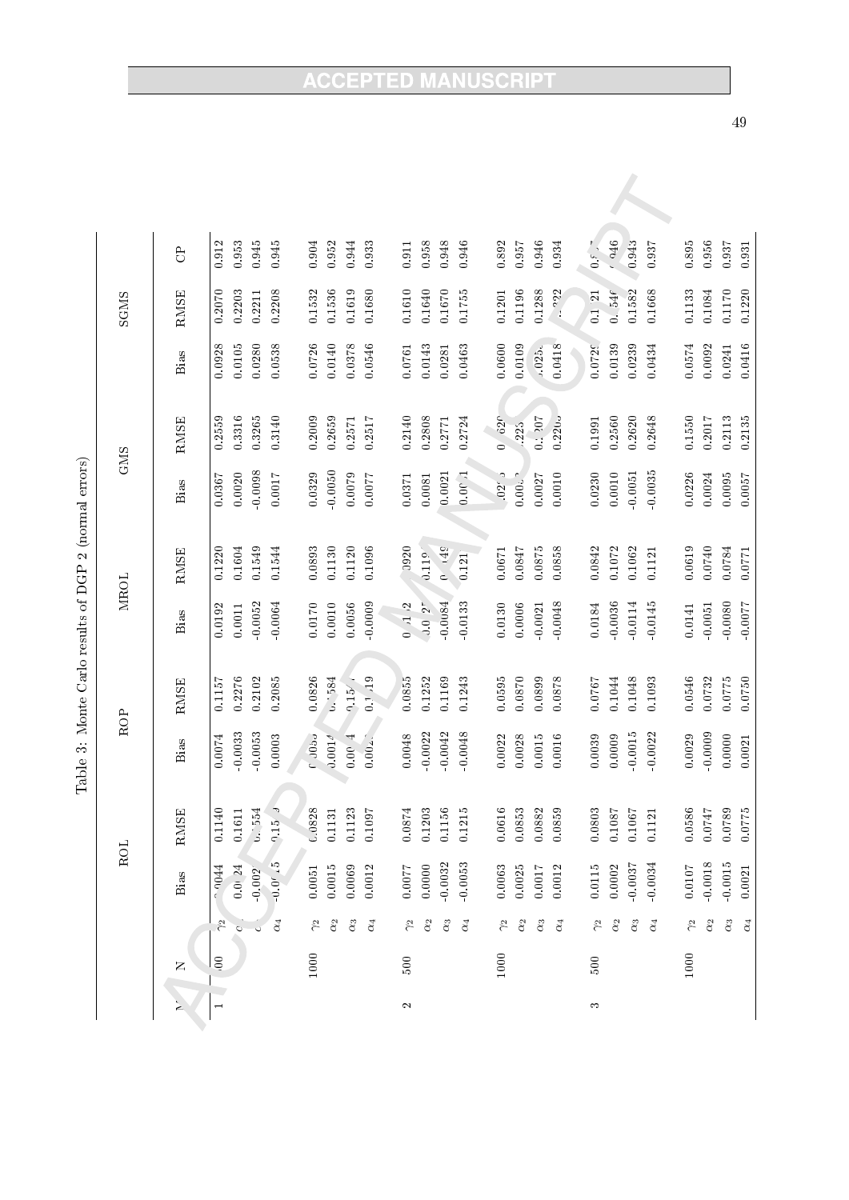Table 3: Monte Carlo results of DGP 2 (normal errors)

| M | N | | ROL | | ROP | | MROL | | GMS | | SGMS | | |
|---|---|---|---|---|---|---|---|---|---|---|---|---|---|
| | | | Bias | RMSE | Bias | RMSE | Bias | RMSE | Bias | RMSE | Bias | RMSE | CP |
| 1 | 500 | $\gamma_2$ | 0.0044 | 0.1140 | 0.0074 | 0.1157 | 0.0192 | 0.1220 | 0.0367 | 0.2559 | 0.0928 | 0.2070 | 0.912 |
| | | $\alpha_2$ | 0.0024 | 0.1611 | -0.0033 | 0.2276 | 0.0011 | 0.1604 | 0.0020 | 0.3316 | 0.0105 | 0.2203 | 0.953 |
| | | $\alpha_3$ | -0.002 | 0.1554 | -0.0053 | 0.2102 | -0.0052 | 0.1549 | -0.0098 | 0.3265 | 0.0280 | 0.2211 | 0.945 |
| | | $\alpha_4$ | -0.0015 | 0.1539 | 0.0003 | 0.2085 | -0.0064 | 0.1544 | 0.0017 | 0.3140 | 0.0538 | 0.2208 | 0.945 |
| | 1000 | $\gamma_2$ | 0.0051 | 0.0828 | 0.0055 | 0.0826 | 0.0170 | 0.0893 | 0.0329 | 0.2009 | 0.0726 | 0.1532 | 0.904 |
| | | $\alpha_2$ | 0.0015 | 0.1131 | 0.0014 | 0.1584 | 0.0010 | 0.1130 | -0.0050 | 0.2659 | 0.0140 | 0.1536 | 0.952 |
| | | $\alpha_3$ | 0.0069 | 0.1123 | 0.0074 | 0.1574 | 0.0056 | 0.1120 | 0.0079 | 0.2571 | 0.0378 | 0.1619 | 0.944 |
| | | $\alpha_4$ | 0.0012 | 0.1097 | 0.002 | 0.1519 | -0.0009 | 0.1096 | 0.0077 | 0.2517 | 0.0546 | 0.1680 | 0.933 |
| 2 | 500 | $\gamma_2$ | 0.0077 | 0.0874 | 0.0048 | 0.0855 | 0.0182 | 0.0920 | 0.0371 | 0.2140 | 0.0761 | 0.1610 | 0.911 |
| | | $\alpha_2$ | 0.0000 | 0.1203 | -0.0022 | 0.1252 | 0.0027 | 0.1191 | 0.0081 | 0.2808 | 0.0143 | 0.1640 | 0.958 |
| | | $\alpha_3$ | -0.0032 | 0.1156 | -0.0042 | 0.1169 | -0.0084 | 0.1149 | 0.0021 | 0.2771 | 0.0281 | 0.1670 | 0.948 |
| | | $\alpha_4$ | -0.0053 | 0.1215 | -0.0048 | 0.1243 | -0.0133 | 0.121 | 0.0071 | 0.2724 | 0.0463 | 0.1755 | 0.946 |
| | 1000 | $\gamma_2$ | 0.0063 | 0.0616 | 0.0022 | 0.0595 | 0.0130 | 0.0671 | 0.0273 | 0.1629 | 0.0600 | 0.1201 | 0.892 |
| | | $\alpha_2$ | 0.0025 | 0.0853 | 0.0028 | 0.0870 | 0.0006 | 0.0847 | 0.003 | 0.225 | 0.0109 | 0.1196 | 0.957 |
| | | $\alpha_3$ | 0.0017 | 0.0882 | 0.0015 | 0.0899 | -0.0021 | 0.0875 | 0.0027 | 0.2207 | 0.025 | 0.1288 | 0.946 |
| | | $\alpha_4$ | 0.0012 | 0.0859 | 0.0016 | 0.0878 | -0.0048 | 0.0858 | 0.0010 | 0.2203 | 0.0418 | 0.1322 | 0.934 |
| 3 | 500 | $\gamma_2$ | 0.0115 | 0.0803 | 0.0039 | 0.0767 | 0.0184 | 0.0842 | 0.0230 | 0.1991 | 0.0726 | 0.1421 | 0.9 |
| | | $\alpha_2$ | 0.0002 | 0.1087 | 0.0009 | 0.1044 | -0.0036 | 0.1072 | 0.0010 | 0.2560 | 0.0139 | 0.1546 | 0.946 |
| | | $\alpha_3$ | -0.0037 | 0.1067 | -0.0015 | 0.1048 | -0.0114 | 0.1062 | -0.0051 | 0.2620 | 0.0239 | 0.1582 | 0.943 |
| | | $\alpha_4$ | -0.0034 | 0.1121 | -0.0022 | 0.1093 | -0.0145 | 0.1121 | -0.0035 | 0.2648 | 0.0434 | 0.1668 | 0.937 |
| | 1000 | $\gamma_2$ | 0.0107 | 0.0586 | 0.0029 | 0.0546 | 0.0141 | 0.0619 | 0.0226 | 0.1550 | 0.0574 | 0.1133 | 0.895 |
| | | $\alpha_2$ | -0.0018 | 0.0747 | -0.0009 | 0.0732 | -0.0051 | 0.0740 | 0.0024 | 0.2017 | 0.0092 | 0.1084 | 0.956 |
| | | $\alpha_3$ | -0.0015 | 0.0789 | 0.0000 | 0.0775 | -0.0080 | 0.0784 | 0.0095 | 0.2113 | 0.0241 | 0.1170 | 0.937 |
| | | $\alpha_4$ | 0.0021 | 0.0775 | 0.0021 | 0.0750 | -0.0077 | 0.0771 | 0.0057 | 0.2135 | 0.0416 | 0.1220 | 0.931 |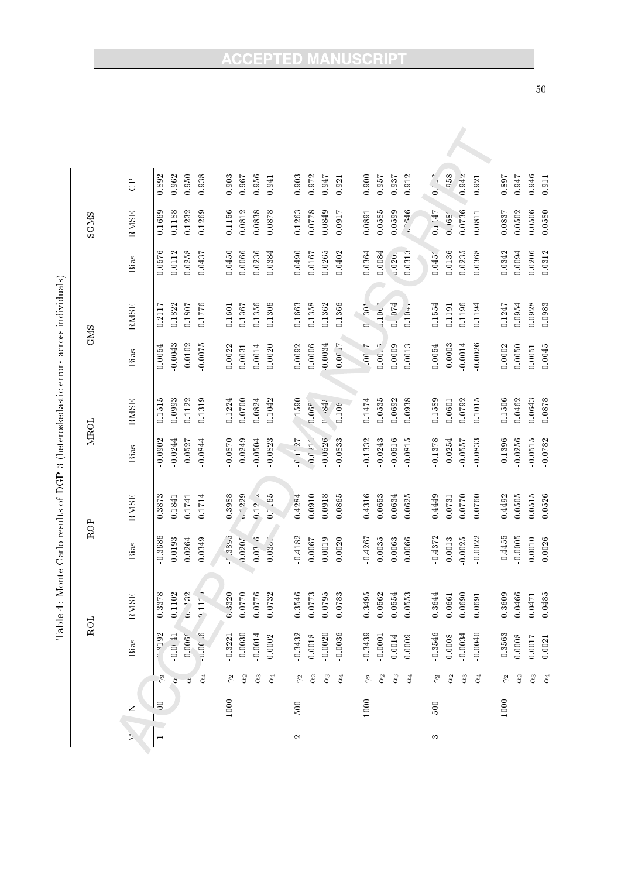Table 4: Monte Carlo results of DGP 3 (heteroskedastic errors across individuals)

| M | N | | ROL | | ROP | | MROL | | GMS | | SGMS | | |
|---|---|---|---|---|---|---|---|---|---|---|---|---|---|
| | | | Bias | RMSE | Bias | RMSE | Bias | RMSE | Bias | RMSE | Bias | RMSE | CP |
| 1 | 500 | $\gamma_2$ | -0.3192 | 0.3378 | -0.3686 | 0.3873 | -0.0902 | 0.1515 | 0.0054 | 0.2117 | 0.0576 | 0.1669 | 0.892 |
| | | $\alpha_2$ | -0.0041 | 0.1102 | 0.0193 | 0.1841 | -0.0244 | 0.0993 | -0.0043 | 0.1822 | 0.0112 | 0.1188 | 0.962 |
| | | $\alpha_3$ | -0.0060 | 0.1132 | 0.0264 | 0.1741 | -0.0527 | 0.1122 | -0.0102 | 0.1807 | 0.0258 | 0.1232 | 0.950 |
| | | $\alpha_4$ | -0.0016 | 0.1110 | 0.0349 | 0.1714 | -0.0844 | 0.1319 | -0.0075 | 0.1776 | 0.0437 | 0.1269 | 0.938 |
| | 1000 | $\gamma_2$ | -0.3221 | 0.3320 | -0.3895 | 0.3988 | -0.0870 | 0.1224 | 0.0022 | 0.1601 | 0.0450 | 0.1156 | 0.903 |
| | | $\alpha_2$ | -0.0030 | 0.0770 | 0.0205 | 0.1229 | -0.0249 | 0.0700 | 0.0031 | 0.1367 | 0.0066 | 0.0812 | 0.967 |
| | | $\alpha_3$ | -0.0014 | 0.0776 | 0.0316 | 0.1224 | -0.0504 | 0.0824 | 0.0014 | 0.1356 | 0.0236 | 0.0838 | 0.956 |
| | | $\alpha_4$ | 0.0002 | 0.0732 | 0.035 | 0.1165 | -0.0823 | 0.1042 | 0.0020 | 0.1306 | 0.0384 | 0.0878 | 0.941 |
| 2 | 500 | $\gamma_2$ | -0.3432 | 0.3546 | -0.4182 | 0.4284 | -0.1327 | 0.1590 | 0.0092 | 0.1663 | 0.0490 | 0.1263 | 0.903 |
| | | $\alpha_2$ | 0.0018 | 0.0773 | 0.0067 | 0.0910 | -0.024 | 0.066 | 0.0006 | 0.1358 | 0.0167 | 0.0778 | 0.972 |
| | | $\alpha_3$ | -0.0020 | 0.0795 | 0.0019 | 0.0918 | -0.0526 | 0.084 | -0.0034 | 0.1362 | 0.0265 | 0.0849 | 0.947 |
| | | $\alpha_4$ | -0.0036 | 0.0783 | 0.0020 | 0.0865 | -0.0833 | 0.106 | 0.0057 | 0.1366 | 0.0402 | 0.0917 | 0.921 |
| | 1000 | $\gamma_2$ | -0.3439 | 0.3495 | -0.4267 | 0.4316 | -0.1332 | 0.1474 | 0.007 | 0.130 | 0.0364 | 0.0891 | 0.900 |
| | | $\alpha_2$ | -0.0001 | 0.0562 | 0.0035 | 0.0653 | -0.0243 | 0.0535 | 0.0005 | 0.1003 | 0.0084 | 0.0585 | 0.957 |
| | | $\alpha_3$ | 0.0014 | 0.0554 | 0.0063 | 0.0634 | -0.0516 | 0.0692 | 0.0009 | 0.1074 | 0.020 | 0.0599 | 0.937 |
| | | $\alpha_4$ | 0.0009 | 0.0553 | 0.0066 | 0.0625 | -0.0815 | 0.0938 | 0.0013 | 0.1041 | 0.0313 | 0.0646 | 0.912 |
| 3 | 500 | $\gamma_2$ | -0.3546 | 0.3644 | -0.4372 | 0.4449 | -0.1378 | 0.1589 | 0.0054 | 0.1554 | 0.045 | 0.1147 | 0.9 |
| | | $\alpha_2$ | 0.0008 | 0.0661 | 0.0013 | 0.0731 | -0.0254 | 0.0601 | -0.0003 | 0.1191 | 0.0136 | 0.068 | 0.958 |
| | | $\alpha_3$ | -0.0034 | 0.0690 | -0.0025 | 0.0770 | -0.0557 | 0.0792 | -0.0014 | 0.1196 | 0.0235 | 0.0736 | 0.942 |
| | | $\alpha_4$ | -0.0040 | 0.0691 | -0.0022 | 0.0760 | -0.0833 | 0.1015 | -0.0026 | 0.1194 | 0.0368 | 0.0811 | 0.921 |
| | 1000 | $\gamma_2$ | -0.3563 | 0.3609 | -0.4455 | 0.4492 | -0.1396 | 0.1506 | 0.0002 | 0.1247 | 0.0342 | 0.0837 | 0.897 |
| | | $\alpha_2$ | 0.0008 | 0.0466 | -0.0005 | 0.0505 | -0.0256 | 0.0462 | 0.0050 | 0.0954 | 0.0094 | 0.0502 | 0.947 |
| | | $\alpha_3$ | 0.0017 | 0.0471 | 0.0010 | 0.0515 | -0.0515 | 0.0643 | 0.0051 | 0.0928 | 0.0206 | 0.0506 | 0.946 |
| | | $\alpha_4$ | 0.0021 | 0.0485 | 0.0026 | 0.0526 | -0.0782 | 0.0878 | 0.0045 | 0.0983 | 0.0312 | 0.0580 | 0.911 |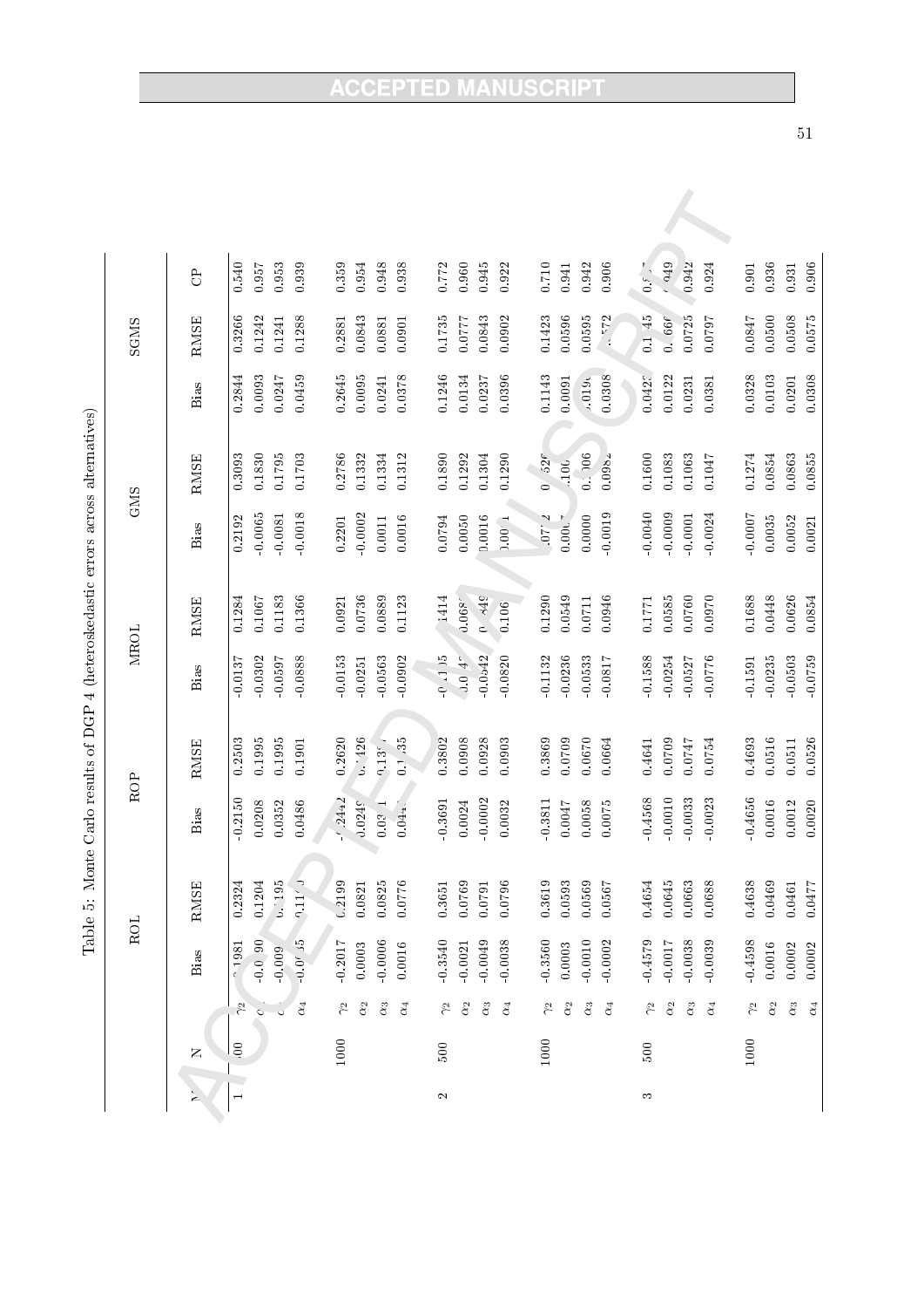Table 5: Monte Carlo results of DGP 4 (heteroskedastic errors across alternatives)

| M | N | | ROL | | ROP | | MROL | | GMS | | SGMS | | |
|---|---|---|---|---|---|---|---|---|---|---|---|---|---|
| | | | Bias | RMSE | Bias | RMSE | Bias | RMSE | Bias | RMSE | Bias | RMSE | CP |
| 1 | 500 | $\gamma_2$ | -0.1981 | 0.2324 | -0.2150 | 0.2503 | -0.0137 | 0.1284 | 0.2192 | 0.3093 | 0.2844 | 0.3266 | 0.540 |
| | | $\alpha_2$ | -0.0090 | 0.1204 | 0.0208 | 0.1995 | -0.0302 | 0.1067 | -0.0065 | 0.1830 | 0.0093 | 0.1242 | 0.957 |
| | | $\alpha_3$ | -0.009 | 0.1195 | 0.0352 | 0.1995 | -0.0597 | 0.1183 | -0.0081 | 0.1795 | 0.0247 | 0.1241 | 0.953 |
| | | $\alpha_4$ | -0.0035 | 0.1100 | 0.0486 | 0.1901 | -0.0888 | 0.1366 | -0.0018 | 0.1703 | 0.0459 | 0.1288 | 0.939 |
| | 1000 | $\gamma_2$ | -0.2017 | 0.2199 | -0.2442 | 0.2620 | -0.0153 | 0.0921 | 0.2201 | 0.2786 | 0.2645 | 0.2881 | 0.359 |
| | | $\alpha_2$ | 0.0003 | 0.0821 | 0.0249 | 0.1426 | -0.0251 | 0.0736 | -0.0002 | 0.1332 | 0.0095 | 0.0843 | 0.954 |
| | | $\alpha_3$ | -0.0006 | 0.0825 | 0.0341 | 0.1334 | -0.0563 | 0.0889 | 0.0011 | 0.1334 | 0.0241 | 0.0881 | 0.948 |
| | | $\alpha_4$ | 0.0016 | 0.0776 | 0.0447 | 0.1335 | -0.0902 | 0.1123 | 0.0016 | 0.1312 | 0.0378 | 0.0901 | 0.938 |
| 2 | 500 | $\gamma_2$ | -0.3540 | 0.3651 | -0.3691 | 0.3802 | -0.1105 | 0.1414 | 0.0794 | 0.1890 | 0.1246 | 0.1735 | 0.772 |
| | | $\alpha_2$ | -0.0021 | 0.0769 | 0.0024 | 0.0908 | -0.0247 | 0.0687 | 0.0050 | 0.1292 | 0.0134 | 0.0777 | 0.960 |
| | | $\alpha_3$ | -0.0049 | 0.0791 | -0.0002 | 0.0928 | -0.0542 | 0.0849 | 0.0016 | 0.1304 | 0.0237 | 0.0843 | 0.945 |
| | | $\alpha_4$ | -0.0038 | 0.0796 | 0.0032 | 0.0903 | -0.0820 | 0.1061 | 0.0011 | 0.1290 | 0.0396 | 0.0902 | 0.922 |
| | 1000 | $\gamma_2$ | -0.3560 | 0.3619 | -0.3811 | 0.3869 | -0.1132 | 0.1290 | 0.0712 | 0.1526 | 0.1143 | 0.1423 | 0.710 |
| | | $\alpha_2$ | 0.0003 | 0.0593 | 0.0047 | 0.0709 | -0.0236 | 0.0549 | 0.0004 | 0.1064 | 0.0091 | 0.0596 | 0.941 |
| | | $\alpha_3$ | -0.0010 | 0.0569 | 0.0058 | 0.0670 | -0.0533 | 0.0711 | 0.0000 | 0.1006 | 0.0190 | 0.0595 | 0.942 |
| | | $\alpha_4$ | -0.0002 | 0.0567 | 0.0075 | 0.0664 | -0.0817 | 0.0946 | -0.0019 | 0.0982 | 0.0308 | 0.0572 | 0.906 |
| 3 | 500 | $\gamma_2$ | -0.4579 | 0.4654 | -0.4568 | 0.4641 | -0.1588 | 0.1771 | -0.0040 | 0.1600 | 0.0423 | 0.1145 | 0.857 |
| | | $\alpha_2$ | -0.0017 | 0.0645 | -0.0010 | 0.0709 | -0.0254 | 0.0585 | -0.0009 | 0.1083 | 0.0122 | 0.0660 | 0.949 |
| | | $\alpha_3$ | -0.0038 | 0.0663 | -0.0033 | 0.0747 | -0.0527 | 0.0760 | -0.0001 | 0.1063 | 0.0231 | 0.0725 | 0.942 |
| | | $\alpha_4$ | -0.0039 | 0.0688 | -0.0023 | 0.0754 | -0.0776 | 0.0970 | -0.0024 | 0.1047 | 0.0381 | 0.0797 | 0.924 |
| | 1000 | $\gamma_2$ | -0.4598 | 0.4638 | -0.4656 | 0.4693 | -0.1591 | 0.1688 | -0.0007 | 0.1274 | 0.0328 | 0.0847 | 0.901 |
| | | $\alpha_2$ | 0.0016 | 0.0469 | 0.0016 | 0.0516 | -0.0235 | 0.0448 | 0.0035 | 0.0854 | 0.0103 | 0.0500 | 0.936 |
| | | $\alpha_3$ | 0.0002 | 0.0461 | 0.0012 | 0.0511 | -0.0503 | 0.0626 | 0.0052 | 0.0863 | 0.0201 | 0.0508 | 0.931 |
| | | $\alpha_4$ | 0.0002 | 0.0477 | 0.0020 | 0.0526 | -0.0759 | 0.0854 | 0.0021 | 0.0855 | 0.0308 | 0.0575 | 0.906 |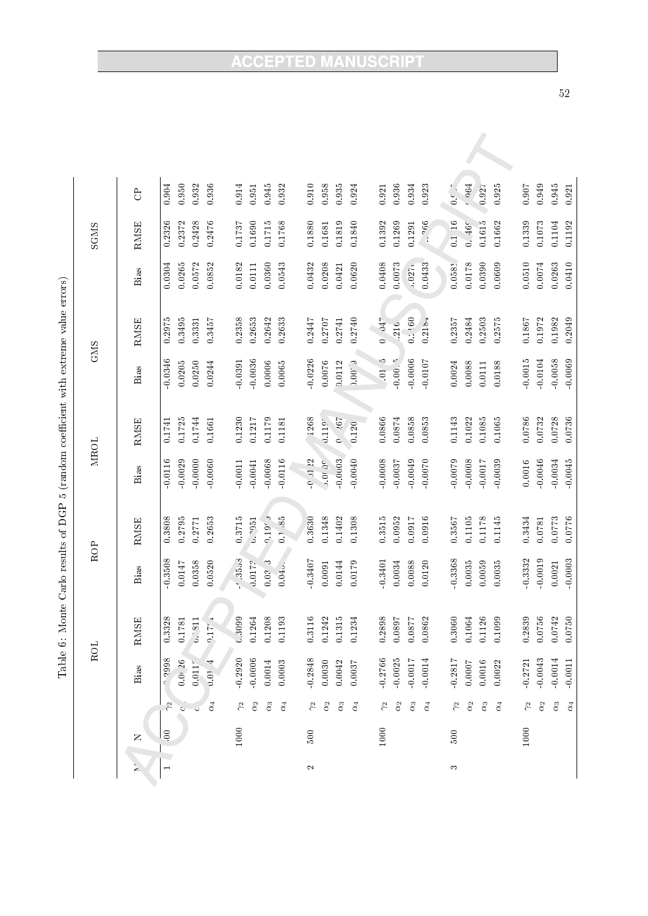Table 6: Monte Carlo results of DGP 5 (random coefficient with extreme value errors)

| M | N | | ROL | | ROP | | MROL | | GMS | | SGMS | | |
|---|---|---|---|---|---|---|---|---|---|---|---|---|---|
| | | | Bias | RMSE | Bias | RMSE | Bias | RMSE | Bias | RMSE | Bias | RMSE | CP |
| 1 | 500 | $\gamma_2$ | -0.2998 | 0.3328 | -0.3508 | 0.3808 | -0.0116 | 0.1741 | -0.0346 | 0.2975 | 0.0304 | 0.2326 | 0.904 |
| | | $\alpha_2$ | 0.0026 | 0.1781 | 0.0147 | 0.2795 | -0.0029 | 0.1725 | 0.0205 | 0.3495 | 0.0265 | 0.2372 | 0.950 |
| | | $\alpha_3$ | 0.0117 | 0.1811 | 0.0358 | 0.2771 | -0.0000 | 0.1744 | 0.0250 | 0.3331 | 0.0572 | 0.2428 | 0.932 |
| | | $\alpha_4$ | 0.0104 | 0.1714 | 0.0520 | 0.2653 | -0.0060 | 0.1661 | 0.0244 | 0.3457 | 0.0852 | 0.2476 | 0.936 |
| | 1000 | $\gamma_2$ | -0.2920 | 0.3099 | -0.3553 | 0.3715 | -0.0011 | 0.1230 | -0.0391 | 0.2358 | 0.0182 | 0.1737 | 0.914 |
| | | $\alpha_2$ | -0.0006 | 0.1264 | 0.0173 | 0.2051 | -0.0041 | 0.1217 | -0.0036 | 0.2653 | 0.0111 | 0.1690 | 0.951 |
| | | $\alpha_3$ | 0.0014 | 0.1208 | 0.0313 | 0.1934 | -0.0068 | 0.1179 | 0.0006 | 0.2642 | 0.0360 | 0.1715 | 0.945 |
| | | $\alpha_4$ | 0.0003 | 0.1193 | 0.0455 | 0.1885 | -0.0116 | 0.1181 | 0.0065 | 0.2633 | 0.0543 | 0.1768 | 0.932 |
| 2 | 500 | $\gamma_2$ | -0.2848 | 0.3116 | -0.3407 | 0.3630 | -0.0122 | 0.1268 | -0.0226 | 0.2447 | 0.0432 | 0.1880 | 0.910 |
| | | $\alpha_2$ | 0.0030 | 0.1242 | 0.0091 | 0.1348 | 0.0009 | 0.1192 | 0.0076 | 0.2707 | 0.0208 | 0.1681 | 0.958 |
| | | $\alpha_3$ | 0.0042 | 0.1315 | 0.0144 | 0.1402 | -0.0003 | 0.1267 | 0.0112 | 0.2741 | 0.0421 | 0.1819 | 0.935 |
| | | $\alpha_4$ | 0.0037 | 0.1234 | 0.0179 | 0.1308 | -0.0040 | 0.1200 | 0.0079 | 0.2740 | 0.0620 | 0.1840 | 0.924 |
| | 1000 | $\gamma_2$ | -0.2766 | 0.2898 | -0.3401 | 0.3515 | -0.0008 | 0.0866 | -0.0115 | 0.2047 | 0.0408 | 0.1392 | 0.921 |
| | | $\alpha_2$ | -0.0025 | 0.0897 | 0.0034 | 0.0952 | -0.0037 | 0.0874 | -0.0005 | 0.2160 | 0.0073 | 0.1269 | 0.936 |
| | | $\alpha_3$ | -0.0017 | 0.0877 | 0.0088 | 0.0917 | -0.0049 | 0.0858 | -0.0006 | 0.2160 | 0.0270 | 0.1291 | 0.934 |
| | | $\alpha_4$ | -0.0014 | 0.0862 | 0.0120 | 0.0916 | -0.0070 | 0.0853 | -0.0107 | 0.2184 | 0.0433 | 0.1366 | 0.923 |
| 3 | 500 | $\gamma_2$ | -0.2817 | 0.3060 | -0.3368 | 0.3567 | -0.0079 | 0.1143 | 0.0024 | 0.2357 | 0.0581 | 0.1716 | 0.9 |
| | | $\alpha_2$ | 0.0007 | 0.1064 | 0.0035 | 0.1105 | -0.0008 | 0.1022 | 0.0088 | 0.2484 | 0.0178 | 0.1469 | 0.964 |
| | | $\alpha_3$ | 0.0016 | 0.1126 | 0.0059 | 0.1178 | -0.0017 | 0.1085 | 0.0111 | 0.2503 | 0.0390 | 0.1615 | 0.927 |
| | | $\alpha_4$ | 0.0022 | 0.1099 | 0.0035 | 0.1145 | -0.0039 | 0.1065 | 0.0188 | 0.2575 | 0.0609 | 0.1662 | 0.925 |
| | 1000 | $\gamma_2$ | -0.2721 | 0.2839 | -0.3332 | 0.3434 | 0.0016 | 0.0786 | -0.0015 | 0.1867 | 0.0510 | 0.1339 | 0.907 |
| | | $\alpha_2$ | -0.0043 | 0.0756 | -0.0019 | 0.0781 | -0.0046 | 0.0732 | -0.0104 | 0.1972 | 0.0074 | 0.1073 | 0.949 |
| | | $\alpha_3$ | -0.0014 | 0.0742 | 0.0021 | 0.0773 | -0.0034 | 0.0728 | -0.0058 | 0.1982 | 0.0263 | 0.1104 | 0.945 |
| | | $\alpha_4$ | -0.0011 | 0.0750 | -0.0003 | 0.0776 | -0.0045 | 0.0736 | -0.0069 | 0.2049 | 0.0410 | 0.1192 | 0.921 |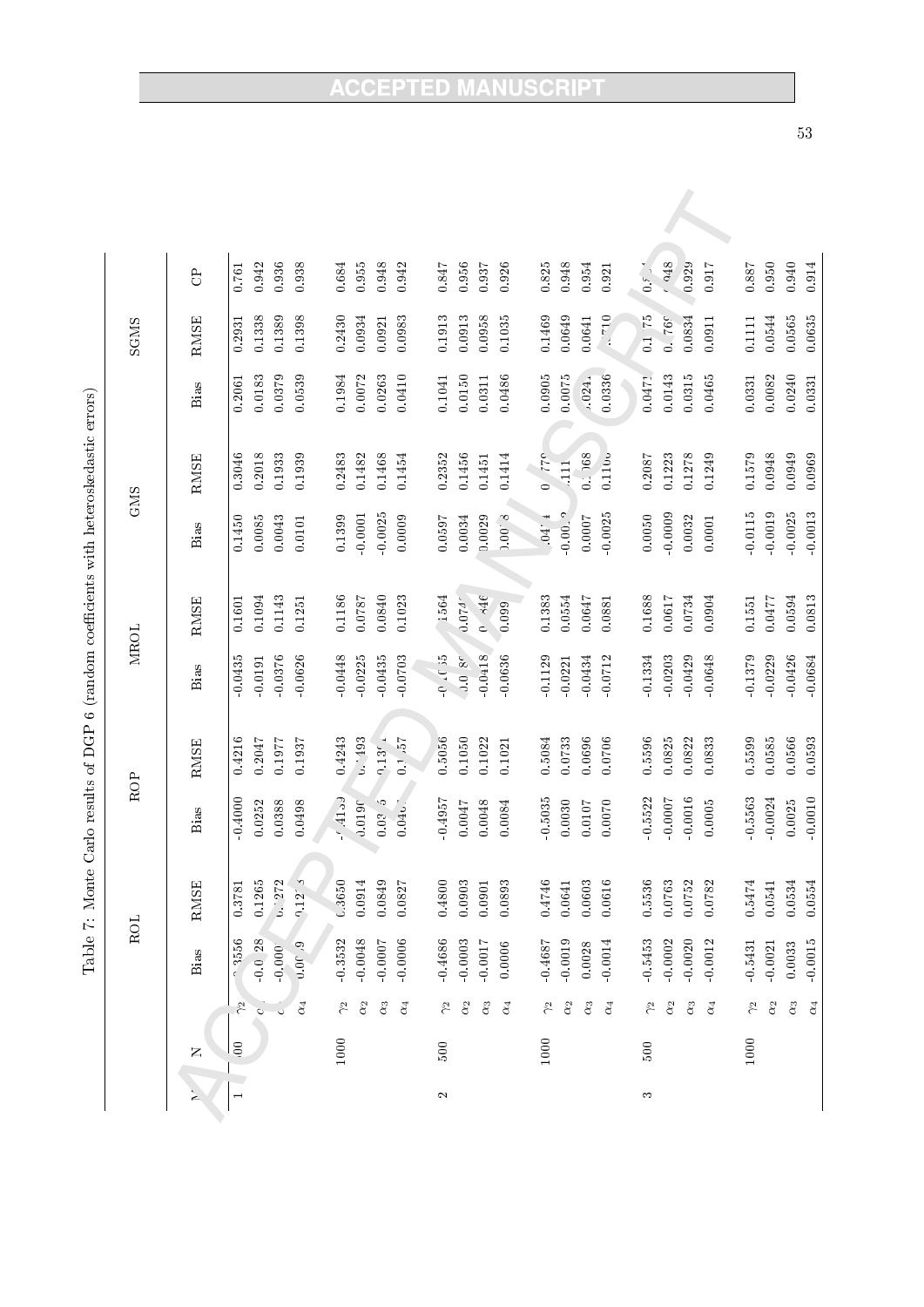Table 7: Monte Carlo results of DGP 6 (random coefficients with heteroskedastic errors)

| | | | ROL | | ROP | | MROL | | GMS | | SGMS | | |
|---|---|---|---|---|---|---|---|---|---|---|---|---|---|
| M | N | | Bias | RMSE | Bias | RMSE | Bias | RMSE | Bias | RMSE | Bias | RMSE | CP |
| 1 | 500 | $\gamma_2$ | -0.3556 | 0.3781 | -0.4000 | 0.4216 | -0.0435 | 0.1601 | 0.1450 | 0.3046 | 0.2061 | 0.2931 | 0.761 |
| | | $\alpha_2$ | -0.0028 | 0.1265 | 0.0252 | 0.2047 | -0.0191 | 0.1094 | 0.0085 | 0.2018 | 0.0183 | 0.1338 | 0.942 |
| | | $\alpha_3$ | -0.0000 | 0.1272 | 0.0388 | 0.1977 | -0.0376 | 0.1143 | 0.0043 | 0.1933 | 0.0379 | 0.1389 | 0.936 |
| | | $\alpha_4$ | 0.0019 | 0.1215 | 0.0498 | 0.1937 | -0.0626 | 0.1251 | 0.0101 | 0.1939 | 0.0539 | 0.1398 | 0.938 |
| | 1000 | $\gamma_2$ | -0.3532 | 0.3650 | -0.4159 | 0.4243 | -0.0448 | 0.1186 | 0.1399 | 0.2483 | 0.1984 | 0.2430 | 0.684 |
| | | $\alpha_2$ | -0.0048 | 0.0914 | 0.0190 | 0.1493 | -0.0225 | 0.0787 | -0.0001 | 0.1482 | 0.0072 | 0.0934 | 0.955 |
| | | $\alpha_3$ | -0.0007 | 0.0849 | 0.0305 | 0.1364 | -0.0435 | 0.0840 | -0.0025 | 0.1468 | 0.0263 | 0.0921 | 0.948 |
| | | $\alpha_4$ | -0.0006 | 0.0827 | 0.0461 | 0.1357 | -0.0703 | 0.1023 | 0.0009 | 0.1454 | 0.0410 | 0.0983 | 0.942 |
| 2 | 500 | $\gamma_2$ | -0.4686 | 0.4800 | -0.4957 | 0.5056 | -0.1105 | 0.1564 | 0.0597 | 0.2352 | 0.1041 | 0.1913 | 0.847 |
| | | $\alpha_2$ | -0.0003 | 0.0903 | 0.0047 | 0.1050 | -0.0189 | 0.0744 | 0.0034 | 0.1456 | 0.0150 | 0.0913 | 0.956 |
| | | $\alpha_3$ | -0.0017 | 0.0901 | 0.0048 | 0.1022 | -0.0418 | 0.0846 | 0.0029 | 0.1451 | 0.0311 | 0.0958 | 0.937 |
| | | $\alpha_4$ | 0.0006 | 0.0893 | 0.0084 | 0.1021 | -0.0636 | 0.0999 | 0.0018 | 0.1414 | 0.0486 | 0.1035 | 0.926 |
| | 1000 | $\gamma_2$ | -0.4687 | 0.4746 | -0.5035 | 0.5084 | -0.1129 | 0.1383 | 0.0414 | 0.1779 | 0.0905 | 0.1469 | 0.825 |
| | | $\alpha_2$ | -0.0019 | 0.0641 | 0.0030 | 0.0733 | -0.0221 | 0.0554 | -0.0019 | 0.1111 | 0.0075 | 0.0649 | 0.948 |
| | | $\alpha_3$ | 0.0028 | 0.0603 | 0.0107 | 0.0696 | -0.0434 | 0.0647 | 0.0007 | 0.1068 | 0.0241 | 0.0641 | 0.954 |
| | | $\alpha_4$ | -0.0014 | 0.0616 | 0.0070 | 0.0706 | -0.0712 | 0.0881 | -0.0025 | 0.1106 | 0.0336 | 0.0710 | 0.921 |
| 3 | 500 | $\gamma_2$ | -0.5453 | 0.5536 | -0.5522 | 0.5596 | -0.1334 | 0.1688 | 0.0050 | 0.2087 | 0.0471 | 0.1175 | 0.9 |
| | | $\alpha_2$ | -0.0002 | 0.0763 | -0.0007 | 0.0825 | -0.0203 | 0.0617 | -0.0009 | 0.1223 | 0.0143 | 0.0769 | 0.948 |
| | | $\alpha_3$ | -0.0020 | 0.0752 | -0.0016 | 0.0822 | -0.0429 | 0.0734 | 0.0032 | 0.1278 | 0.0315 | 0.0834 | 0.929 |
| | | $\alpha_4$ | -0.0012 | 0.0782 | 0.0005 | 0.0833 | -0.0648 | 0.0904 | 0.0001 | 0.1249 | 0.0465 | 0.0911 | 0.917 |
| | 1000 | $\gamma_2$ | -0.5431 | 0.5474 | -0.5563 | 0.5599 | -0.1379 | 0.1551 | -0.0115 | 0.1579 | 0.0331 | 0.1111 | 0.887 |
| | | $\alpha_2$ | -0.0021 | 0.0541 | -0.0024 | 0.0585 | -0.0229 | 0.0477 | -0.0019 | 0.0948 | 0.0082 | 0.0544 | 0.950 |
| | | $\alpha_3$ | 0.0033 | 0.0534 | 0.0025 | 0.0566 | -0.0426 | 0.0594 | -0.0025 | 0.0949 | 0.0240 | 0.0565 | 0.940 |
| | | $\alpha_4$ | -0.0015 | 0.0554 | -0.0010 | 0.0593 | -0.0684 | 0.0813 | -0.0013 | 0.0969 | 0.0331 | 0.0635 | 0.914 |